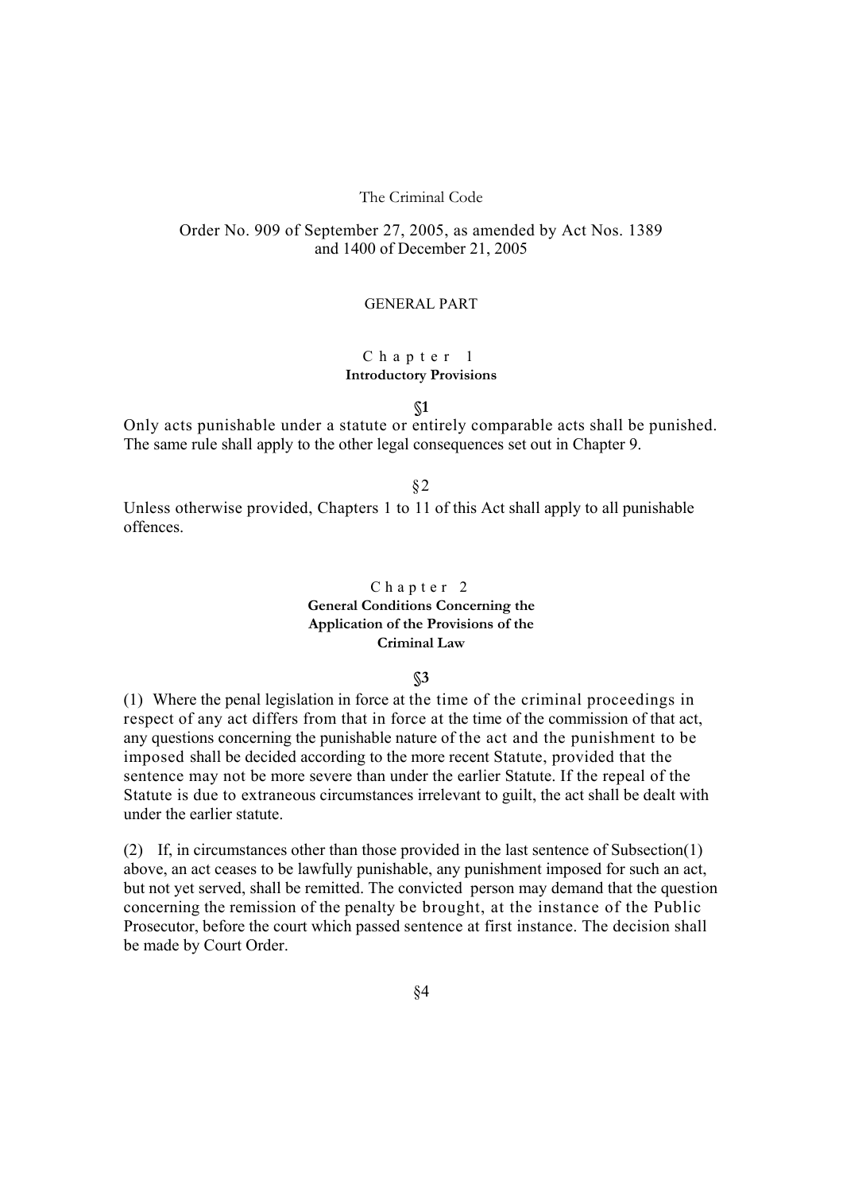# The Criminal Code

Order No. 909 of September 27, 2005, as amended by Act Nos. 1389 and 1400 of December 21, 2005

## GENERAL PART

### Chapter 1
### Introductory Provisions

**§1**

Only acts punishable under a statute or entirely comparable acts shall be punished. The same rule shall apply to the other legal consequences set out in Chapter 9.

§2

Unless otherwise provided, Chapters 1 to 11 of this Act shall apply to all punishable offences.

### Chapter 2
### General Conditions Concerning the Application of the Provisions of the Criminal Law

**§3**

(1) Where the penal legislation in force at the time of the criminal proceedings in respect of any act differs from that in force at the time of the commission of that act, any questions concerning the punishable nature of the act and the punishment to be imposed shall be decided according to the more recent Statute, provided that the sentence may not be more severe than under the earlier Statute. If the repeal of the Statute is due to extraneous circumstances irrelevant to guilt, the act shall be dealt with under the earlier statute.

(2) If, in circumstances other than those provided in the last sentence of Subsection(1) above, an act ceases to be lawfully punishable, any punishment imposed for such an act, but not yet served, shall be remitted. The convicted person may demand that the question concerning the remission of the penalty be brought, at the instance of the Public Prosecutor, before the court which passed sentence at first instance. The decision shall be made by Court Order.

§4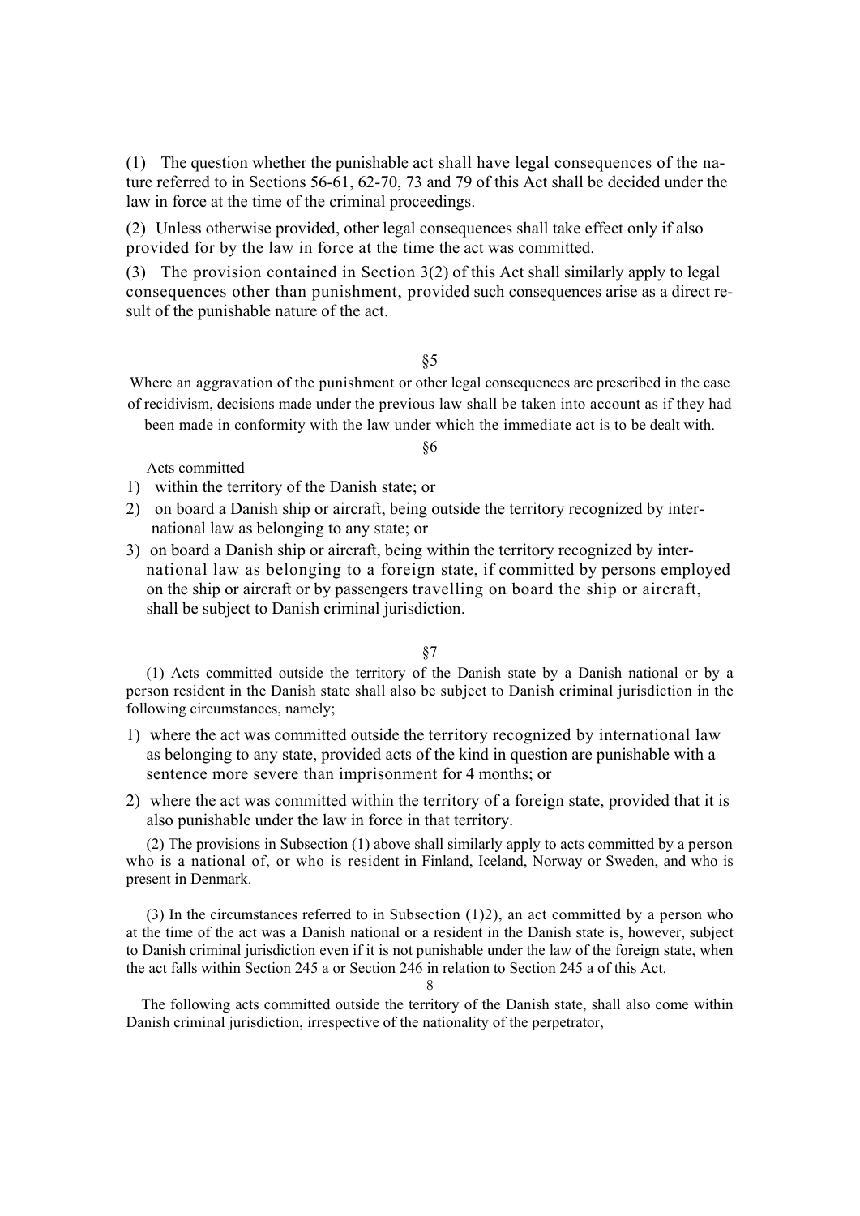(1) The question whether the punishable act shall have legal consequences of the nature referred to in Sections 56-61, 62-70, 73 and 79 of this Act shall be decided under the law in force at the time of the criminal proceedings.

(2) Unless otherwise provided, other legal consequences shall take effect only if also provided for by the law in force at the time the act was committed.

(3) The provision contained in Section 3(2) of this Act shall similarly apply to legal consequences other than punishment, provided such consequences arise as a direct result of the punishable nature of the act.

§5

Where an aggravation of the punishment or other legal consequences are prescribed in the case of recidivism, decisions made under the previous law shall be taken into account as if they had been made in conformity with the law under which the immediate act is to be dealt with.

§6

Acts committed

1) within the territory of the Danish state; or
2) on board a Danish ship or aircraft, being outside the territory recognized by international law as belonging to any state; or
3) on board a Danish ship or aircraft, being within the territory recognized by international law as belonging to a foreign state, if committed by persons employed on the ship or aircraft or by passengers travelling on board the ship or aircraft,

shall be subject to Danish criminal jurisdiction.

§7

(1) Acts committed outside the territory of the Danish state by a Danish national or by a person resident in the Danish state shall also be subject to Danish criminal jurisdiction in the following circumstances, namely;

1) where the act was committed outside the territory recognized by international law as belonging to any state, provided acts of the kind in question are punishable with a sentence more severe than imprisonment for 4 months; or
2) where the act was committed within the territory of a foreign state, provided that it is also punishable under the law in force in that territory.

(2) The provisions in Subsection (1) above shall similarly apply to acts committed by a person who is a national of, or who is resident in Finland, Iceland, Norway or Sweden, and who is present in Denmark.

(3) In the circumstances referred to in Subsection (1)2), an act committed by a person who at the time of the act was a Danish national or a resident in the Danish state is, however, subject to Danish criminal jurisdiction even if it is not punishable under the law of the foreign state, when the act falls within Section 245 a or Section 246 in relation to Section 245 a of this Act.

8

The following acts committed outside the territory of the Danish state, shall also come within Danish criminal jurisdiction, irrespective of the nationality of the perpetrator,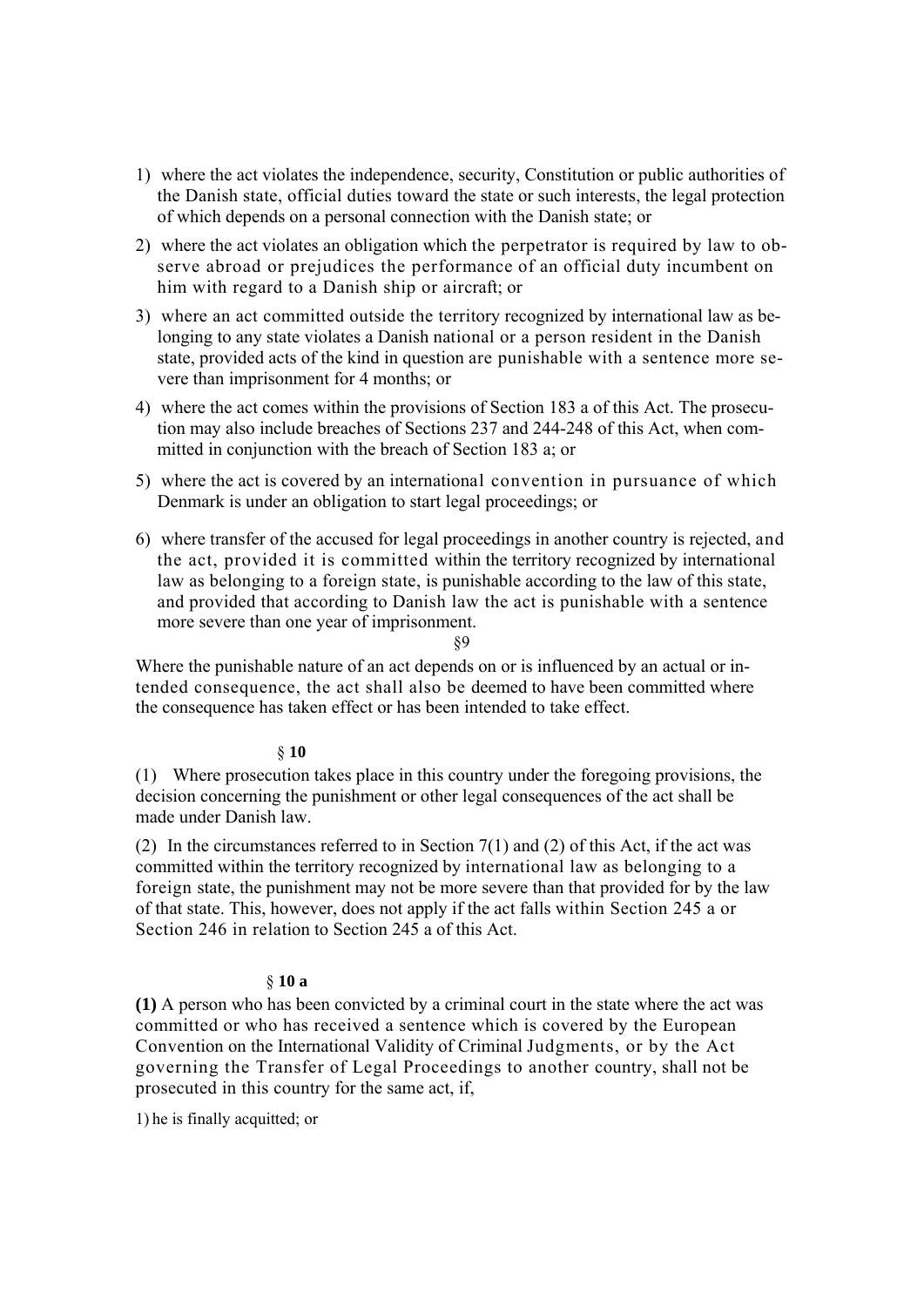1) where the act violates the independence, security, Constitution or public authorities of the Danish state, official duties toward the state or such interests, the legal protection of which depends on a personal connection with the Danish state; or

2) where the act violates an obligation which the perpetrator is required by law to observe abroad or prejudices the performance of an official duty incumbent on him with regard to a Danish ship or aircraft; or

3) where an act committed outside the territory recognized by international law as belonging to any state violates a Danish national or a person resident in the Danish state, provided acts of the kind in question are punishable with a sentence more severe than imprisonment for 4 months; or

4) where the act comes within the provisions of Section 183 a of this Act. The prosecution may also include breaches of Sections 237 and 244-248 of this Act, when committed in conjunction with the breach of Section 183 a; or

5) where the act is covered by an international convention in pursuance of which Denmark is under an obligation to start legal proceedings; or

6) where transfer of the accused for legal proceedings in another country is rejected, and the act, provided it is committed within the territory recognized by international law as belonging to a foreign state, is punishable according to the law of this state, and provided that according to Danish law the act is punishable with a sentence more severe than one year of imprisonment.

§9

Where the punishable nature of an act depends on or is influenced by an actual or intended consequence, the act shall also be deemed to have been committed where the consequence has taken effect or has been intended to take effect.

§ **10**

(1) Where prosecution takes place in this country under the foregoing provisions, the decision concerning the punishment or other legal consequences of the act shall be made under Danish law.

(2) In the circumstances referred to in Section 7(1) and (2) of this Act, if the act was committed within the territory recognized by international law as belonging to a foreign state, the punishment may not be more severe than that provided for by the law of that state. This, however, does not apply if the act falls within Section 245 a or Section 246 in relation to Section 245 a of this Act.

§ **10 a**

**(1)** A person who has been convicted by a criminal court in the state where the act was committed or who has received a sentence which is covered by the European Convention on the International Validity of Criminal Judgments, or by the Act governing the Transfer of Legal Proceedings to another country, shall not be prosecuted in this country for the same act, if,

1) he is finally acquitted; or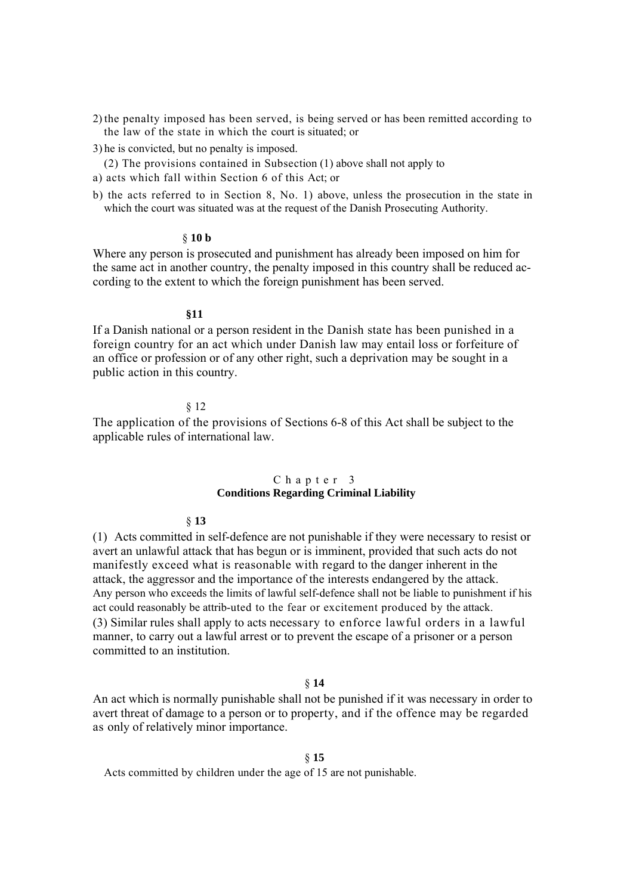2) the penalty imposed has been served, is being served or has been remitted according to the law of the state in which the court is situated; or

3) he is convicted, but no penalty is imposed.

(2) The provisions contained in Subsection (1) above shall not apply to

a) acts which fall within Section 6 of this Act; or

b) the acts referred to in Section 8, No. 1) above, unless the prosecution in the state in which the court was situated was at the request of the Danish Prosecuting Authority.

### § 10 b

Where any person is prosecuted and punishment has already been imposed on him for the same act in another country, the penalty imposed in this country shall be reduced according to the extent to which the foreign punishment has been served.

### §11

If a Danish national or a person resident in the Danish state has been punished in a foreign country for an act which under Danish law may entail loss or forfeiture of an office or profession or of any other right, such a deprivation may be sought in a public action in this country.

### § 12

The application of the provisions of Sections 6-8 of this Act shall be subject to the applicable rules of international law.

## Chapter 3
## Conditions Regarding Criminal Liability

### § 13

(1) Acts committed in self-defence are not punishable if they were necessary to resist or avert an unlawful attack that has begun or is imminent, provided that such acts do not manifestly exceed what is reasonable with regard to the danger inherent in the attack, the aggressor and the importance of the interests endangered by the attack.
Any person who exceeds the limits of lawful self-defence shall not be liable to punishment if his act could reasonably be attrib-uted to the fear or excitement produced by the attack.
(3) Similar rules shall apply to acts necessary to enforce lawful orders in a lawful manner, to carry out a lawful arrest or to prevent the escape of a prisoner or a person committed to an institution.

### § 14

An act which is normally punishable shall not be punished if it was necessary in order to avert threat of damage to a person or to property, and if the offence may be regarded as only of relatively minor importance.

### § 15

Acts committed by children under the age of 15 are not punishable.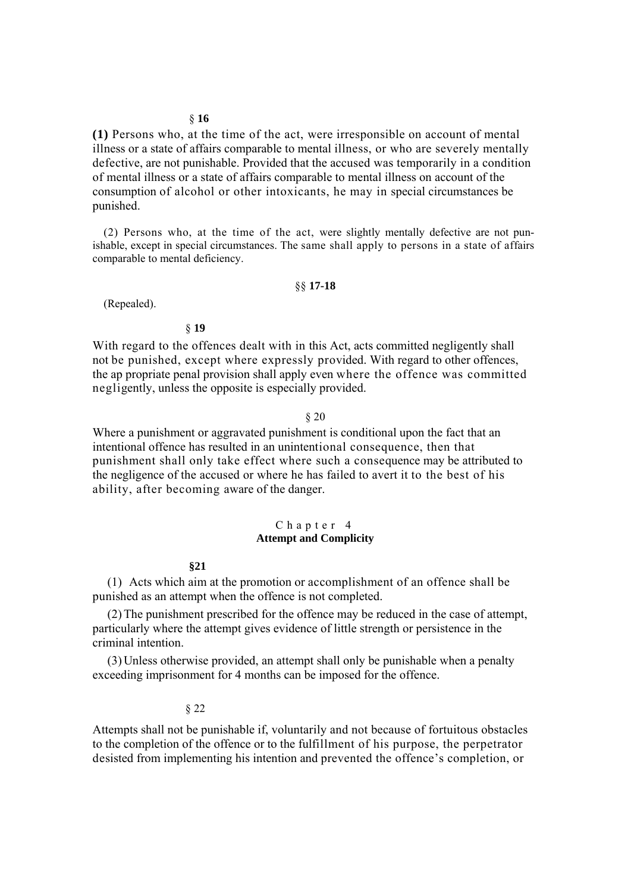§ **16**

**(1)** Persons who, at the time of the act, were irresponsible on account of mental illness or a state of affairs comparable to mental illness, or who are severely mentally defective, are not punishable. Provided that the accused was temporarily in a condition of mental illness or a state of affairs comparable to mental illness on account of the consumption of alcohol or other intoxicants, he may in special circumstances be punished.

(2) Persons who, at the time of the act, were slightly mentally defective are not punishable, except in special circumstances. The same shall apply to persons in a state of affairs comparable to mental deficiency.

§§ **17-18**

(Repealed).

§ **19**

With regard to the offences dealt with in this Act, acts committed negligently shall not be punished, except where expressly provided. With regard to other offences, the ap propriate penal provision shall apply even where the offence was committed negligently, unless the opposite is especially provided.

§ 20

Where a punishment or aggravated punishment is conditional upon the fact that an intentional offence has resulted in an unintentional consequence, then that punishment shall only take effect where such a consequence may be attributed to the negligence of the accused or where he has failed to avert it to the best of his ability, after becoming aware of the danger.

## Chapter 4
## Attempt and Complicity

**§21**

(1) Acts which aim at the promotion or accomplishment of an offence shall be punished as an attempt when the offence is not completed.

(2) The punishment prescribed for the offence may be reduced in the case of attempt, particularly where the attempt gives evidence of little strength or persistence in the criminal intention.

(3) Unless otherwise provided, an attempt shall only be punishable when a penalty exceeding imprisonment for 4 months can be imposed for the offence.

§ 22

Attempts shall not be punishable if, voluntarily and not because of fortuitous obstacles to the completion of the offence or to the fulfillment of his purpose, the perpetrator desisted from implementing his intention and prevented the offence's completion, or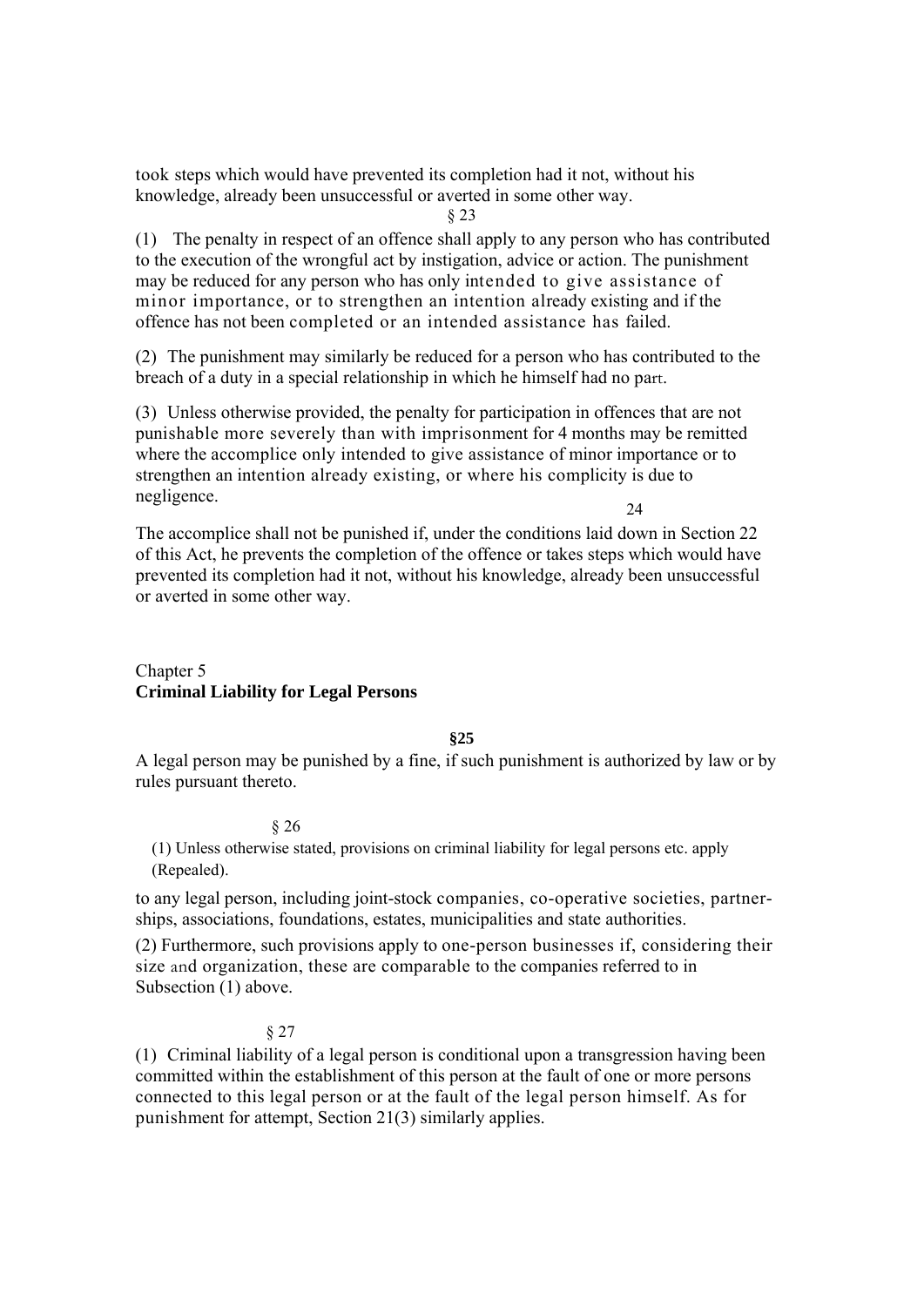took steps which would have prevented its completion had it not, without his knowledge, already been unsuccessful or averted in some other way.

§ 23

(1) The penalty in respect of an offence shall apply to any person who has contributed to the execution of the wrongful act by instigation, advice or action. The punishment may be reduced for any person who has only intended to give assistance of minor importance, or to strengthen an intention already existing and if the offence has not been completed or an intended assistance has failed.

(2) The punishment may similarly be reduced for a person who has contributed to the breach of a duty in a special relationship in which he himself had no part.

(3) Unless otherwise provided, the penalty for participation in offences that are not punishable more severely than with imprisonment for 4 months may be remitted where the accomplice only intended to give assistance of minor importance or to strengthen an intention already existing, or where his complicity is due to negligence.

24

The accomplice shall not be punished if, under the conditions laid down in Section 22 of this Act, he prevents the completion of the offence or takes steps which would have prevented its completion had it not, without his knowledge, already been unsuccessful or averted in some other way.

## Chapter 5
## **Criminal Liability for Legal Persons**

**§25**

A legal person may be punished by a fine, if such punishment is authorized by law or by rules pursuant thereto.

§ 26

(1) Unless otherwise stated, provisions on criminal liability for legal persons etc. apply (Repealed).

to any legal person, including joint-stock companies, co-operative societies, partnerships, associations, foundations, estates, municipalities and state authorities.

(2) Furthermore, such provisions apply to one-person businesses if, considering their size and organization, these are comparable to the companies referred to in Subsection (1) above.

§ 27

(1) Criminal liability of a legal person is conditional upon a transgression having been committed within the establishment of this person at the fault of one or more persons connected to this legal person or at the fault of the legal person himself. As for punishment for attempt, Section 21(3) similarly applies.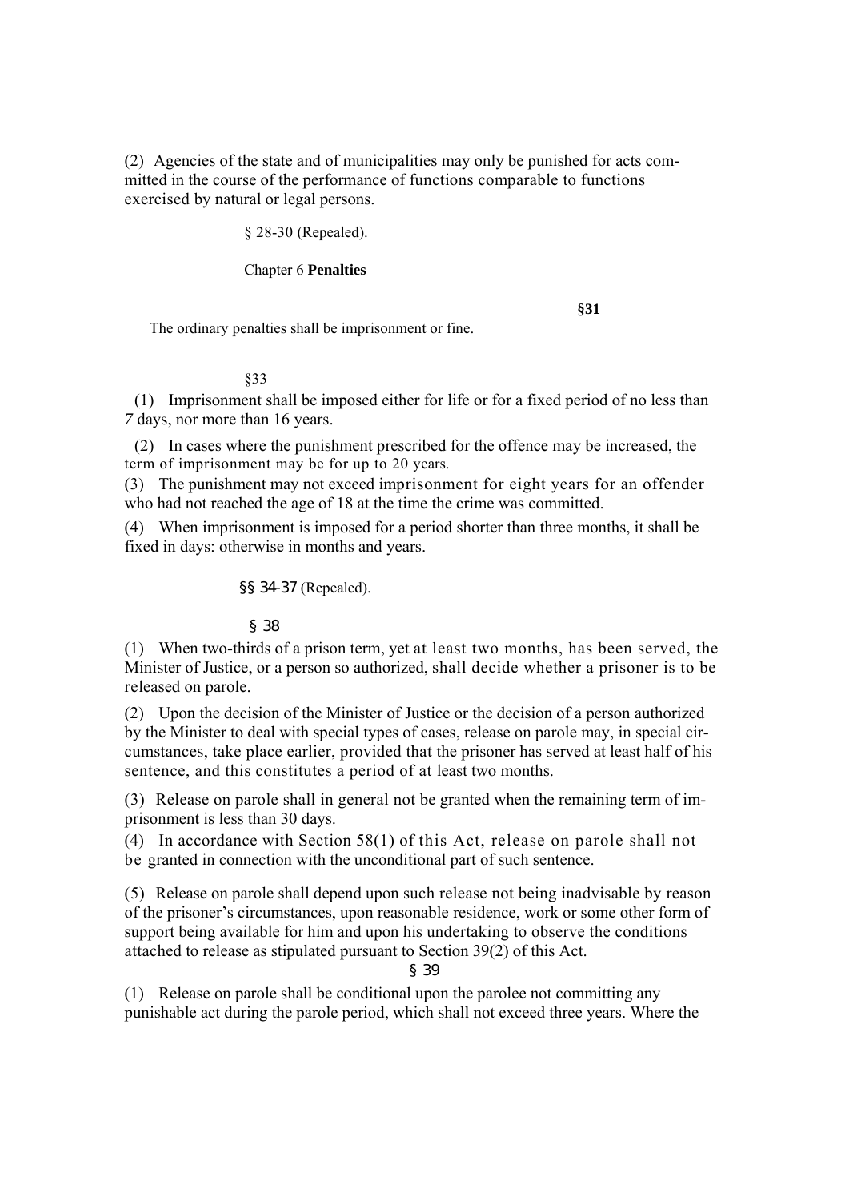(2) Agencies of the state and of municipalities may only be punished for acts committed in the course of the performance of functions comparable to functions exercised by natural or legal persons.

§ 28-30 (Repealed).

## Chapter 6 **Penalties**

**§31**

The ordinary penalties shall be imprisonment or fine.

§33

(1) Imprisonment shall be imposed either for life or for a fixed period of no less than *7* days, nor more than 16 years.

(2) In cases where the punishment prescribed for the offence may be increased, the term of imprisonment may be for up to 20 years.

(3) The punishment may not exceed imprisonment for eight years for an offender who had not reached the age of 18 at the time the crime was committed.

(4) When imprisonment is imposed for a period shorter than three months, it shall be fixed in days: otherwise in months and years.

§§ 34-37 (Repealed).

§ 38

(1) When two-thirds of a prison term, yet at least two months, has been served, the Minister of Justice, or a person so authorized, shall decide whether a prisoner is to be released on parole.

(2) Upon the decision of the Minister of Justice or the decision of a person authorized by the Minister to deal with special types of cases, release on parole may, in special circumstances, take place earlier, provided that the prisoner has served at least half of his sentence, and this constitutes a period of at least two months.

(3) Release on parole shall in general not be granted when the remaining term of imprisonment is less than 30 days.

(4) In accordance with Section 58(1) of this Act, release on parole shall not be granted in connection with the unconditional part of such sentence.

(5) Release on parole shall depend upon such release not being inadvisable by reason of the prisoner's circumstances, upon reasonable residence, work or some other form of support being available for him and upon his undertaking to observe the conditions attached to release as stipulated pursuant to Section 39(2) of this Act.

§ 39

(1) Release on parole shall be conditional upon the parolee not committing any punishable act during the parole period, which shall not exceed three years. Where the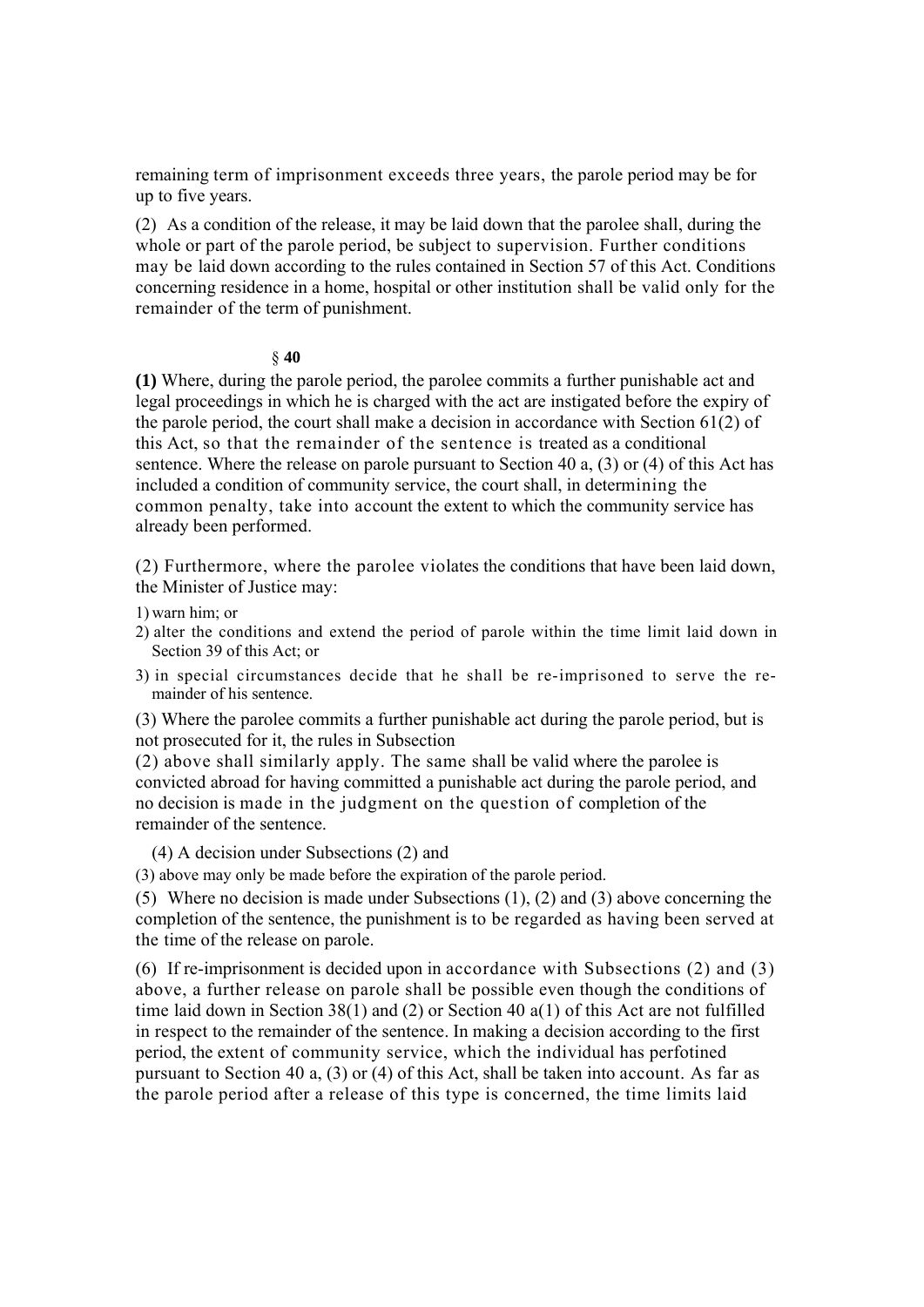remaining term of imprisonment exceeds three years, the parole period may be for up to five years.

(2) As a condition of the release, it may be laid down that the parolee shall, during the whole or part of the parole period, be subject to supervision. Further conditions may be laid down according to the rules contained in Section 57 of this Act. Conditions concerning residence in a home, hospital or other institution shall be valid only for the remainder of the term of punishment.

§ **40**

**(1)** Where, during the parole period, the parolee commits a further punishable act and legal proceedings in which he is charged with the act are instigated before the expiry of the parole period, the court shall make a decision in accordance with Section 61(2) of this Act, so that the remainder of the sentence is treated as a conditional sentence. Where the release on parole pursuant to Section 40 a, (3) or (4) of this Act has included a condition of community service, the court shall, in determining the common penalty, take into account the extent to which the community service has already been performed.

(2) Furthermore, where the parolee violates the conditions that have been laid down, the Minister of Justice may:

1) warn him; or
2) alter the conditions and extend the period of parole within the time limit laid down in Section 39 of this Act; or
3) in special circumstances decide that he shall be re-imprisoned to serve the remainder of his sentence.

(3) Where the parolee commits a further punishable act during the parole period, but is not prosecuted for it, the rules in Subsection (2) above shall similarly apply. The same shall be valid where the parolee is convicted abroad for having committed a punishable act during the parole period, and no decision is made in the judgment on the question of completion of the remainder of the sentence.

(4) A decision under Subsections (2) and (3) above may only be made before the expiration of the parole period.

(5) Where no decision is made under Subsections (1), (2) and (3) above concerning the completion of the sentence, the punishment is to be regarded as having been served at the time of the release on parole.

(6) If re-imprisonment is decided upon in accordance with Subsections (2) and (3) above, a further release on parole shall be possible even though the conditions of time laid down in Section 38(1) and (2) or Section 40 a(1) of this Act are not fulfilled in respect to the remainder of the sentence. In making a decision according to the first period, the extent of community service, which the individual has perfotined pursuant to Section 40 a, (3) or (4) of this Act, shall be taken into account. As far as the parole period after a release of this type is concerned, the time limits laid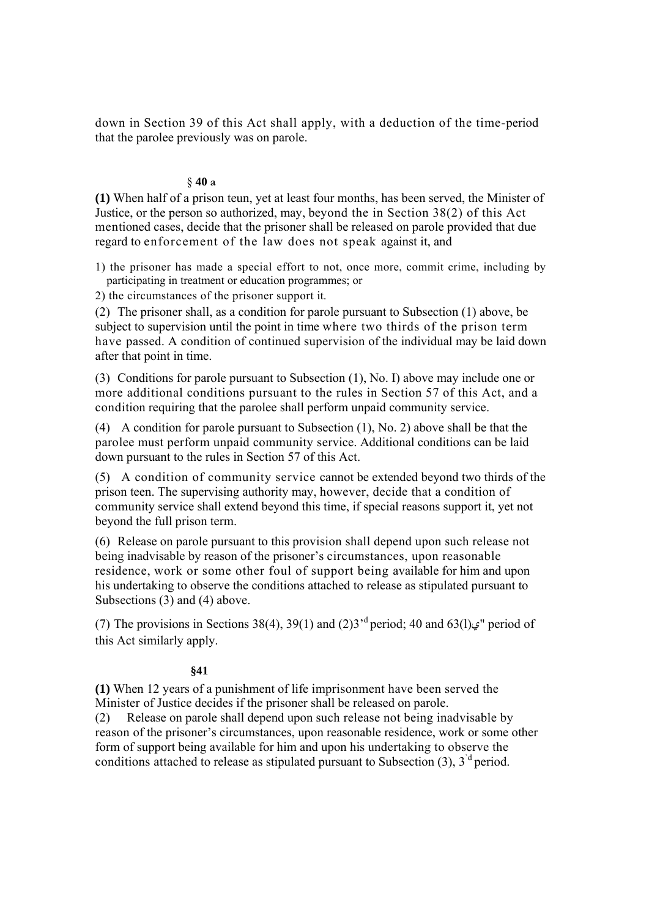down in Section 39 of this Act shall apply, with a deduction of the time-period that the parolee previously was on parole.

### § 40 a

**(1)** When half of a prison teun, yet at least four months, has been served, the Minister of Justice, or the person so authorized, may, beyond the in Section 38(2) of this Act mentioned cases, decide that the prisoner shall be released on parole provided that due regard to enforcement of the law does not speak against it, and

1) the prisoner has made a special effort to not, once more, commit crime, including by participating in treatment or education programmes; or
2) the circumstances of the prisoner support it.

(2) The prisoner shall, as a condition for parole pursuant to Subsection (1) above, be subject to supervision until the point in time where two thirds of the prison term have passed. A condition of continued supervision of the individual may be laid down after that point in time.

(3) Conditions for parole pursuant to Subsection (1), No. I) above may include one or more additional conditions pursuant to the rules in Section 57 of this Act, and a condition requiring that the parolee shall perform unpaid community service.

(4) A condition for parole pursuant to Subsection (1), No. 2) above shall be that the parolee must perform unpaid community service. Additional conditions can be laid down pursuant to the rules in Section 57 of this Act.

(5) A condition of community service cannot be extended beyond two thirds of the prison teen. The supervising authority may, however, decide that a condition of community service shall extend beyond this time, if special reasons support it, yet not beyond the full prison term.

(6) Release on parole pursuant to this provision shall depend upon such release not being inadvisable by reason of the prisoner's circumstances, upon reasonable residence, work or some other foul of support being available for him and upon his undertaking to observe the conditions attached to release as stipulated pursuant to Subsections (3) and (4) above.

(7) The provisions in Sections 38(4), 39(1) and (2)3'd period; 40 and 63(l)ي" period of this Act similarly apply.

### §41

**(1)** When 12 years of a punishment of life imprisonment have been served the Minister of Justice decides if the prisoner shall be released on parole.

(2) Release on parole shall depend upon such release not being inadvisable by reason of the prisoner's circumstances, upon reasonable residence, work or some other form of support being available for him and upon his undertaking to observe the conditions attached to release as stipulated pursuant to Subsection (3), 3'd period.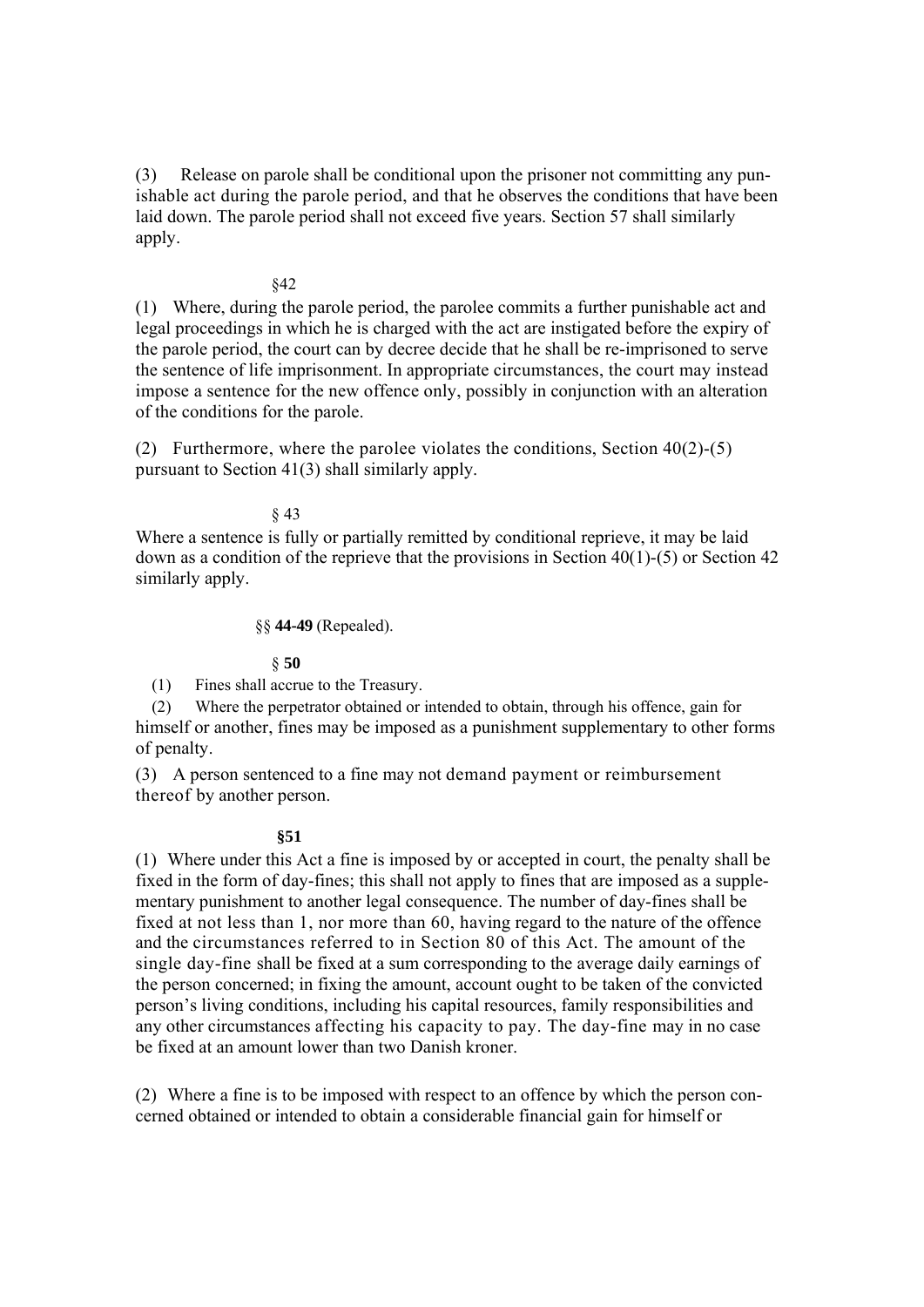(3) Release on parole shall be conditional upon the prisoner not committing any punishable act during the parole period, and that he observes the conditions that have been laid down. The parole period shall not exceed five years. Section 57 shall similarly apply.

### §42

(1) Where, during the parole period, the parolee commits a further punishable act and legal proceedings in which he is charged with the act are instigated before the expiry of the parole period, the court can by decree decide that he shall be re-imprisoned to serve the sentence of life imprisonment. In appropriate circumstances, the court may instead impose a sentence for the new offence only, possibly in conjunction with an alteration of the conditions for the parole.

(2) Furthermore, where the parolee violates the conditions, Section 40(2)-(5) pursuant to Section 41(3) shall similarly apply.

### § 43

Where a sentence is fully or partially remitted by conditional reprieve, it may be laid down as a condition of the reprieve that the provisions in Section 40(1)-(5) or Section 42 similarly apply.

### §§ **44-49** (Repealed).

### § **50**

(1) Fines shall accrue to the Treasury.

(2) Where the perpetrator obtained or intended to obtain, through his offence, gain for himself or another, fines may be imposed as a punishment supplementary to other forms of penalty.

(3) A person sentenced to a fine may not demand payment or reimbursement thereof by another person.

### **§51**

(1) Where under this Act a fine is imposed by or accepted in court, the penalty shall be fixed in the form of day-fines; this shall not apply to fines that are imposed as a supplementary punishment to another legal consequence. The number of day-fines shall be fixed at not less than 1, nor more than 60, having regard to the nature of the offence and the circumstances referred to in Section 80 of this Act. The amount of the single day-fine shall be fixed at a sum corresponding to the average daily earnings of the person concerned; in fixing the amount, account ought to be taken of the convicted person's living conditions, including his capital resources, family responsibilities and any other circumstances affecting his capacity to pay. The day-fine may in no case be fixed at an amount lower than two Danish kroner.

(2) Where a fine is to be imposed with respect to an offence by which the person concerned obtained or intended to obtain a considerable financial gain for himself or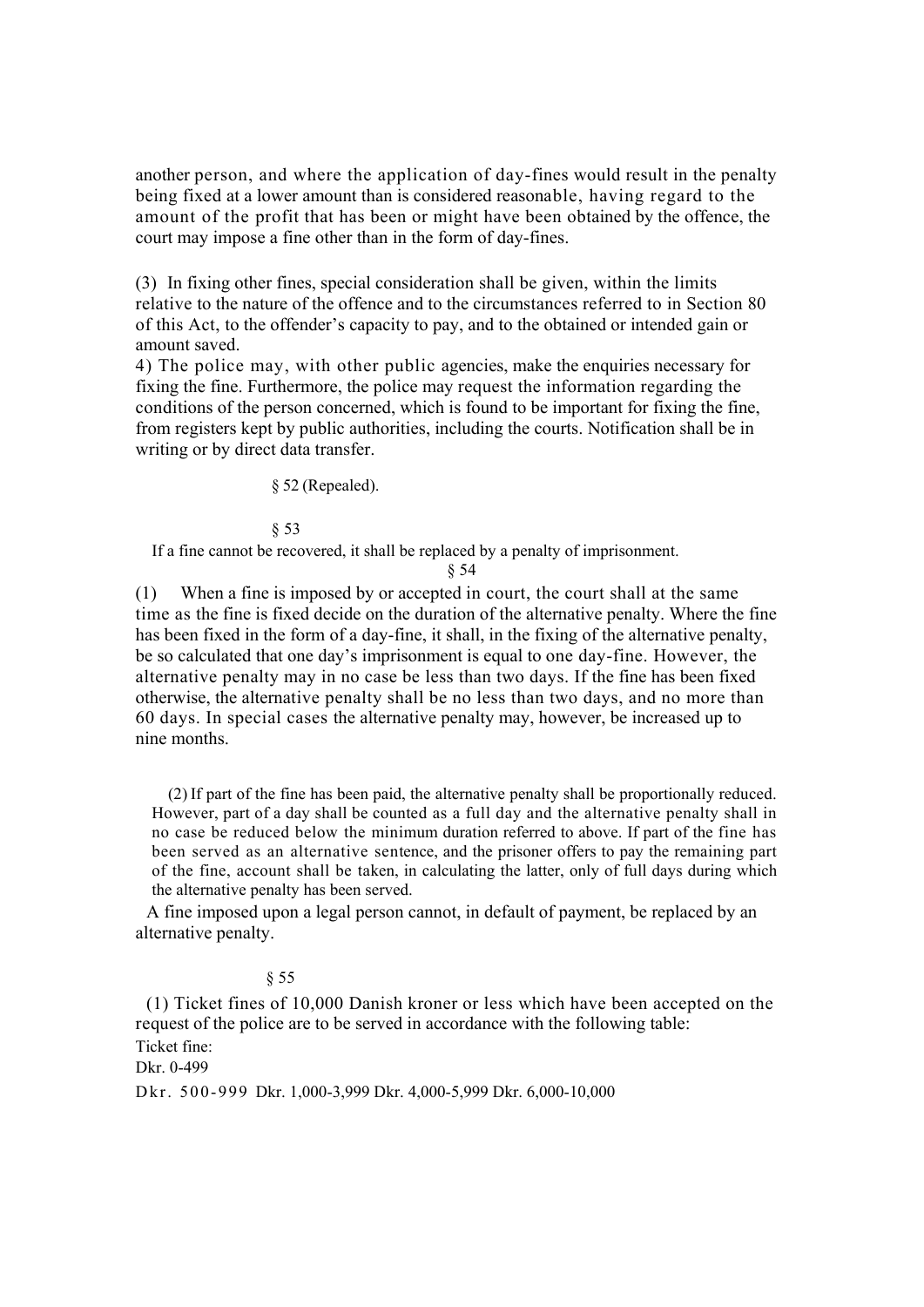another person, and where the application of day-fines would result in the penalty being fixed at a lower amount than is considered reasonable, having regard to the amount of the profit that has been or might have been obtained by the offence, the court may impose a fine other than in the form of day-fines.

(3) In fixing other fines, special consideration shall be given, within the limits relative to the nature of the offence and to the circumstances referred to in Section 80 of this Act, to the offender's capacity to pay, and to the obtained or intended gain or amount saved.

4) The police may, with other public agencies, make the enquiries necessary for fixing the fine. Furthermore, the police may request the information regarding the conditions of the person concerned, which is found to be important for fixing the fine, from registers kept by public authorities, including the courts. Notification shall be in writing or by direct data transfer.

§ 52 (Repealed).

§ 53

If a fine cannot be recovered, it shall be replaced by a penalty of imprisonment.

§ 54

(1) When a fine is imposed by or accepted in court, the court shall at the same time as the fine is fixed decide on the duration of the alternative penalty. Where the fine has been fixed in the form of a day-fine, it shall, in the fixing of the alternative penalty, be so calculated that one day's imprisonment is equal to one day-fine. However, the alternative penalty may in no case be less than two days. If the fine has been fixed otherwise, the alternative penalty shall be no less than two days, and no more than 60 days. In special cases the alternative penalty may, however, be increased up to nine months.

(2) If part of the fine has been paid, the alternative penalty shall be proportionally reduced. However, part of a day shall be counted as a full day and the alternative penalty shall in no case be reduced below the minimum duration referred to above. If part of the fine has been served as an alternative sentence, and the prisoner offers to pay the remaining part of the fine, account shall be taken, in calculating the latter, only of full days during which the alternative penalty has been served.

A fine imposed upon a legal person cannot, in default of payment, be replaced by an alternative penalty.

§ 55

(1) Ticket fines of 10,000 Danish kroner or less which have been accepted on the request of the police are to be served in accordance with the following table:

Ticket fine:

Dkr. 0-499

Dkr. 500-999 Dkr. 1,000-3,999 Dkr. 4,000-5,999 Dkr. 6,000-10,000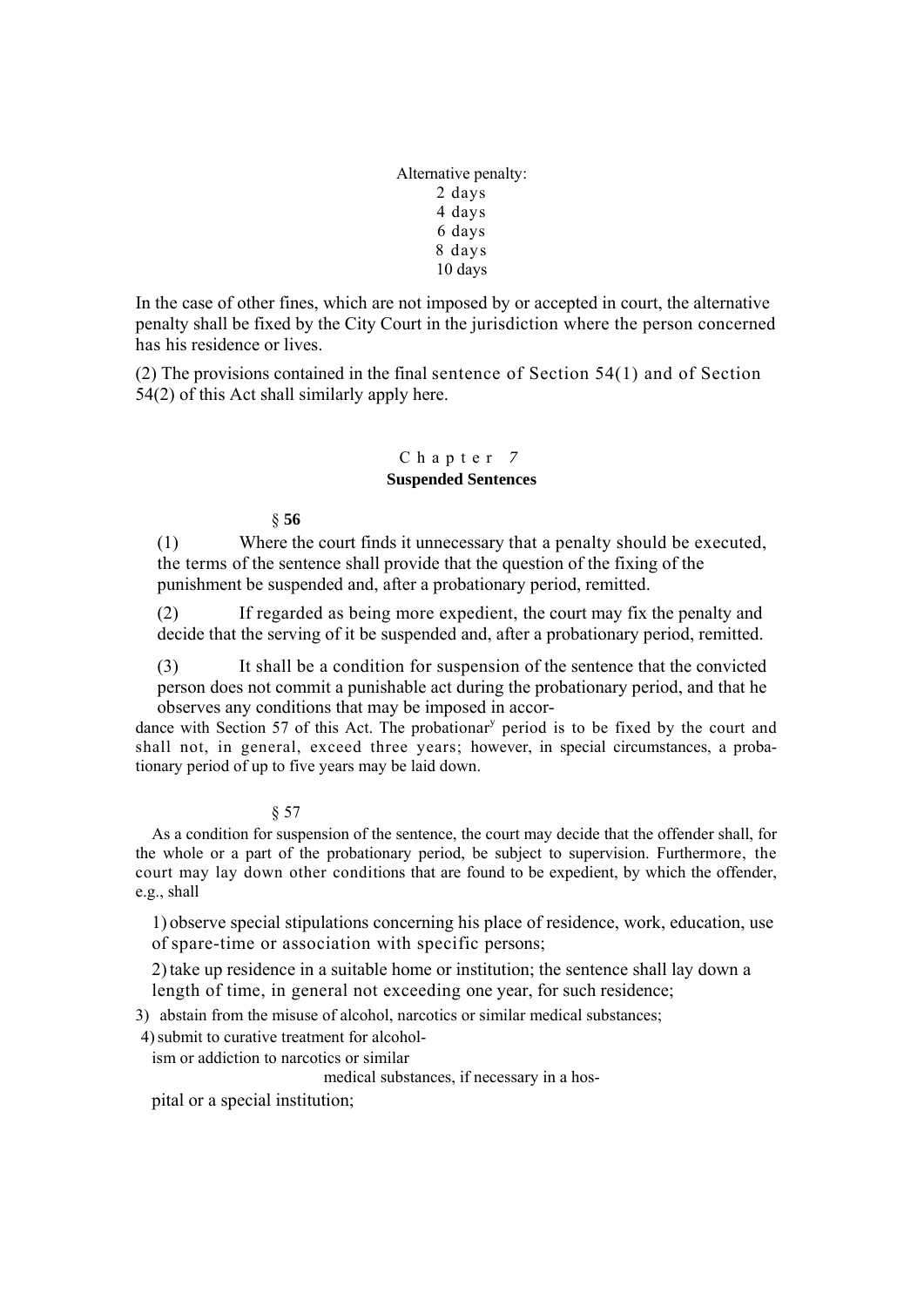Alternative penalty:
2 days
4 days
6 days
8 days
10 days

In the case of other fines, which are not imposed by or accepted in court, the alternative penalty shall be fixed by the City Court in the jurisdiction where the person concerned has his residence or lives.

(2) The provisions contained in the final sentence of Section 54(1) and of Section 54(2) of this Act shall similarly apply here.

## Chapter 7
## Suspended Sentences

§ **56**

(1) Where the court finds it unnecessary that a penalty should be executed, the terms of the sentence shall provide that the question of the fixing of the punishment be suspended and, after a probationary period, remitted.

(2) If regarded as being more expedient, the court may fix the penalty and decide that the serving of it be suspended and, after a probationary period, remitted.

(3) It shall be a condition for suspension of the sentence that the convicted person does not commit a punishable act during the probationary period, and that he observes any conditions that may be imposed in accordance with Section 57 of this Act. The probationary period is to be fixed by the court and shall not, in general, exceed three years; however, in special circumstances, a probationary period of up to five years may be laid down.

§ 57

As a condition for suspension of the sentence, the court may decide that the offender shall, for the whole or a part of the probationary period, be subject to supervision. Furthermore, the court may lay down other conditions that are found to be expedient, by which the offender, e.g., shall

1) observe special stipulations concerning his place of residence, work, education, use of spare-time or association with specific persons;
2) take up residence in a suitable home or institution; the sentence shall lay down a length of time, in general not exceeding one year, for such residence;
3) abstain from the misuse of alcohol, narcotics or similar medical substances;
4) submit to curative treatment for alcoholism or addiction to narcotics or similar medical substances, if necessary in a hospital or a special institution;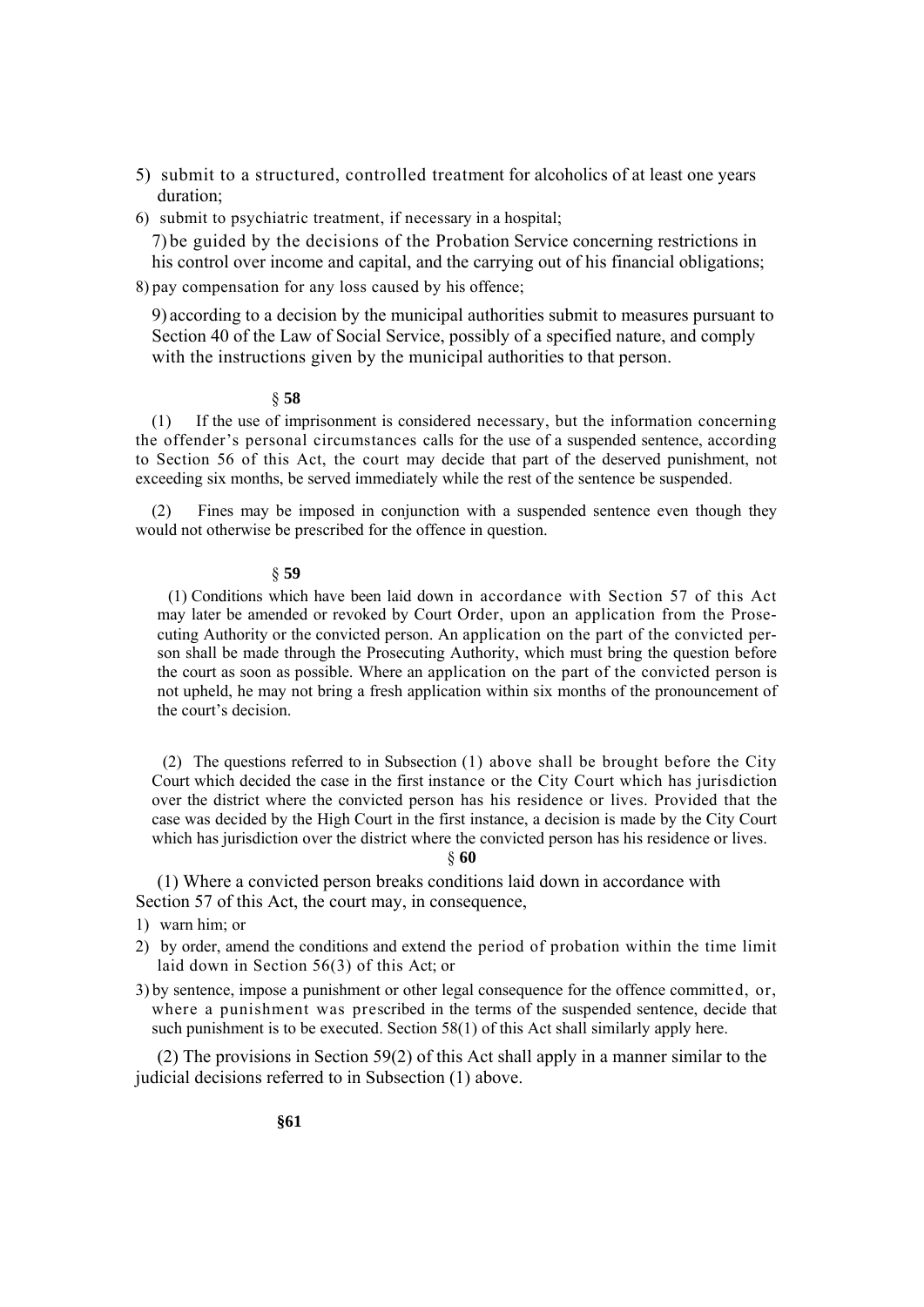5) submit to a structured, controlled treatment for alcoholics of at least one years duration;
6) submit to psychiatric treatment, if necessary in a hospital;
7) be guided by the decisions of the Probation Service concerning restrictions in his control over income and capital, and the carrying out of his financial obligations;
8) pay compensation for any loss caused by his offence;
9) according to a decision by the municipal authorities submit to measures pursuant to Section 40 of the Law of Social Service, possibly of a specified nature, and comply with the instructions given by the municipal authorities to that person.

### § 58

(1) If the use of imprisonment is considered necessary, but the information concerning the offender's personal circumstances calls for the use of a suspended sentence, according to Section 56 of this Act, the court may decide that part of the deserved punishment, not exceeding six months, be served immediately while the rest of the sentence be suspended.

(2) Fines may be imposed in conjunction with a suspended sentence even though they would not otherwise be prescribed for the offence in question.

### § 59

(1) Conditions which have been laid down in accordance with Section 57 of this Act may later be amended or revoked by Court Order, upon an application from the Prosecuting Authority or the convicted person. An application on the part of the convicted person shall be made through the Prosecuting Authority, which must bring the question before the court as soon as possible. Where an application on the part of the convicted person is not upheld, he may not bring a fresh application within six months of the pronouncement of the court's decision.

(2) The questions referred to in Subsection (1) above shall be brought before the City Court which decided the case in the first instance or the City Court which has jurisdiction over the district where the convicted person has his residence or lives. Provided that the case was decided by the High Court in the first instance, a decision is made by the City Court which has jurisdiction over the district where the convicted person has his residence or lives.

### § 60

(1) Where a convicted person breaks conditions laid down in accordance with Section 57 of this Act, the court may, in consequence,

1) warn him; or
2) by order, amend the conditions and extend the period of probation within the time limit laid down in Section 56(3) of this Act; or
3) by sentence, impose a punishment or other legal consequence for the offence committed, or, where a punishment was prescribed in the terms of the suspended sentence, decide that such punishment is to be executed. Section 58(1) of this Act shall similarly apply here.

(2) The provisions in Section 59(2) of this Act shall apply in a manner similar to the judicial decisions referred to in Subsection (1) above.

### §61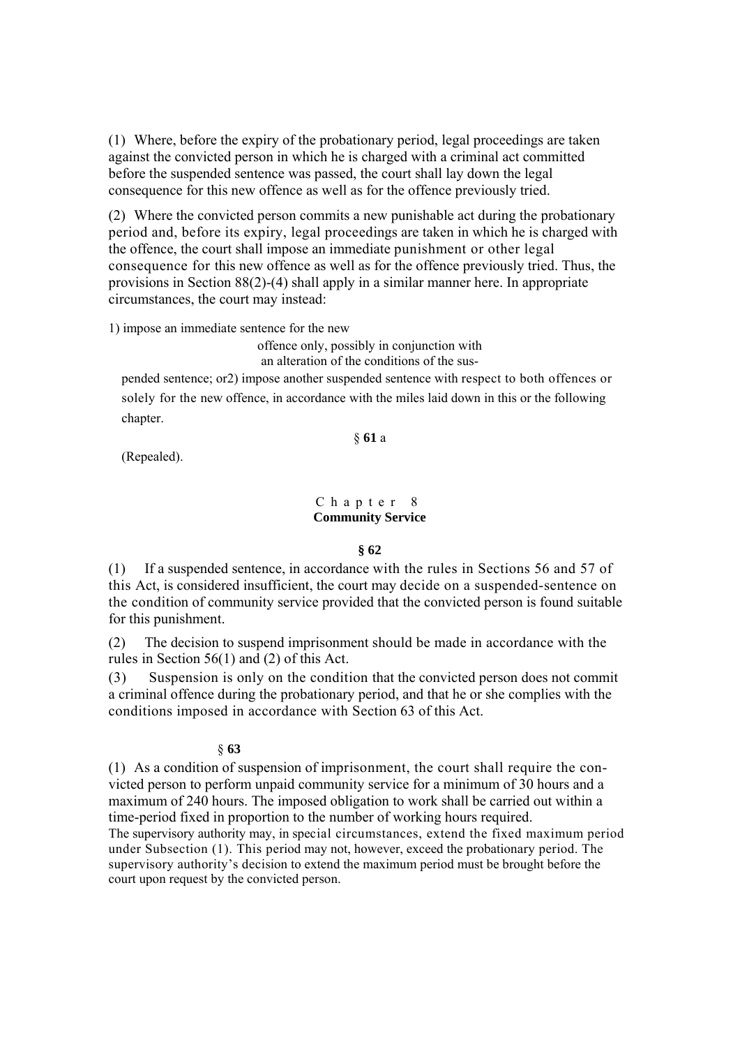(1) Where, before the expiry of the probationary period, legal proceedings are taken against the convicted person in which he is charged with a criminal act committed before the suspended sentence was passed, the court shall lay down the legal consequence for this new offence as well as for the offence previously tried.

(2) Where the convicted person commits a new punishable act during the probationary period and, before its expiry, legal proceedings are taken in which he is charged with the offence, the court shall impose an immediate punishment or other legal consequence for this new offence as well as for the offence previously tried. Thus, the provisions in Section 88(2)-(4) shall apply in a similar manner here. In appropriate circumstances, the court may instead:

1) impose an immediate sentence for the new offence only, possibly in conjunction with an alteration of the conditions of the suspended sentence; or2) impose another suspended sentence with respect to both offences or solely for the new offence, in accordance with the miles laid down in this or the following chapter.

§ **61** a

(Repealed).

## Chapter 8
## Community Service

### § 62

(1) If a suspended sentence, in accordance with the rules in Sections 56 and 57 of this Act, is considered insufficient, the court may decide on a suspended-sentence on the condition of community service provided that the convicted person is found suitable for this punishment.

(2) The decision to suspend imprisonment should be made in accordance with the rules in Section 56(1) and (2) of this Act.

(3) Suspension is only on the condition that the convicted person does not commit a criminal offence during the probationary period, and that he or she complies with the conditions imposed in accordance with Section 63 of this Act.

### § 63

(1) As a condition of suspension of imprisonment, the court shall require the convicted person to perform unpaid community service for a minimum of 30 hours and a maximum of 240 hours. The imposed obligation to work shall be carried out within a time-period fixed in proportion to the number of working hours required.
The supervisory authority may, in special circumstances, extend the fixed maximum period under Subsection (1). This period may not, however, exceed the probationary period. The supervisory authority's decision to extend the maximum period must be brought before the court upon request by the convicted person.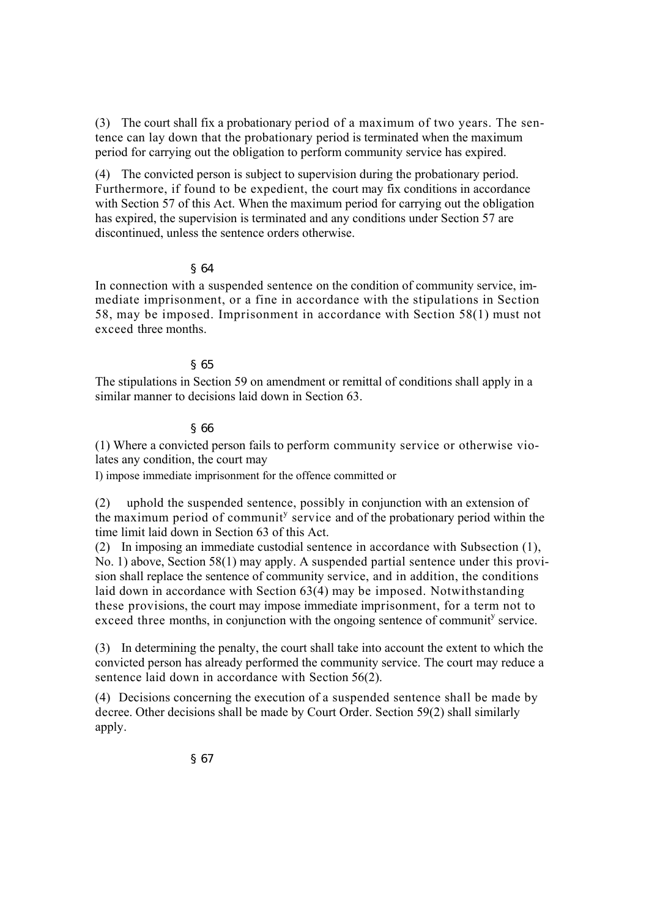(3) The court shall fix a probationary period of a maximum of two years. The sentence can lay down that the probationary period is terminated when the maximum period for carrying out the obligation to perform community service has expired.

(4) The convicted person is subject to supervision during the probationary period. Furthermore, if found to be expedient, the court may fix conditions in accordance with Section 57 of this Act. When the maximum period for carrying out the obligation has expired, the supervision is terminated and any conditions under Section 57 are discontinued, unless the sentence orders otherwise.

### § 64

In connection with a suspended sentence on the condition of community service, immediate imprisonment, or a fine in accordance with the stipulations in Section 58, may be imposed. Imprisonment in accordance with Section 58(1) must not exceed three months.

### § 65

The stipulations in Section 59 on amendment or remittal of conditions shall apply in a similar manner to decisions laid down in Section 63.

### § 66

(1) Where a convicted person fails to perform community service or otherwise violates any condition, the court may

I) impose immediate imprisonment for the offence committed or

(2) uphold the suspended sentence, possibly in conjunction with an extension of the maximum period of community service and of the probationary period within the time limit laid down in Section 63 of this Act.

(2) In imposing an immediate custodial sentence in accordance with Subsection (1), No. 1) above, Section 58(1) may apply. A suspended partial sentence under this provision shall replace the sentence of community service, and in addition, the conditions laid down in accordance with Section 63(4) may be imposed. Notwithstanding these provisions, the court may impose immediate imprisonment, for a term not to exceed three months, in conjunction with the ongoing sentence of community service.

(3) In determining the penalty, the court shall take into account the extent to which the convicted person has already performed the community service. The court may reduce a sentence laid down in accordance with Section 56(2).

(4) Decisions concerning the execution of a suspended sentence shall be made by decree. Other decisions shall be made by Court Order. Section 59(2) shall similarly apply.

### § 67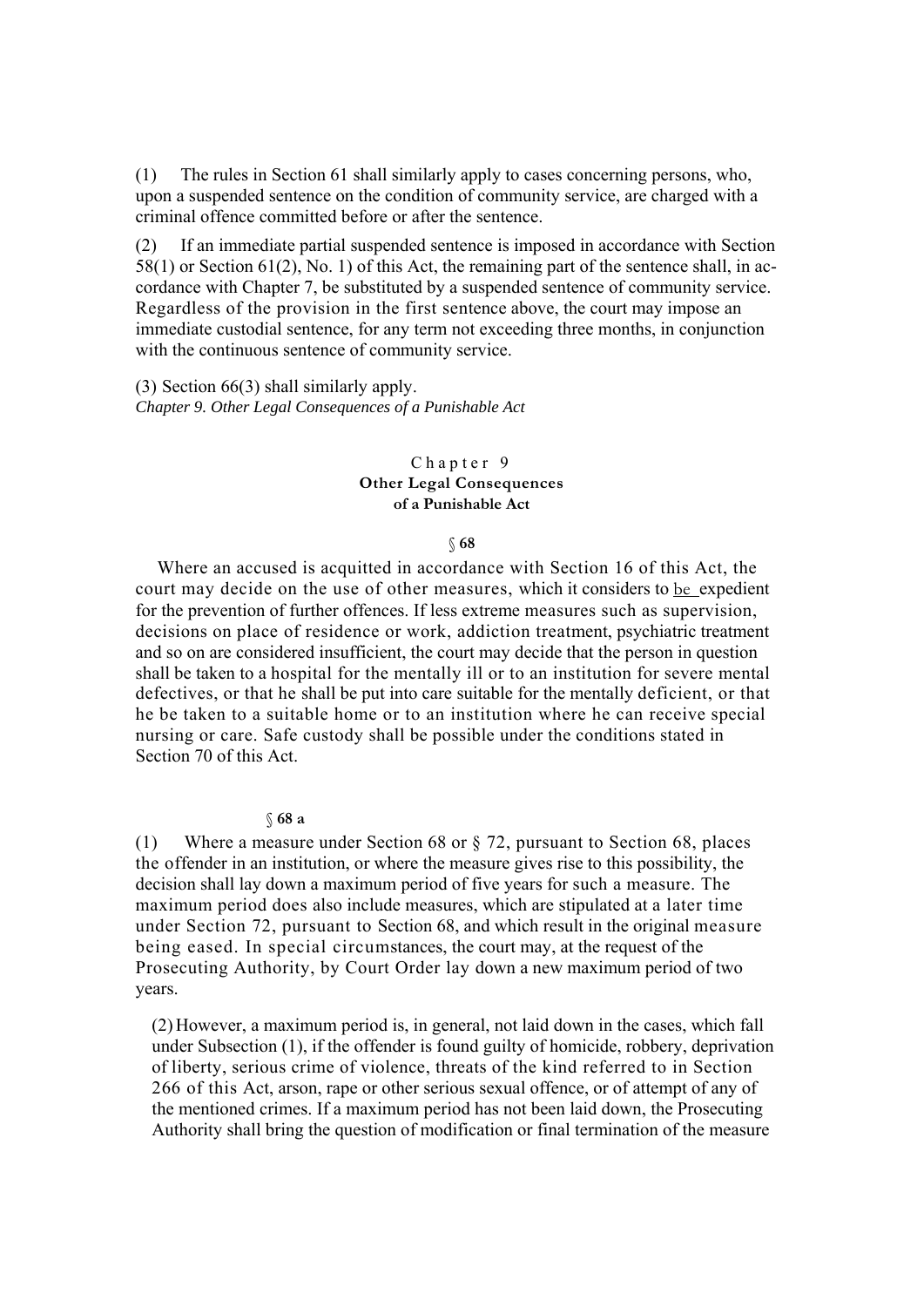(1) The rules in Section 61 shall similarly apply to cases concerning persons, who, upon a suspended sentence on the condition of community service, are charged with a criminal offence committed before or after the sentence.

(2) If an immediate partial suspended sentence is imposed in accordance with Section 58(1) or Section 61(2), No. 1) of this Act, the remaining part of the sentence shall, in accordance with Chapter 7, be substituted by a suspended sentence of community service. Regardless of the provision in the first sentence above, the court may impose an immediate custodial sentence, for any term not exceeding three months, in conjunction with the continuous sentence of community service.

(3) Section 66(3) shall similarly apply.

*Chapter 9. Other Legal Consequences of a Punishable Act*

## Chapter 9
## Other Legal Consequences of a Punishable Act

### § 68

Where an accused is acquitted in accordance with Section 16 of this Act, the court may decide on the use of other measures, which it considers to be expedient for the prevention of further offences. If less extreme measures such as supervision, decisions on place of residence or work, addiction treatment, psychiatric treatment and so on are considered insufficient, the court may decide that the person in question shall be taken to a hospital for the mentally ill or to an institution for severe mental defectives, or that he shall be put into care suitable for the mentally deficient, or that he be taken to a suitable home or to an institution where he can receive special nursing or care. Safe custody shall be possible under the conditions stated in Section 70 of this Act.

### § 68 a

(1) Where a measure under Section 68 or § 72, pursuant to Section 68, places the offender in an institution, or where the measure gives rise to this possibility, the decision shall lay down a maximum period of five years for such a measure. The maximum period does also include measures, which are stipulated at a later time under Section 72, pursuant to Section 68, and which result in the original measure being eased. In special circumstances, the court may, at the request of the Prosecuting Authority, by Court Order lay down a new maximum period of two years.

(2) However, a maximum period is, in general, not laid down in the cases, which fall under Subsection (1), if the offender is found guilty of homicide, robbery, deprivation of liberty, serious crime of violence, threats of the kind referred to in Section 266 of this Act, arson, rape or other serious sexual offence, or of attempt of any of the mentioned crimes. If a maximum period has not been laid down, the Prosecuting Authority shall bring the question of modification or final termination of the measure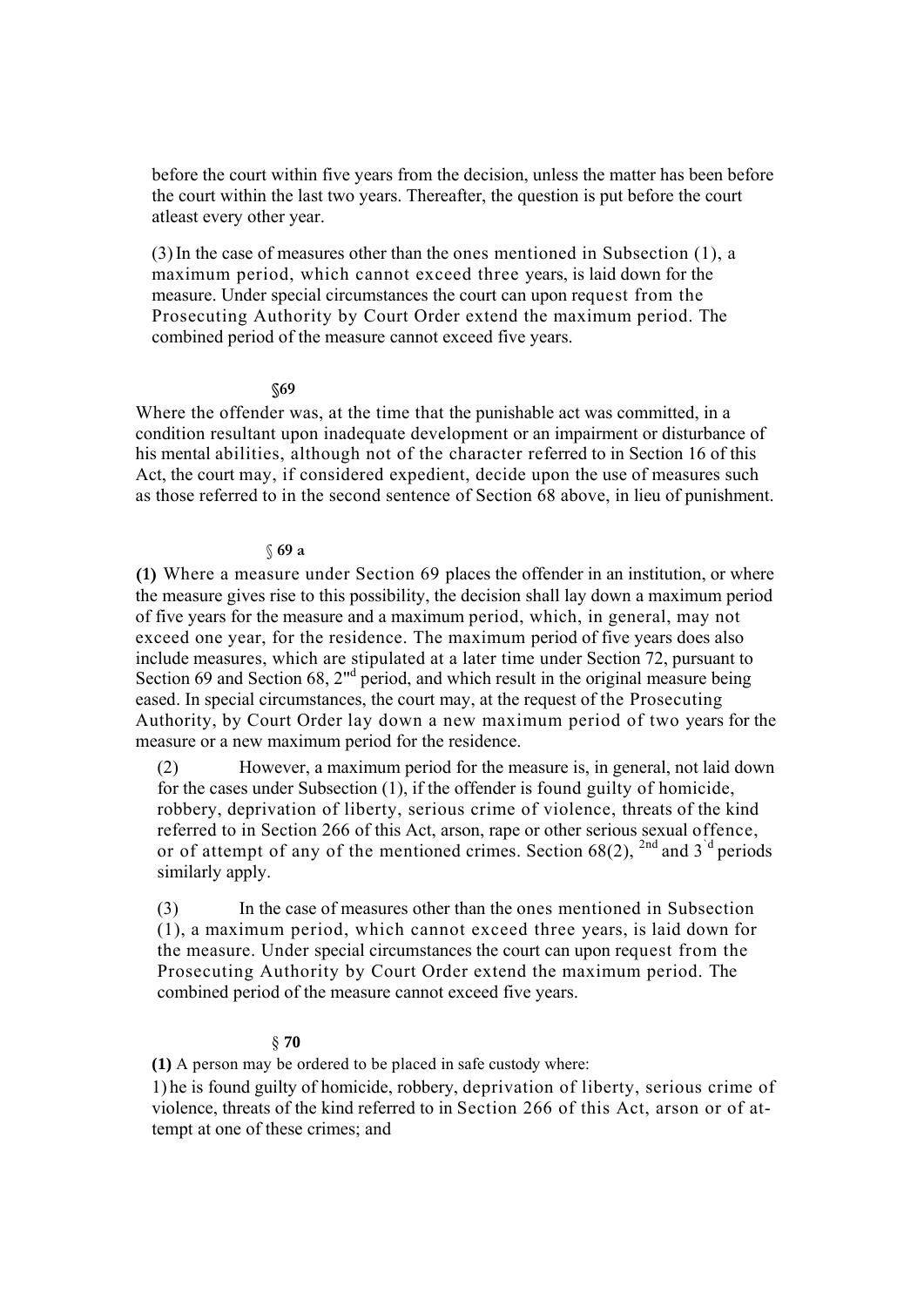before the court within five years from the decision, unless the matter has been before the court within the last two years. Thereafter, the question is put before the court atleast every other year.

(3) In the case of measures other than the ones mentioned in Subsection (1), a maximum period, which cannot exceed three years, is laid down for the measure. Under special circumstances the court can upon request from the Prosecuting Authority by Court Order extend the maximum period. The combined period of the measure cannot exceed five years.

**§69**

Where the offender was, at the time that the punishable act was committed, in a condition resultant upon inadequate development or an impairment or disturbance of his mental abilities, although not of the character referred to in Section 16 of this Act, the court may, if considered expedient, decide upon the use of measures such as those referred to in the second sentence of Section 68 above, in lieu of punishment.

**§ 69 a**

**(1)** Where a measure under Section 69 places the offender in an institution, or where the measure gives rise to this possibility, the decision shall lay down a maximum period of five years for the measure and a maximum period, which, in general, may not exceed one year, for the residence. The maximum period of five years does also include measures, which are stipulated at a later time under Section 72, pursuant to Section 69 and Section 68, 2nd period, and which result in the original measure being eased. In special circumstances, the court may, at the request of the Prosecuting Authority, by Court Order lay down a new maximum period of two years for the measure or a new maximum period for the residence.

(2) However, a maximum period for the measure is, in general, not laid down for the cases under Subsection (1), if the offender is found guilty of homicide, robbery, deprivation of liberty, serious crime of violence, threats of the kind referred to in Section 266 of this Act, arson, rape or other serious sexual offence, or of attempt of any of the mentioned crimes. Section 68(2), 2nd and 3rd periods similarly apply.

(3) In the case of measures other than the ones mentioned in Subsection (1), a maximum period, which cannot exceed three years, is laid down for the measure. Under special circumstances the court can upon request from the Prosecuting Authority by Court Order extend the maximum period. The combined period of the measure cannot exceed five years.

**§ 70**

**(1)** A person may be ordered to be placed in safe custody where:

1) he is found guilty of homicide, robbery, deprivation of liberty, serious crime of violence, threats of the kind referred to in Section 266 of this Act, arson or of attempt at one of these crimes; and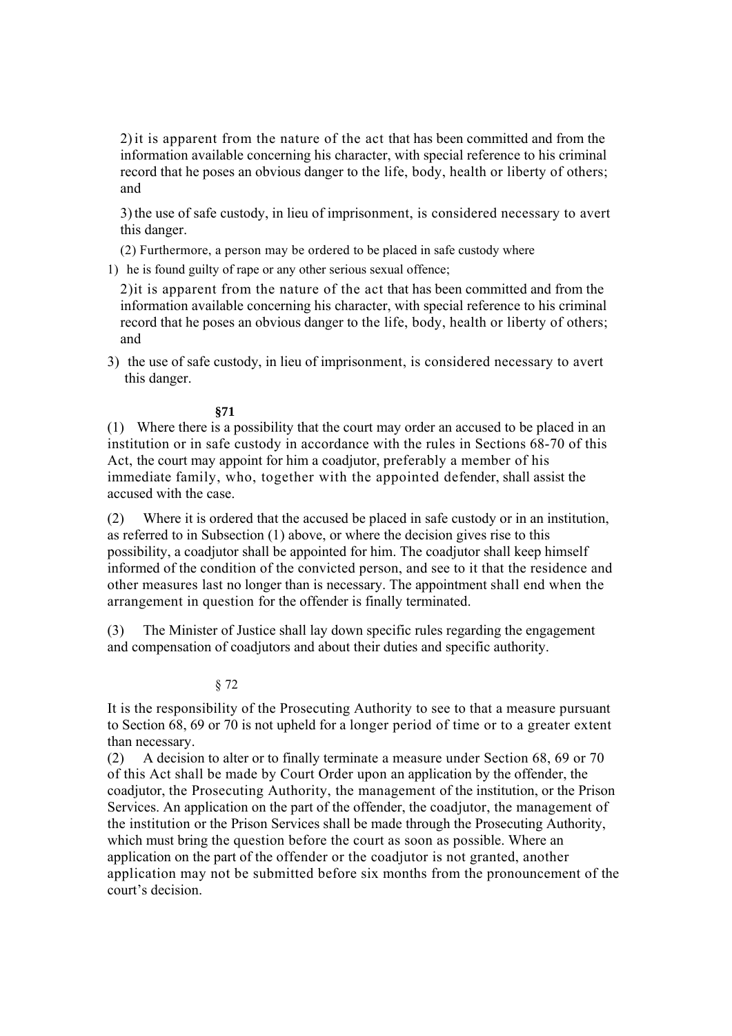2) it is apparent from the nature of the act that has been committed and from the information available concerning his character, with special reference to his criminal record that he poses an obvious danger to the life, body, health or liberty of others; and

3) the use of safe custody, in lieu of imprisonment, is considered necessary to avert this danger.

(2) Furthermore, a person may be ordered to be placed in safe custody where

1) he is found guilty of rape or any other serious sexual offence;

2) it is apparent from the nature of the act that has been committed and from the information available concerning his character, with special reference to his criminal record that he poses an obvious danger to the life, body, health or liberty of others; and

3) the use of safe custody, in lieu of imprisonment, is considered necessary to avert this danger.

**§71**

(1) Where there is a possibility that the court may order an accused to be placed in an institution or in safe custody in accordance with the rules in Sections 68-70 of this Act, the court may appoint for him a coadjutor, preferably a member of his immediate family, who, together with the appointed defender, shall assist the accused with the case.

(2) Where it is ordered that the accused be placed in safe custody or in an institution, as referred to in Subsection (1) above, or where the decision gives rise to this possibility, a coadjutor shall be appointed for him. The coadjutor shall keep himself informed of the condition of the convicted person, and see to it that the residence and other measures last no longer than is necessary. The appointment shall end when the arrangement in question for the offender is finally terminated.

(3) The Minister of Justice shall lay down specific rules regarding the engagement and compensation of coadjutors and about their duties and specific authority.

§ 72

It is the responsibility of the Prosecuting Authority to see to that a measure pursuant to Section 68, 69 or 70 is not upheld for a longer period of time or to a greater extent than necessary.

(2) A decision to alter or to finally terminate a measure under Section 68, 69 or 70 of this Act shall be made by Court Order upon an application by the offender, the coadjutor, the Prosecuting Authority, the management of the institution, or the Prison Services. An application on the part of the offender, the coadjutor, the management of the institution or the Prison Services shall be made through the Prosecuting Authority, which must bring the question before the court as soon as possible. Where an application on the part of the offender or the coadjutor is not granted, another application may not be submitted before six months from the pronouncement of the court's decision.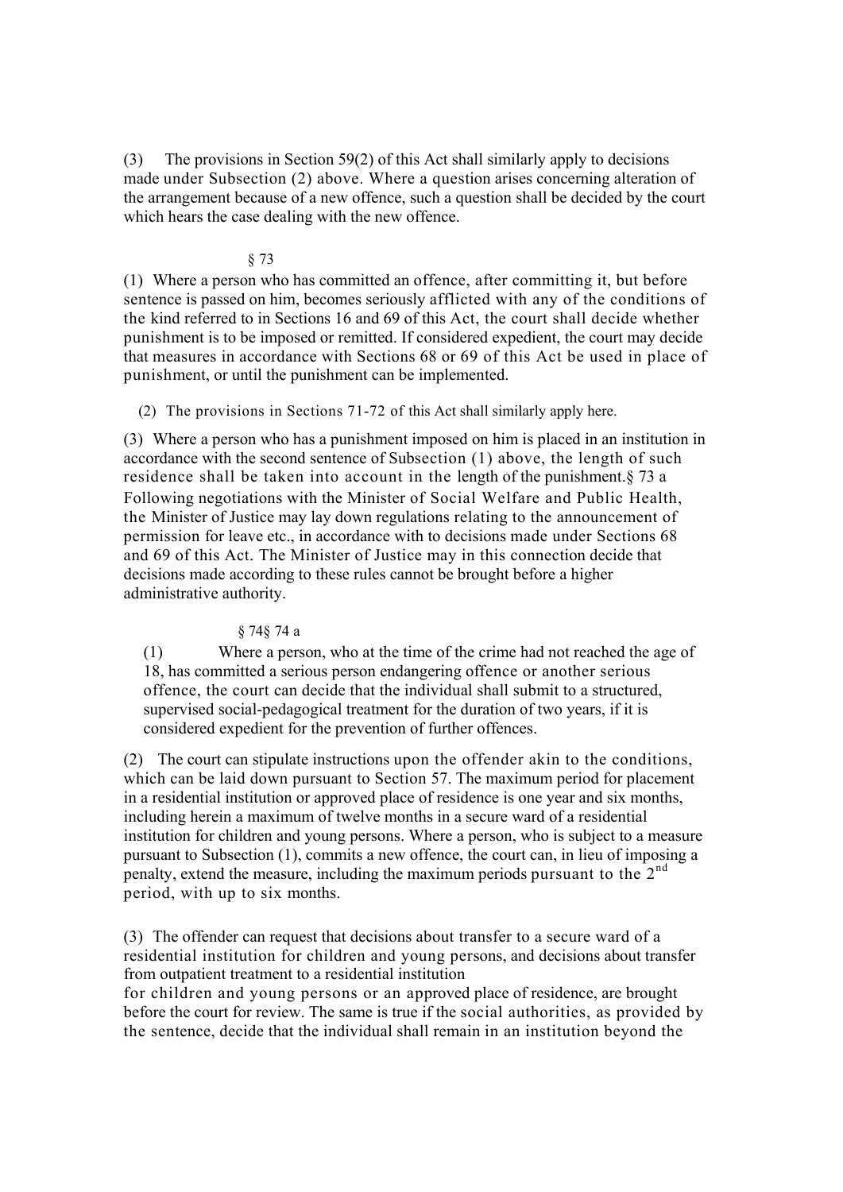(3) The provisions in Section 59(2) of this Act shall similarly apply to decisions made under Subsection (2) above. Where a question arises concerning alteration of the arrangement because of a new offence, such a question shall be decided by the court which hears the case dealing with the new offence.

§ 73

(1) Where a person who has committed an offence, after committing it, but before sentence is passed on him, becomes seriously afflicted with any of the conditions of the kind referred to in Sections 16 and 69 of this Act, the court shall decide whether punishment is to be imposed or remitted. If considered expedient, the court may decide that measures in accordance with Sections 68 or 69 of this Act be used in place of punishment, or until the punishment can be implemented.

(2) The provisions in Sections 71-72 of this Act shall similarly apply here.

(3) Where a person who has a punishment imposed on him is placed in an institution in accordance with the second sentence of Subsection (1) above, the length of such residence shall be taken into account in the length of the punishment.§ 73 a Following negotiations with the Minister of Social Welfare and Public Health, the Minister of Justice may lay down regulations relating to the announcement of permission for leave etc., in accordance with to decisions made under Sections 68 and 69 of this Act. The Minister of Justice may in this connection decide that decisions made according to these rules cannot be brought before a higher administrative authority.

§ 74§ 74 a

(1) Where a person, who at the time of the crime had not reached the age of 18, has committed a serious person endangering offence or another serious offence, the court can decide that the individual shall submit to a structured, supervised social-pedagogical treatment for the duration of two years, if it is considered expedient for the prevention of further offences.

(2) The court can stipulate instructions upon the offender akin to the conditions, which can be laid down pursuant to Section 57. The maximum period for placement in a residential institution or approved place of residence is one year and six months, including herein a maximum of twelve months in a secure ward of a residential institution for children and young persons. Where a person, who is subject to a measure pursuant to Subsection (1), commits a new offence, the court can, in lieu of imposing a penalty, extend the measure, including the maximum periods pursuant to the 2nd period, with up to six months.

(3) The offender can request that decisions about transfer to a secure ward of a residential institution for children and young persons, and decisions about transfer from outpatient treatment to a residential institution for children and young persons or an approved place of residence, are brought before the court for review. The same is true if the social authorities, as provided by the sentence, decide that the individual shall remain in an institution beyond the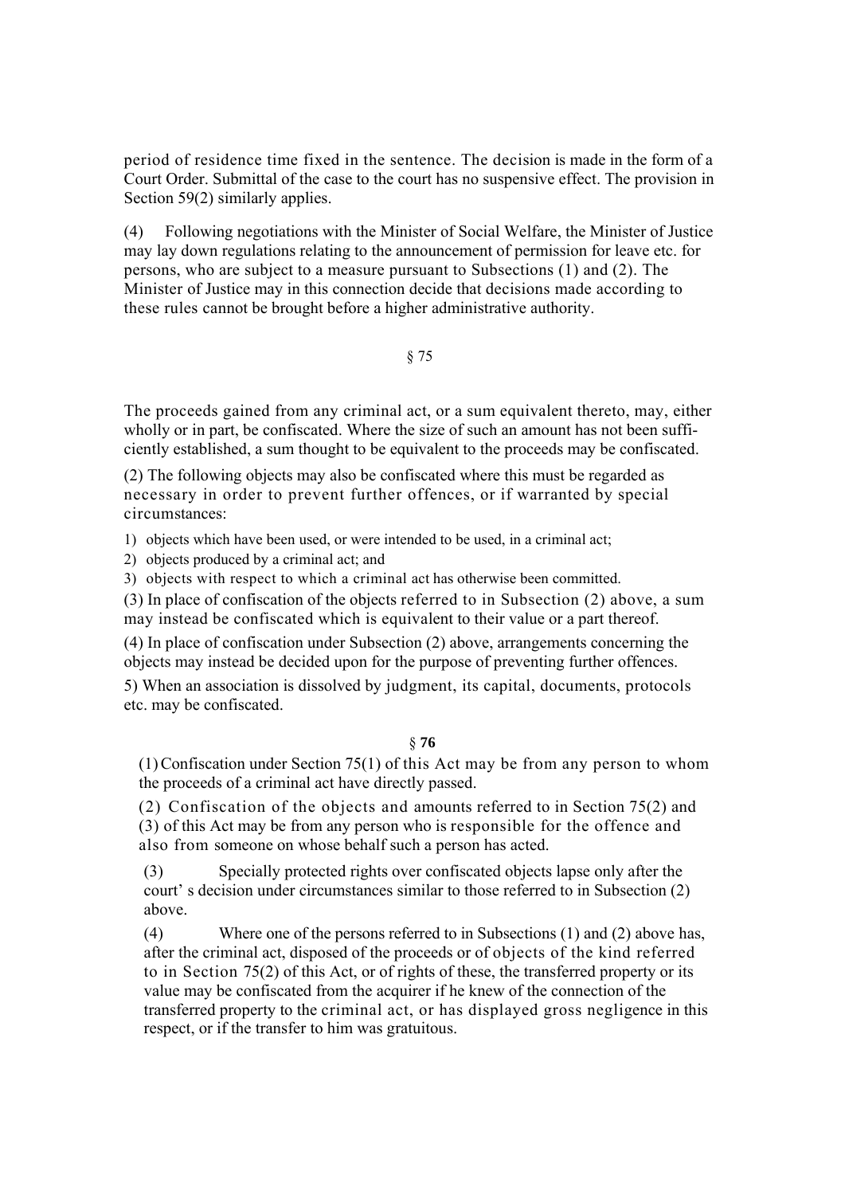period of residence time fixed in the sentence. The decision is made in the form of a Court Order. Submittal of the case to the court has no suspensive effect. The provision in Section 59(2) similarly applies.

(4) Following negotiations with the Minister of Social Welfare, the Minister of Justice may lay down regulations relating to the announcement of permission for leave etc. for persons, who are subject to a measure pursuant to Subsections (1) and (2). The Minister of Justice may in this connection decide that decisions made according to these rules cannot be brought before a higher administrative authority.

§ 75

The proceeds gained from any criminal act, or a sum equivalent thereto, may, either wholly or in part, be confiscated. Where the size of such an amount has not been sufficiently established, a sum thought to be equivalent to the proceeds may be confiscated.

(2) The following objects may also be confiscated where this must be regarded as necessary in order to prevent further offences, or if warranted by special circumstances:

1) objects which have been used, or were intended to be used, in a criminal act;
2) objects produced by a criminal act; and
3) objects with respect to which a criminal act has otherwise been committed.

(3) In place of confiscation of the objects referred to in Subsection (2) above, a sum may instead be confiscated which is equivalent to their value or a part thereof.

(4) In place of confiscation under Subsection (2) above, arrangements concerning the objects may instead be decided upon for the purpose of preventing further offences.

5) When an association is dissolved by judgment, its capital, documents, protocols etc. may be confiscated.

§ **76**

(1) Confiscation under Section 75(1) of this Act may be from any person to whom the proceeds of a criminal act have directly passed.

(2) Confiscation of the objects and amounts referred to in Section 75(2) and (3) of this Act may be from any person who is responsible for the offence and also from someone on whose behalf such a person has acted.

(3) Specially protected rights over confiscated objects lapse only after the court' s decision under circumstances similar to those referred to in Subsection (2) above.

(4) Where one of the persons referred to in Subsections (1) and (2) above has, after the criminal act, disposed of the proceeds or of objects of the kind referred to in Section 75(2) of this Act, or of rights of these, the transferred property or its value may be confiscated from the acquirer if he knew of the connection of the transferred property to the criminal act, or has displayed gross negligence in this respect, or if the transfer to him was gratuitous.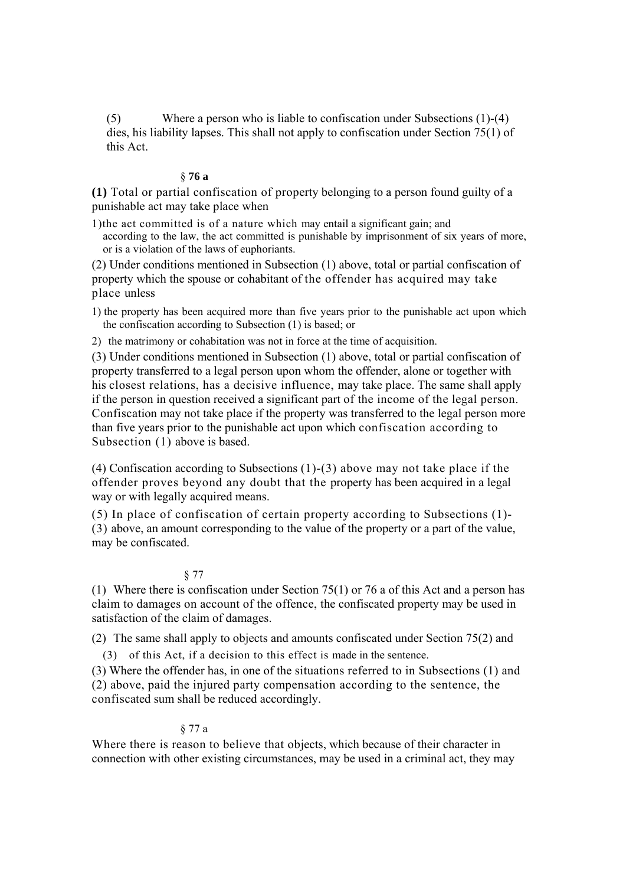(5) Where a person who is liable to confiscation under Subsections (1)-(4) dies, his liability lapses. This shall not apply to confiscation under Section 75(1) of this Act.

§ **76 a**

**(1)** Total or partial confiscation of property belonging to a person found guilty of a punishable act may take place when

1) the act committed is of a nature which may entail a significant gain; and according to the law, the act committed is punishable by imprisonment of six years of more, or is a violation of the laws of euphoriants.

(2) Under conditions mentioned in Subsection (1) above, total or partial confiscation of property which the spouse or cohabitant of the offender has acquired may take place unless

1) the property has been acquired more than five years prior to the punishable act upon which the confiscation according to Subsection (1) is based; or
2) the matrimony or cohabitation was not in force at the time of acquisition.

(3) Under conditions mentioned in Subsection (1) above, total or partial confiscation of property transferred to a legal person upon whom the offender, alone or together with his closest relations, has a decisive influence, may take place. The same shall apply if the person in question received a significant part of the income of the legal person. Confiscation may not take place if the property was transferred to the legal person more than five years prior to the punishable act upon which confiscation according to Subsection (1) above is based.

(4) Confiscation according to Subsections (1)-(3) above may not take place if the offender proves beyond any doubt that the property has been acquired in a legal way or with legally acquired means.

(5) In place of confiscation of certain property according to Subsections (1)-(3) above, an amount corresponding to the value of the property or a part of the value, may be confiscated.

§ 77

(1) Where there is confiscation under Section 75(1) or 76 a of this Act and a person has claim to damages on account of the offence, the confiscated property may be used in satisfaction of the claim of damages.

(2) The same shall apply to objects and amounts confiscated under Section 75(2) and (3) of this Act, if a decision to this effect is made in the sentence.

(3) Where the offender has, in one of the situations referred to in Subsections (1) and (2) above, paid the injured party compensation according to the sentence, the confiscated sum shall be reduced accordingly.

§ 77 a

Where there is reason to believe that objects, which because of their character in connection with other existing circumstances, may be used in a criminal act, they may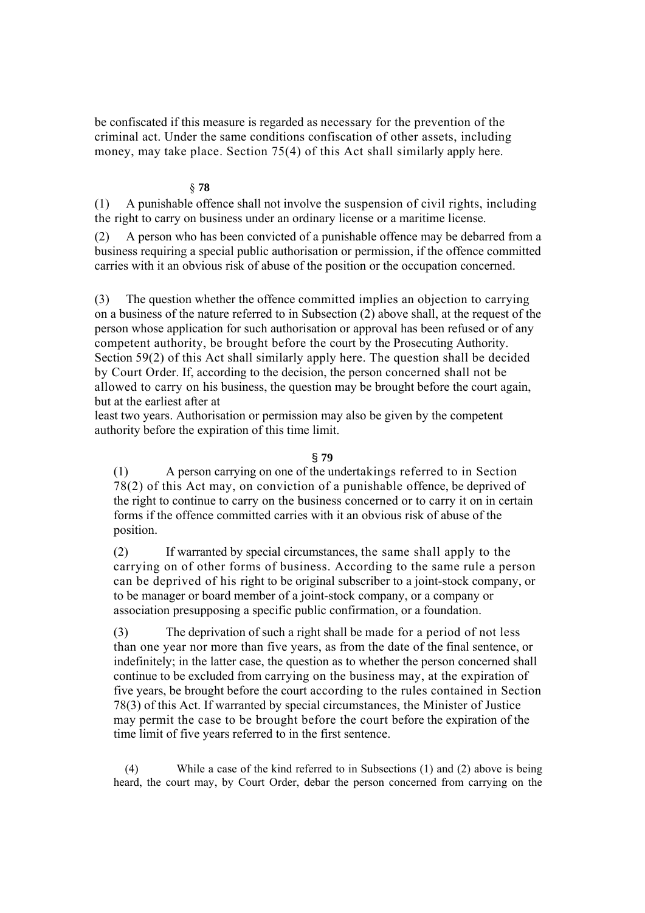be confiscated if this measure is regarded as necessary for the prevention of the criminal act. Under the same conditions confiscation of other assets, including money, may take place. Section 75(4) of this Act shall similarly apply here.

### § 78

(1) A punishable offence shall not involve the suspension of civil rights, including the right to carry on business under an ordinary license or a maritime license.

(2) A person who has been convicted of a punishable offence may be debarred from a business requiring a special public authorisation or permission, if the offence committed carries with it an obvious risk of abuse of the position or the occupation concerned.

(3) The question whether the offence committed implies an objection to carrying on a business of the nature referred to in Subsection (2) above shall, at the request of the person whose application for such authorisation or approval has been refused or of any competent authority, be brought before the court by the Prosecuting Authority. Section 59(2) of this Act shall similarly apply here. The question shall be decided by Court Order. If, according to the decision, the person concerned shall not be allowed to carry on his business, the question may be brought before the court again, but at the earliest after at least two years. Authorisation or permission may also be given by the competent authority before the expiration of this time limit.

### § 79

(1) A person carrying on one of the undertakings referred to in Section 78(2) of this Act may, on conviction of a punishable offence, be deprived of the right to continue to carry on the business concerned or to carry it on in certain forms if the offence committed carries with it an obvious risk of abuse of the position.

(2) If warranted by special circumstances, the same shall apply to the carrying on of other forms of business. According to the same rule a person can be deprived of his right to be original subscriber to a joint-stock company, or to be manager or board member of a joint-stock company, or a company or association presupposing a specific public confirmation, or a foundation.

(3) The deprivation of such a right shall be made for a period of not less than one year nor more than five years, as from the date of the final sentence, or indefinitely; in the latter case, the question as to whether the person concerned shall continue to be excluded from carrying on the business may, at the expiration of five years, be brought before the court according to the rules contained in Section 78(3) of this Act. If warranted by special circumstances, the Minister of Justice may permit the case to be brought before the court before the expiration of the time limit of five years referred to in the first sentence.

(4) While a case of the kind referred to in Subsections (1) and (2) above is being heard, the court may, by Court Order, debar the person concerned from carrying on the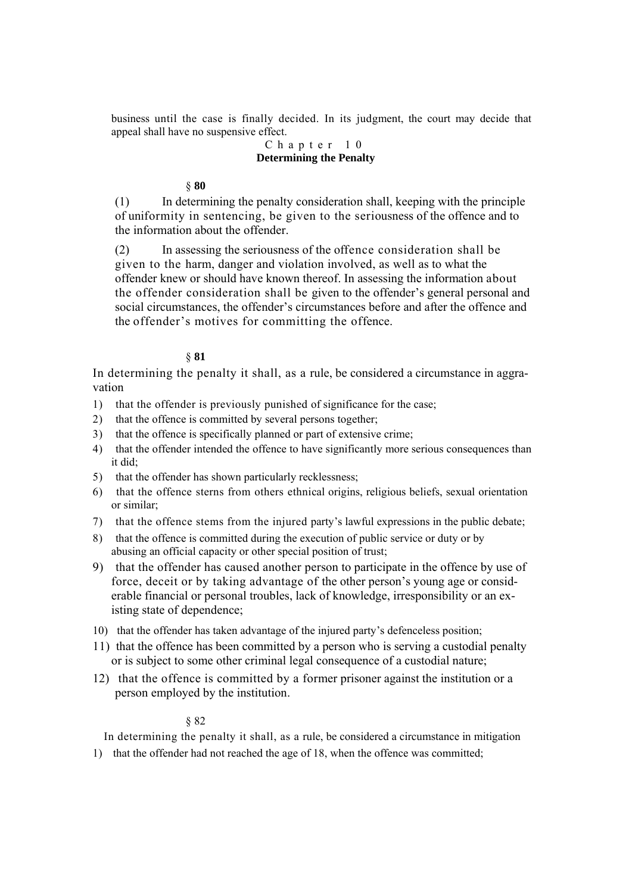business until the case is finally decided. In its judgment, the court may decide that appeal shall have no suspensive effect.

## Chapter 10
## Determining the Penalty

### § 80

(1) In determining the penalty consideration shall, keeping with the principle of uniformity in sentencing, be given to the seriousness of the offence and to the information about the offender.

(2) In assessing the seriousness of the offence consideration shall be given to the harm, danger and violation involved, as well as to what the offender knew or should have known thereof. In assessing the information about the offender consideration shall be given to the offender's general personal and social circumstances, the offender's circumstances before and after the offence and the offender's motives for committing the offence.

### § 81

In determining the penalty it shall, as a rule, be considered a circumstance in aggravation

1) that the offender is previously punished of significance for the case;
2) that the offence is committed by several persons together;
3) that the offence is specifically planned or part of extensive crime;
4) that the offender intended the offence to have significantly more serious consequences than it did;
5) that the offender has shown particularly recklessness;
6) that the offence sterns from others ethnical origins, religious beliefs, sexual orientation or similar;
7) that the offence stems from the injured party's lawful expressions in the public debate;
8) that the offence is committed during the execution of public service or duty or by abusing an official capacity or other special position of trust;
9) that the offender has caused another person to participate in the offence by use of force, deceit or by taking advantage of the other person's young age or considerable financial or personal troubles, lack of knowledge, irresponsibility or an existing state of dependence;
10) that the offender has taken advantage of the injured party's defenceless position;
11) that the offence has been committed by a person who is serving a custodial penalty or is subject to some other criminal legal consequence of a custodial nature;
12) that the offence is committed by a former prisoner against the institution or a person employed by the institution.

### § 82

In determining the penalty it shall, as a rule, be considered a circumstance in mitigation

1) that the offender had not reached the age of 18, when the offence was committed;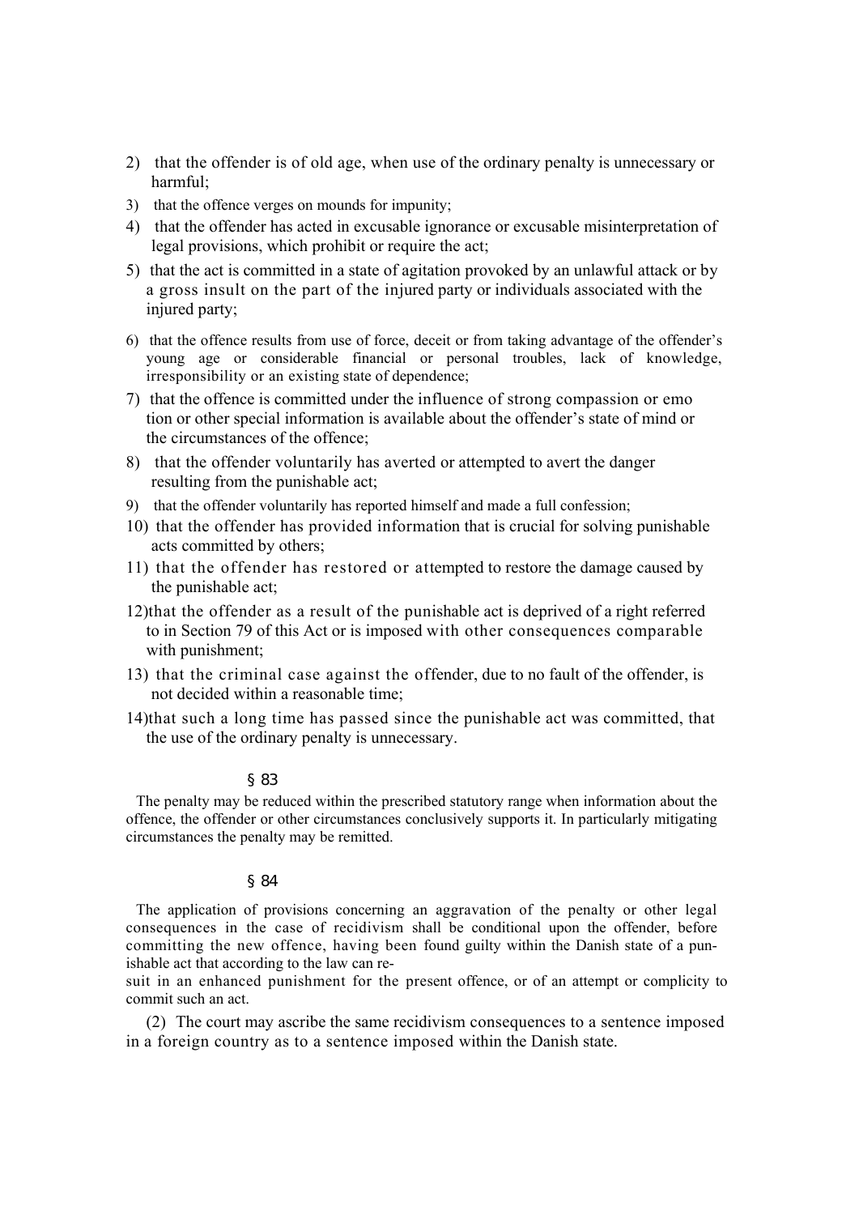2) that the offender is of old age, when use of the ordinary penalty is unnecessary or harmful;
3) that the offence verges on mounds for impunity;
4) that the offender has acted in excusable ignorance or excusable misinterpretation of legal provisions, which prohibit or require the act;
5) that the act is committed in a state of agitation provoked by an unlawful attack or by a gross insult on the part of the injured party or individuals associated with the injured party;
6) that the offence results from use of force, deceit or from taking advantage of the offender's young age or considerable financial or personal troubles, lack of knowledge, irresponsibility or an existing state of dependence;
7) that the offence is committed under the influence of strong compassion or emo tion or other special information is available about the offender's state of mind or the circumstances of the offence;
8) that the offender voluntarily has averted or attempted to avert the danger resulting from the punishable act;
9) that the offender voluntarily has reported himself and made a full confession;
10) that the offender has provided information that is crucial for solving punishable acts committed by others;
11) that the offender has restored or attempted to restore the damage caused by the punishable act;
12) that the offender as a result of the punishable act is deprived of a right referred to in Section 79 of this Act or is imposed with other consequences comparable with punishment;
13) that the criminal case against the offender, due to no fault of the offender, is not decided within a reasonable time;
14) that such a long time has passed since the punishable act was committed, that the use of the ordinary penalty is unnecessary.

### § 83

The penalty may be reduced within the prescribed statutory range when information about the offence, the offender or other circumstances conclusively supports it. In particularly mitigating circumstances the penalty may be remitted.

### § 84

The application of provisions concerning an aggravation of the penalty or other legal consequences in the case of recidivism shall be conditional upon the offender, before committing the new offence, having been found guilty within the Danish state of a punishable act that according to the law can result in an enhanced punishment for the present offence, or of an attempt or complicity to commit such an act.

(2) The court may ascribe the same recidivism consequences to a sentence imposed in a foreign country as to a sentence imposed within the Danish state.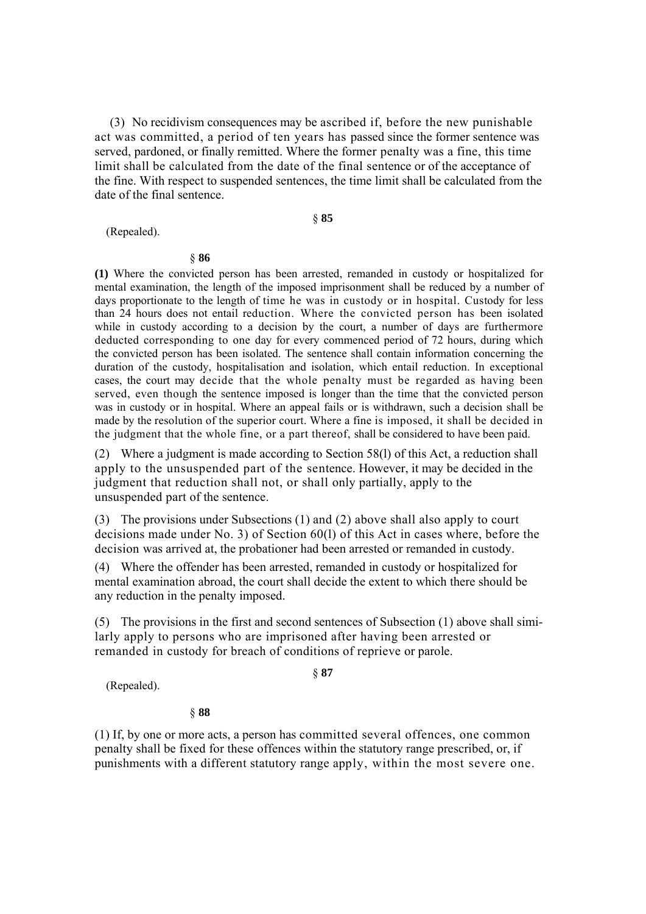(3) No recidivism consequences may be ascribed if, before the new punishable act was committed, a period of ten years has passed since the former sentence was served, pardoned, or finally remitted. Where the former penalty was a fine, this time limit shall be calculated from the date of the final sentence or of the acceptance of the fine. With respect to suspended sentences, the time limit shall be calculated from the date of the final sentence.

§ **85**

(Repealed).

§ **86**

**(1)** Where the convicted person has been arrested, remanded in custody or hospitalized for mental examination, the length of the imposed imprisonment shall be reduced by a number of days proportionate to the length of time he was in custody or in hospital. Custody for less than 24 hours does not entail reduction. Where the convicted person has been isolated while in custody according to a decision by the court, a number of days are furthermore deducted corresponding to one day for every commenced period of 72 hours, during which the convicted person has been isolated. The sentence shall contain information concerning the duration of the custody, hospitalisation and isolation, which entail reduction. In exceptional cases, the court may decide that the whole penalty must be regarded as having been served, even though the sentence imposed is longer than the time that the convicted person was in custody or in hospital. Where an appeal fails or is withdrawn, such a decision shall be made by the resolution of the superior court. Where a fine is imposed, it shall be decided in the judgment that the whole fine, or a part thereof, shall be considered to have been paid.

(2) Where a judgment is made according to Section 58(l) of this Act, a reduction shall apply to the unsuspended part of the sentence. However, it may be decided in the judgment that reduction shall not, or shall only partially, apply to the unsuspended part of the sentence.

(3) The provisions under Subsections (1) and (2) above shall also apply to court decisions made under No. 3) of Section 60(l) of this Act in cases where, before the decision was arrived at, the probationer had been arrested or remanded in custody.

(4) Where the offender has been arrested, remanded in custody or hospitalized for mental examination abroad, the court shall decide the extent to which there should be any reduction in the penalty imposed.

(5) The provisions in the first and second sentences of Subsection (1) above shall similarly apply to persons who are imprisoned after having been arrested or remanded in custody for breach of conditions of reprieve or parole.

§ **87**

(Repealed).

§ **88**

(1) If, by one or more acts, a person has committed several offences, one common penalty shall be fixed for these offences within the statutory range prescribed, or, if punishments with a different statutory range apply, within the most severe one.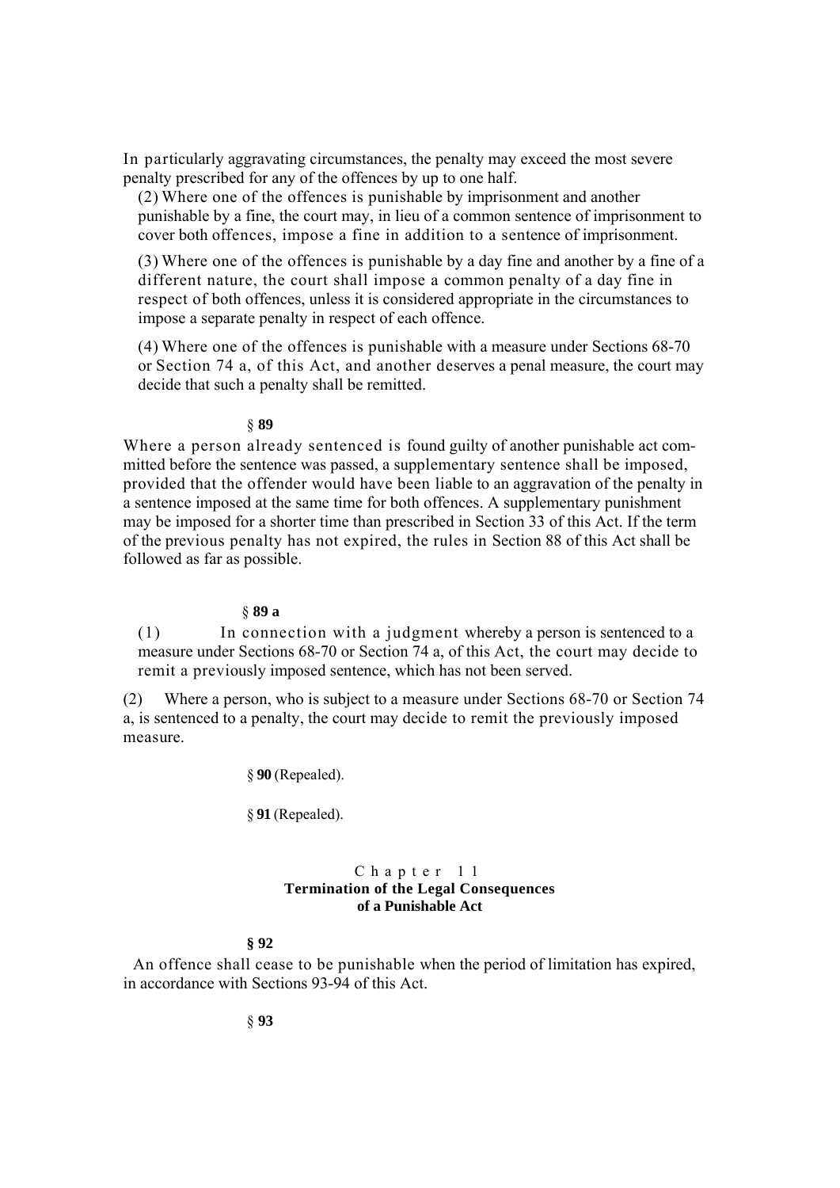In particularly aggravating circumstances, the penalty may exceed the most severe penalty prescribed for any of the offences by up to one half.

(2) Where one of the offences is punishable by imprisonment and another punishable by a fine, the court may, in lieu of a common sentence of imprisonment to cover both offences, impose a fine in addition to a sentence of imprisonment.

(3) Where one of the offences is punishable by a day fine and another by a fine of a different nature, the court shall impose a common penalty of a day fine in respect of both offences, unless it is considered appropriate in the circumstances to impose a separate penalty in respect of each offence.

(4) Where one of the offences is punishable with a measure under Sections 68-70 or Section 74 a, of this Act, and another deserves a penal measure, the court may decide that such a penalty shall be remitted.

§ **89**

Where a person already sentenced is found guilty of another punishable act committed before the sentence was passed, a supplementary sentence shall be imposed, provided that the offender would have been liable to an aggravation of the penalty in a sentence imposed at the same time for both offences. A supplementary punishment may be imposed for a shorter time than prescribed in Section 33 of this Act. If the term of the previous penalty has not expired, the rules in Section 88 of this Act shall be followed as far as possible.

§ **89 a**

(1) In connection with a judgment whereby a person is sentenced to a measure under Sections 68-70 or Section 74 a, of this Act, the court may decide to remit a previously imposed sentence, which has not been served.

(2) Where a person, who is subject to a measure under Sections 68-70 or Section 74 a, is sentenced to a penalty, the court may decide to remit the previously imposed measure.

§ **90** (Repealed).

§ **91** (Repealed).

## Chapter 11
## Termination of the Legal Consequences of a Punishable Act

§ **92**

An offence shall cease to be punishable when the period of limitation has expired, in accordance with Sections 93-94 of this Act.

§ **93**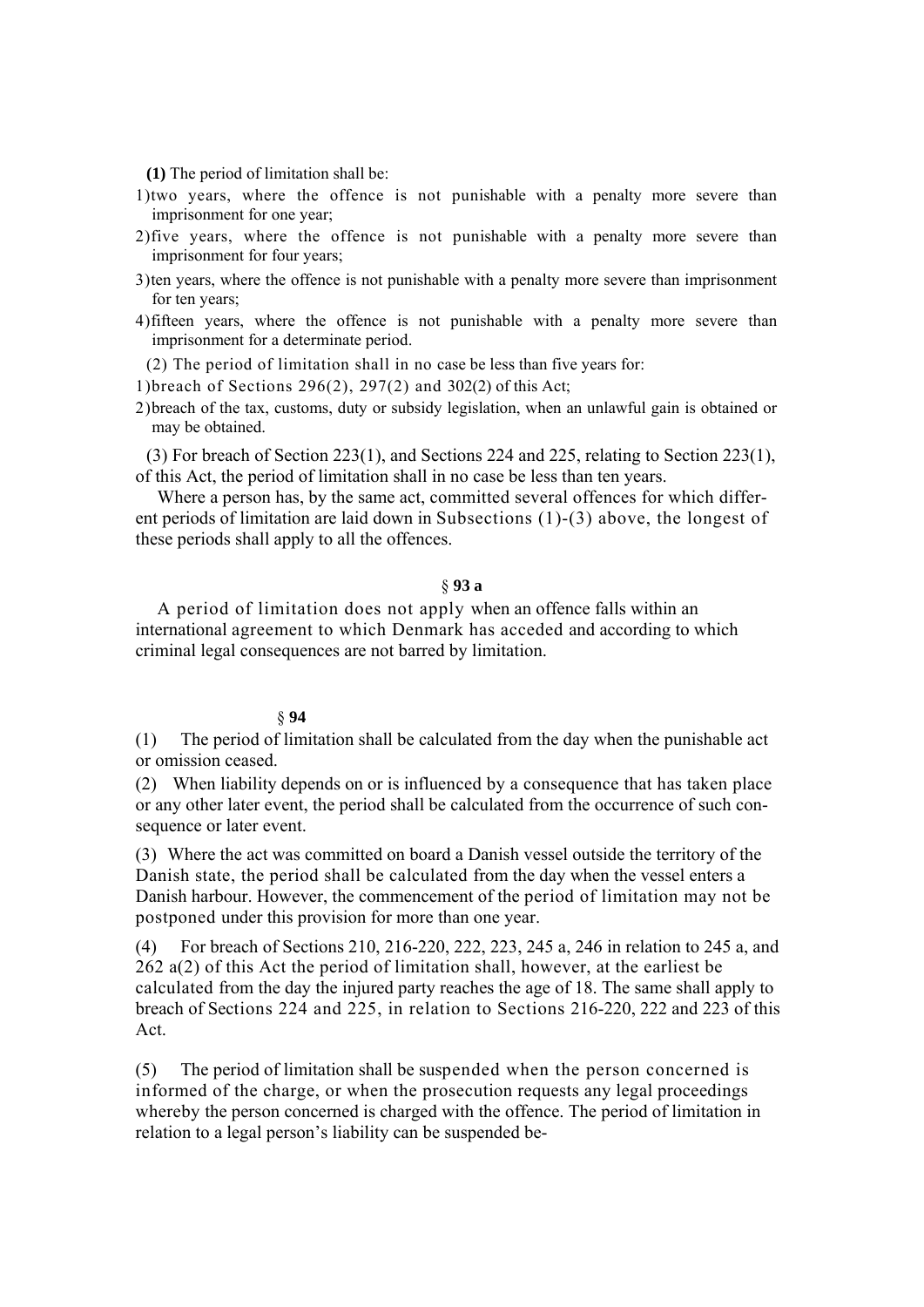**(1)** The period of limitation shall be:

1) two years, where the offence is not punishable with a penalty more severe than imprisonment for one year;
2) five years, where the offence is not punishable with a penalty more severe than imprisonment for four years;
3) ten years, where the offence is not punishable with a penalty more severe than imprisonment for ten years;
4) fifteen years, where the offence is not punishable with a penalty more severe than imprisonment for a determinate period.

(2) The period of limitation shall in no case be less than five years for:

1) breach of Sections 296(2), 297(2) and 302(2) of this Act;
2) breach of the tax, customs, duty or subsidy legislation, when an unlawful gain is obtained or may be obtained.

(3) For breach of Section 223(1), and Sections 224 and 225, relating to Section 223(1), of this Act, the period of limitation shall in no case be less than ten years.

Where a person has, by the same act, committed several offences for which different periods of limitation are laid down in Subsections (1)-(3) above, the longest of these periods shall apply to all the offences.

### § **93 a**

A period of limitation does not apply when an offence falls within an international agreement to which Denmark has acceded and according to which criminal legal consequences are not barred by limitation.

### § **94**

(1) The period of limitation shall be calculated from the day when the punishable act or omission ceased.

(2) When liability depends on or is influenced by a consequence that has taken place or any other later event, the period shall be calculated from the occurrence of such consequence or later event.

(3) Where the act was committed on board a Danish vessel outside the territory of the Danish state, the period shall be calculated from the day when the vessel enters a Danish harbour. However, the commencement of the period of limitation may not be postponed under this provision for more than one year.

(4) For breach of Sections 210, 216-220, 222, 223, 245 a, 246 in relation to 245 a, and 262 a(2) of this Act the period of limitation shall, however, at the earliest be calculated from the day the injured party reaches the age of 18. The same shall apply to breach of Sections 224 and 225, in relation to Sections 216-220, 222 and 223 of this Act.

(5) The period of limitation shall be suspended when the person concerned is informed of the charge, or when the prosecution requests any legal proceedings whereby the person concerned is charged with the offence. The period of limitation in relation to a legal person's liability can be suspended be-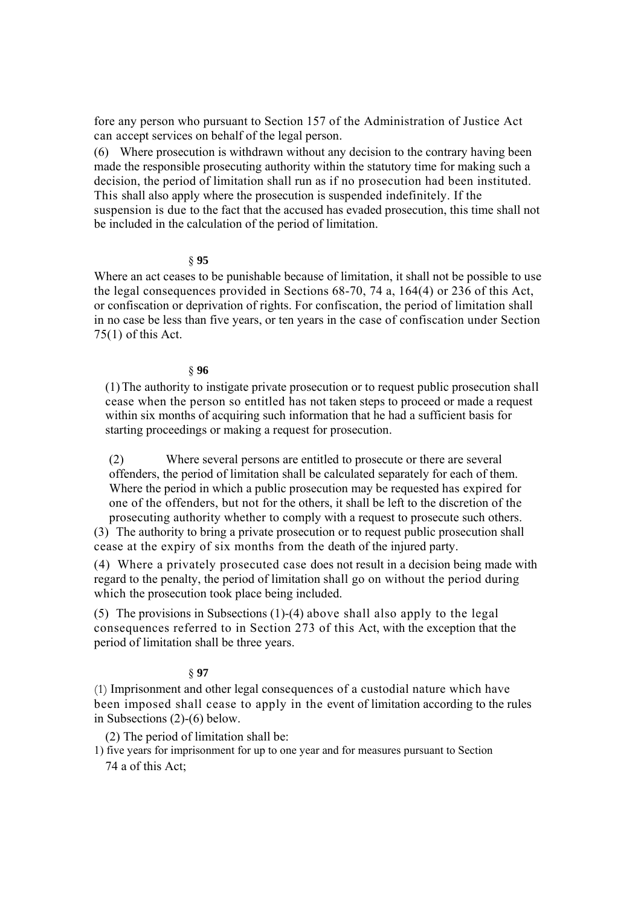fore any person who pursuant to Section 157 of the Administration of Justice Act can accept services on behalf of the legal person.

(6) Where prosecution is withdrawn without any decision to the contrary having been made the responsible prosecuting authority within the statutory time for making such a decision, the period of limitation shall run as if no prosecution had been instituted. This shall also apply where the prosecution is suspended indefinitely. If the suspension is due to the fact that the accused has evaded prosecution, this time shall not be included in the calculation of the period of limitation.

§ **95**

Where an act ceases to be punishable because of limitation, it shall not be possible to use the legal consequences provided in Sections 68-70, 74 a, 164(4) or 236 of this Act, or confiscation or deprivation of rights. For confiscation, the period of limitation shall in no case be less than five years, or ten years in the case of confiscation under Section 75(1) of this Act.

§ **96**

(1) The authority to instigate private prosecution or to request public prosecution shall cease when the person so entitled has not taken steps to proceed or made a request within six months of acquiring such information that he had a sufficient basis for starting proceedings or making a request for prosecution.

(2) Where several persons are entitled to prosecute or there are several offenders, the period of limitation shall be calculated separately for each of them. Where the period in which a public prosecution may be requested has expired for one of the offenders, but not for the others, it shall be left to the discretion of the prosecuting authority whether to comply with a request to prosecute such others.

(3) The authority to bring a private prosecution or to request public prosecution shall cease at the expiry of six months from the death of the injured party.

(4) Where a privately prosecuted case does not result in a decision being made with regard to the penalty, the period of limitation shall go on without the period during which the prosecution took place being included.

(5) The provisions in Subsections (1)-(4) above shall also apply to the legal consequences referred to in Section 273 of this Act, with the exception that the period of limitation shall be three years.

§ **97**

(1) Imprisonment and other legal consequences of a custodial nature which have been imposed shall cease to apply in the event of limitation according to the rules in Subsections (2)-(6) below.

(2) The period of limitation shall be:

1) five years for imprisonment for up to one year and for measures pursuant to Section 74 a of this Act;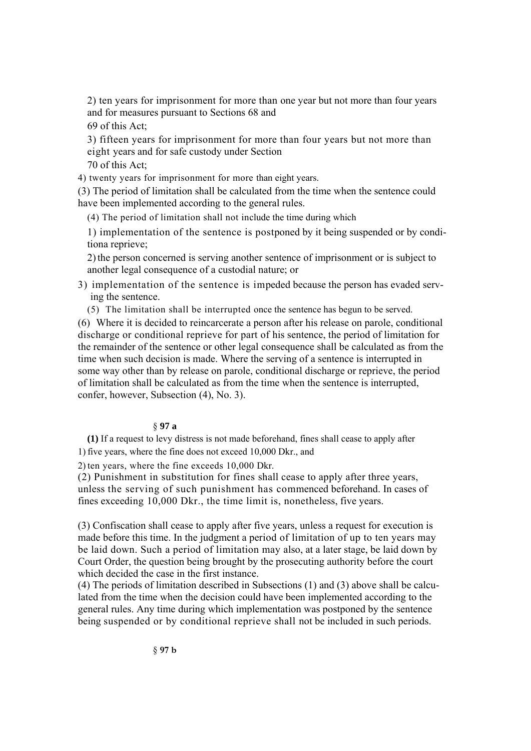2) ten years for imprisonment for more than one year but not more than four years and for measures pursuant to Sections 68 and 69 of this Act;

3) fifteen years for imprisonment for more than four years but not more than eight years and for safe custody under Section 70 of this Act;

4) twenty years for imprisonment for more than eight years.

(3) The period of limitation shall be calculated from the time when the sentence could have been implemented according to the general rules.

(4) The period of limitation shall not include the time during which

1) implementation of the sentence is postponed by it being suspended or by conditiona reprieve;

2) the person concerned is serving another sentence of imprisonment or is subject to another legal consequence of a custodial nature; or

3) implementation of the sentence is impeded because the person has evaded serving the sentence.

(5) The limitation shall be interrupted once the sentence has begun to be served.

(6) Where it is decided to reincarcerate a person after his release on parole, conditional discharge or conditional reprieve for part of his sentence, the period of limitation for the remainder of the sentence or other legal consequence shall be calculated as from the time when such decision is made. Where the serving of a sentence is interrupted in some way other than by release on parole, conditional discharge or reprieve, the period of limitation shall be calculated as from the time when the sentence is interrupted, confer, however, Subsection (4), No. 3).

### § **97 a**

**(1)** If a request to levy distress is not made beforehand, fines shall cease to apply after

1) five years, where the fine does not exceed 10,000 Dkr., and

2) ten years, where the fine exceeds 10,000 Dkr.

(2) Punishment in substitution for fines shall cease to apply after three years, unless the serving of such punishment has commenced beforehand. In cases of fines exceeding 10,000 Dkr., the time limit is, nonetheless, five years.

(3) Confiscation shall cease to apply after five years, unless a request for execution is made before this time. In the judgment a period of limitation of up to ten years may be laid down. Such a period of limitation may also, at a later stage, be laid down by Court Order, the question being brought by the prosecuting authority before the court which decided the case in the first instance.

(4) The periods of limitation described in Subsections (1) and (3) above shall be calculated from the time when the decision could have been implemented according to the general rules. Any time during which implementation was postponed by the sentence being suspended or by conditional reprieve shall not be included in such periods.

### § **97 b**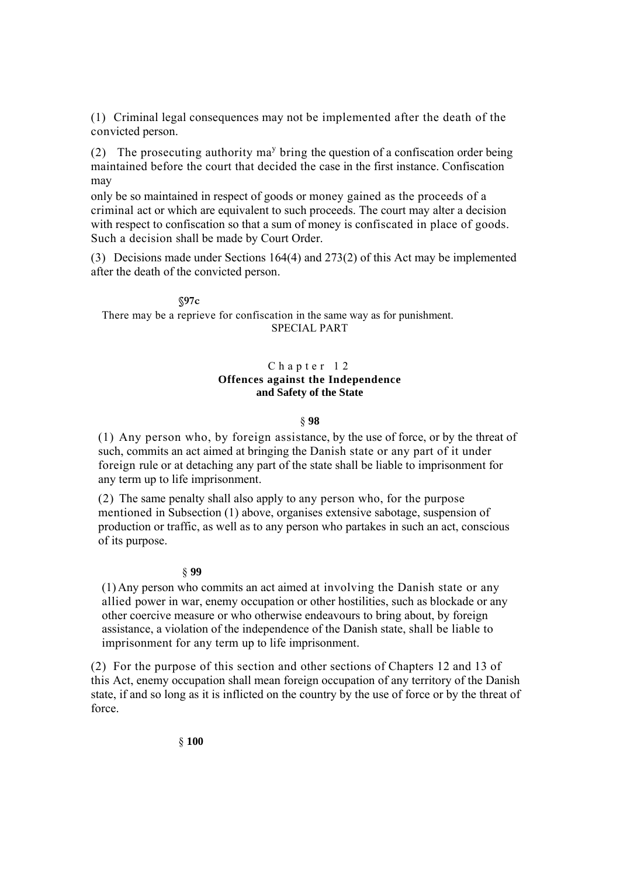(1) Criminal legal consequences may not be implemented after the death of the convicted person.

(2) The prosecuting authority may bring the question of a confiscation order being maintained before the court that decided the case in the first instance. Confiscation may only be so maintained in respect of goods or money gained as the proceeds of a criminal act or which are equivalent to such proceeds. The court may alter a decision with respect to confiscation so that a sum of money is confiscated in place of goods. Such a decision shall be made by Court Order.

(3) Decisions made under Sections 164(4) and 273(2) of this Act may be implemented after the death of the convicted person.

**§97c**

There may be a reprieve for confiscation in the same way as for punishment.

SPECIAL PART

## Chapter 12
## Offences against the Independence and Safety of the State

**§ 98**

(1) Any person who, by foreign assistance, by the use of force, or by the threat of such, commits an act aimed at bringing the Danish state or any part of it under foreign rule or at detaching any part of the state shall be liable to imprisonment for any term up to life imprisonment.

(2) The same penalty shall also apply to any person who, for the purpose mentioned in Subsection (1) above, organises extensive sabotage, suspension of production or traffic, as well as to any person who partakes in such an act, conscious of its purpose.

**§ 99**

(1) Any person who commits an act aimed at involving the Danish state or any allied power in war, enemy occupation or other hostilities, such as blockade or any other coercive measure or who otherwise endeavours to bring about, by foreign assistance, a violation of the independence of the Danish state, shall be liable to imprisonment for any term up to life imprisonment.

(2) For the purpose of this section and other sections of Chapters 12 and 13 of this Act, enemy occupation shall mean foreign occupation of any territory of the Danish state, if and so long as it is inflicted on the country by the use of force or by the threat of force.

**§ 100**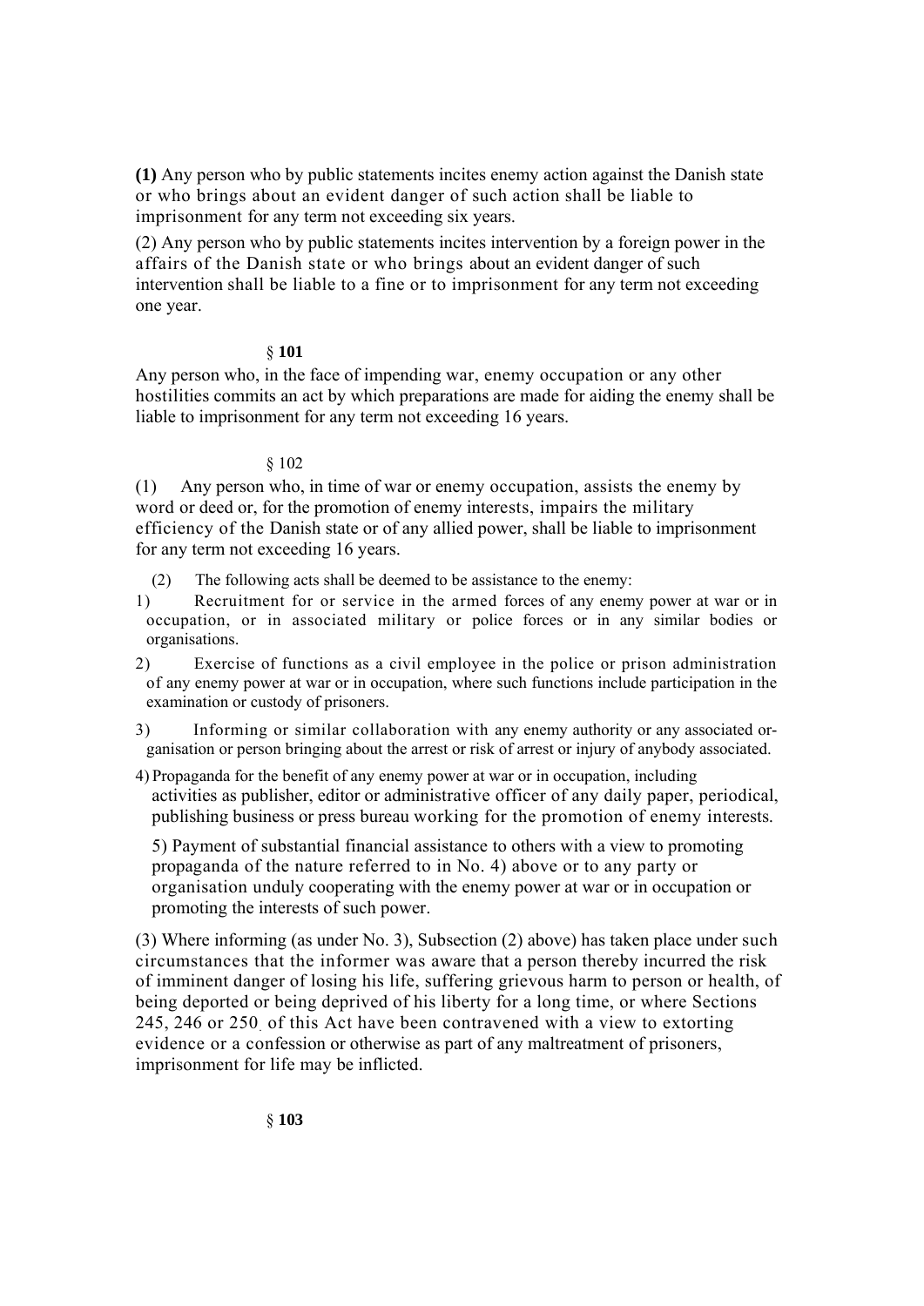**(1)** Any person who by public statements incites enemy action against the Danish state or who brings about an evident danger of such action shall be liable to imprisonment for any term not exceeding six years.

(2) Any person who by public statements incites intervention by a foreign power in the affairs of the Danish state or who brings about an evident danger of such intervention shall be liable to a fine or to imprisonment for any term not exceeding one year.

§ **101**

Any person who, in the face of impending war, enemy occupation or any other hostilities commits an act by which preparations are made for aiding the enemy shall be liable to imprisonment for any term not exceeding 16 years.

§ 102

(1) Any person who, in time of war or enemy occupation, assists the enemy by word or deed or, for the promotion of enemy interests, impairs the military efficiency of the Danish state or of any allied power, shall be liable to imprisonment for any term not exceeding 16 years.

(2) The following acts shall be deemed to be assistance to the enemy:

1) Recruitment for or service in the armed forces of any enemy power at war or in occupation, or in associated military or police forces or in any similar bodies or organisations.

2) Exercise of functions as a civil employee in the police or prison administration of any enemy power at war or in occupation, where such functions include participation in the examination or custody of prisoners.

3) Informing or similar collaboration with any enemy authority or any associated organisation or person bringing about the arrest or risk of arrest or injury of anybody associated.

4) Propaganda for the benefit of any enemy power at war or in occupation, including activities as publisher, editor or administrative officer of any daily paper, periodical, publishing business or press bureau working for the promotion of enemy interests.

5) Payment of substantial financial assistance to others with a view to promoting propaganda of the nature referred to in No. 4) above or to any party or organisation unduly cooperating with the enemy power at war or in occupation or promoting the interests of such power.

(3) Where informing (as under No. 3), Subsection (2) above) has taken place under such circumstances that the informer was aware that a person thereby incurred the risk of imminent danger of losing his life, suffering grievous harm to person or health, of being deported or being deprived of his liberty for a long time, or where Sections 245, 246 or 250 of this Act have been contravened with a view to extorting evidence or a confession or otherwise as part of any maltreatment of prisoners, imprisonment for life may be inflicted.

§ **103**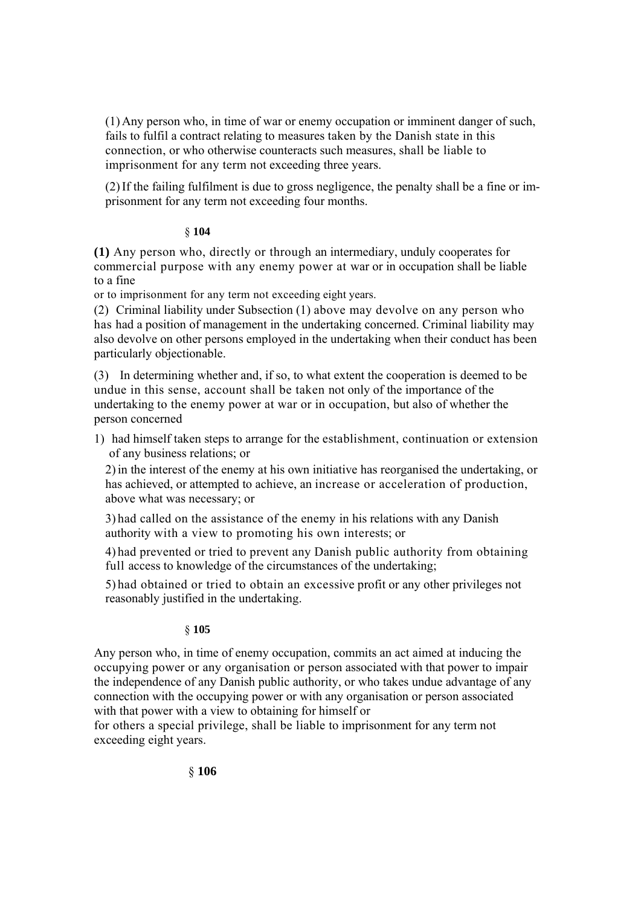(1) Any person who, in time of war or enemy occupation or imminent danger of such, fails to fulfil a contract relating to measures taken by the Danish state in this connection, or who otherwise counteracts such measures, shall be liable to imprisonment for any term not exceeding three years.

(2) If the failing fulfilment is due to gross negligence, the penalty shall be a fine or imprisonment for any term not exceeding four months.

§ **104**

**(1)** Any person who, directly or through an intermediary, unduly cooperates for commercial purpose with any enemy power at war or in occupation shall be liable to a fine or to imprisonment for any term not exceeding eight years.

(2) Criminal liability under Subsection (1) above may devolve on any person who has had a position of management in the undertaking concerned. Criminal liability may also devolve on other persons employed in the undertaking when their conduct has been particularly objectionable.

(3) In determining whether and, if so, to what extent the cooperation is deemed to be undue in this sense, account shall be taken not only of the importance of the undertaking to the enemy power at war or in occupation, but also of whether the person concerned

1) had himself taken steps to arrange for the establishment, continuation or extension of any business relations; or

2) in the interest of the enemy at his own initiative has reorganised the undertaking, or has achieved, or attempted to achieve, an increase or acceleration of production, above what was necessary; or

3) had called on the assistance of the enemy in his relations with any Danish authority with a view to promoting his own interests; or

4) had prevented or tried to prevent any Danish public authority from obtaining full access to knowledge of the circumstances of the undertaking;

5) had obtained or tried to obtain an excessive profit or any other privileges not reasonably justified in the undertaking.

§ **105**

Any person who, in time of enemy occupation, commits an act aimed at inducing the occupying power or any organisation or person associated with that power to impair the independence of any Danish public authority, or who takes undue advantage of any connection with the occupying power or with any organisation or person associated with that power with a view to obtaining for himself or for others a special privilege, shall be liable to imprisonment for any term not exceeding eight years.

§ **106**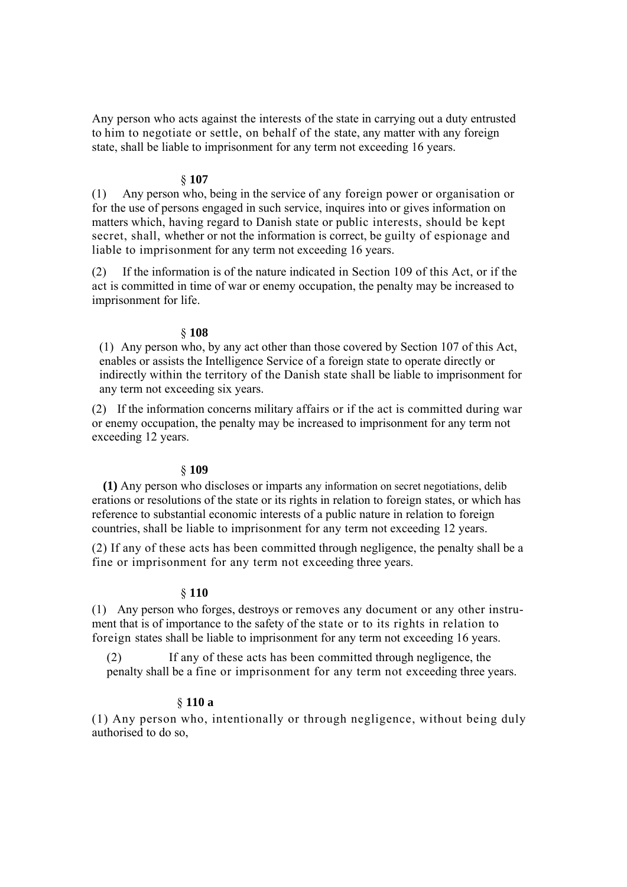Any person who acts against the interests of the state in carrying out a duty entrusted to him to negotiate or settle, on behalf of the state, any matter with any foreign state, shall be liable to imprisonment for any term not exceeding 16 years.

§ **107**

(1) Any person who, being in the service of any foreign power or organisation or for the use of persons engaged in such service, inquires into or gives information on matters which, having regard to Danish state or public interests, should be kept secret, shall, whether or not the information is correct, be guilty of espionage and liable to imprisonment for any term not exceeding 16 years.

(2) If the information is of the nature indicated in Section 109 of this Act, or if the act is committed in time of war or enemy occupation, the penalty may be increased to imprisonment for life.

§ **108**

(1) Any person who, by any act other than those covered by Section 107 of this Act, enables or assists the Intelligence Service of a foreign state to operate directly or indirectly within the territory of the Danish state shall be liable to imprisonment for any term not exceeding six years.

(2) If the information concerns military affairs or if the act is committed during war or enemy occupation, the penalty may be increased to imprisonment for any term not exceeding 12 years.

§ **109**

**(1)** Any person who discloses or imparts any information on secret negotiations, delib erations or resolutions of the state or its rights in relation to foreign states, or which has reference to substantial economic interests of a public nature in relation to foreign countries, shall be liable to imprisonment for any term not exceeding 12 years.

(2) If any of these acts has been committed through negligence, the penalty shall be a fine or imprisonment for any term not exceeding three years.

§ **110**

(1) Any person who forges, destroys or removes any document or any other instrument that is of importance to the safety of the state or to its rights in relation to foreign states shall be liable to imprisonment for any term not exceeding 16 years.

(2) If any of these acts has been committed through negligence, the penalty shall be a fine or imprisonment for any term not exceeding three years.

§ **110 a**

(1) Any person who, intentionally or through negligence, without being duly authorised to do so,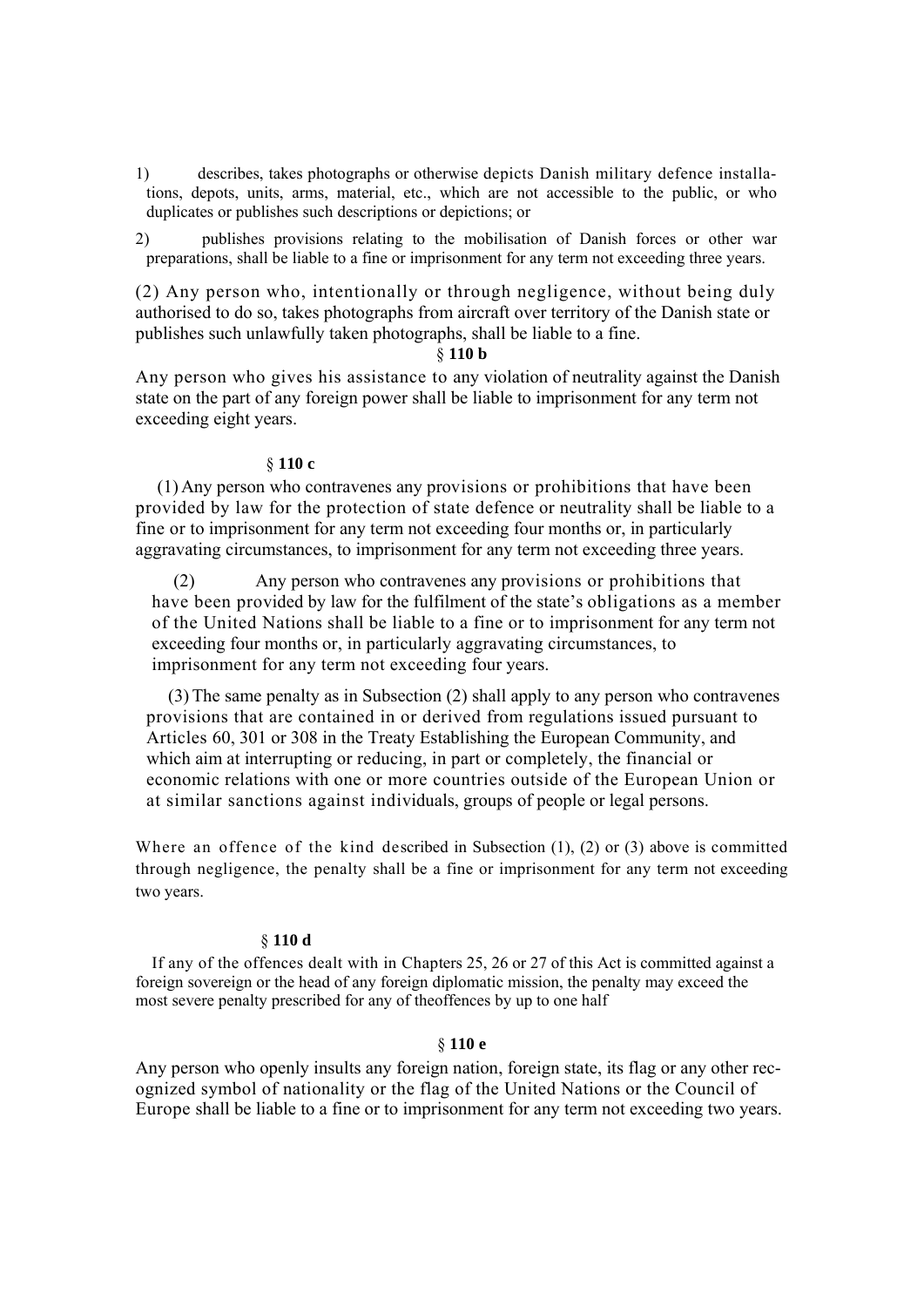1) describes, takes photographs or otherwise depicts Danish military defence installations, depots, units, arms, material, etc., which are not accessible to the public, or who duplicates or publishes such descriptions or depictions; or

2) publishes provisions relating to the mobilisation of Danish forces or other war preparations, shall be liable to a fine or imprisonment for any term not exceeding three years.

(2) Any person who, intentionally or through negligence, without being duly authorised to do so, takes photographs from aircraft over territory of the Danish state or publishes such unlawfully taken photographs, shall be liable to a fine.

§ **110 b**

Any person who gives his assistance to any violation of neutrality against the Danish state on the part of any foreign power shall be liable to imprisonment for any term not exceeding eight years.

§ **110 c**

(1) Any person who contravenes any provisions or prohibitions that have been provided by law for the protection of state defence or neutrality shall be liable to a fine or to imprisonment for any term not exceeding four months or, in particularly aggravating circumstances, to imprisonment for any term not exceeding three years.

(2) Any person who contravenes any provisions or prohibitions that have been provided by law for the fulfilment of the state's obligations as a member of the United Nations shall be liable to a fine or to imprisonment for any term not exceeding four months or, in particularly aggravating circumstances, to imprisonment for any term not exceeding four years.

(3) The same penalty as in Subsection (2) shall apply to any person who contravenes provisions that are contained in or derived from regulations issued pursuant to Articles 60, 301 or 308 in the Treaty Establishing the European Community, and which aim at interrupting or reducing, in part or completely, the financial or economic relations with one or more countries outside of the European Union or at similar sanctions against individuals, groups of people or legal persons.

Where an offence of the kind described in Subsection (1), (2) or (3) above is committed through negligence, the penalty shall be a fine or imprisonment for any term not exceeding two years.

§ **110 d**

If any of the offences dealt with in Chapters 25, 26 or 27 of this Act is committed against a foreign sovereign or the head of any foreign diplomatic mission, the penalty may exceed the most severe penalty prescribed for any of theoffences by up to one half

§ **110 e**

Any person who openly insults any foreign nation, foreign state, its flag or any other recognized symbol of nationality or the flag of the United Nations or the Council of Europe shall be liable to a fine or to imprisonment for any term not exceeding two years.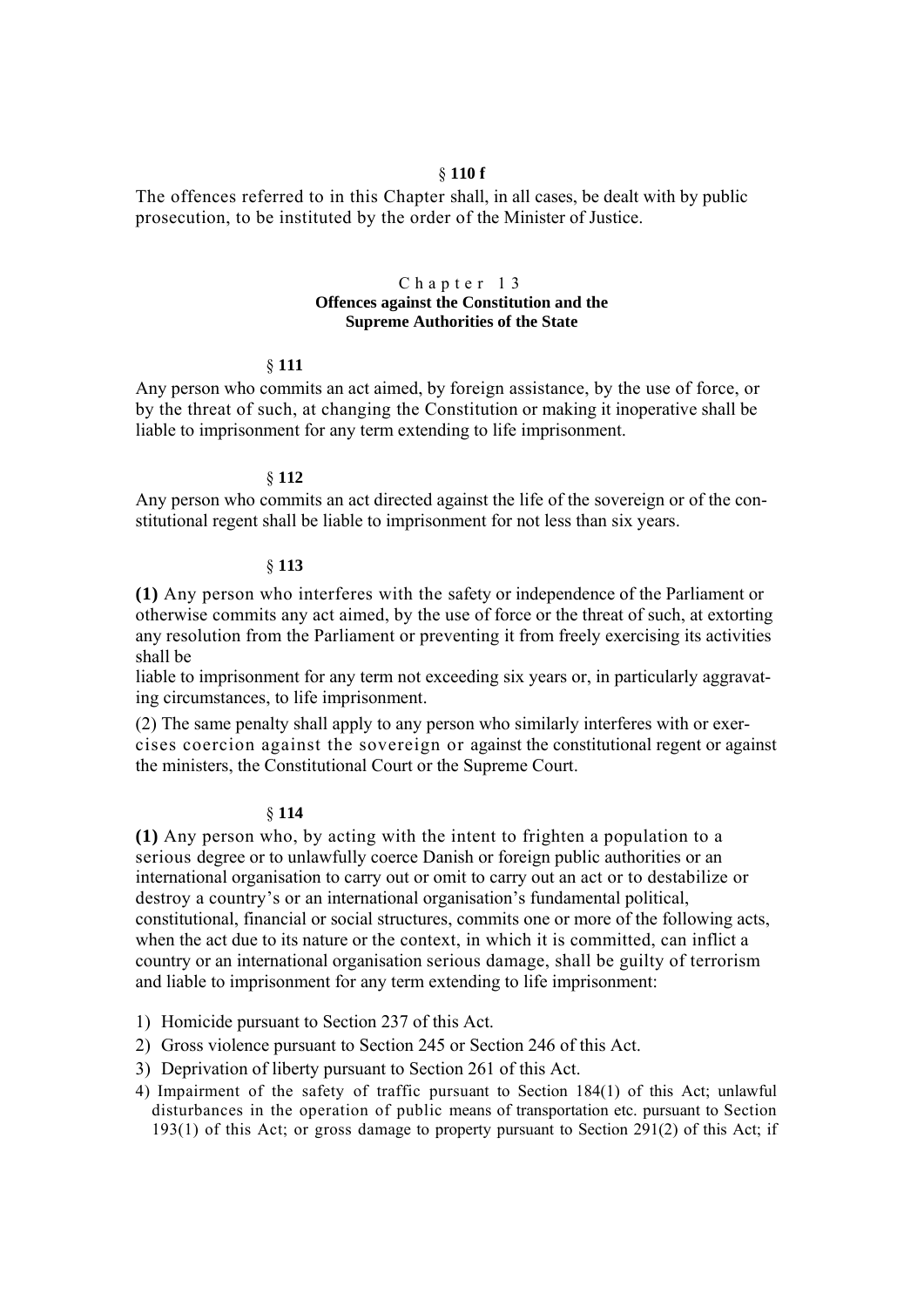§ **110 f**

The offences referred to in this Chapter shall, in all cases, be dealt with by public prosecution, to be instituted by the order of the Minister of Justice.

## Chapter 13
## Offences against the Constitution and the Supreme Authorities of the State

§ **111**

Any person who commits an act aimed, by foreign assistance, by the use of force, or by the threat of such, at changing the Constitution or making it inoperative shall be liable to imprisonment for any term extending to life imprisonment.

§ **112**

Any person who commits an act directed against the life of the sovereign or of the constitutional regent shall be liable to imprisonment for not less than six years.

§ **113**

**(1)** Any person who interferes with the safety or independence of the Parliament or otherwise commits any act aimed, by the use of force or the threat of such, at extorting any resolution from the Parliament or preventing it from freely exercising its activities shall be

liable to imprisonment for any term not exceeding six years or, in particularly aggravating circumstances, to life imprisonment.

(2) The same penalty shall apply to any person who similarly interferes with or exercises coercion against the sovereign or against the constitutional regent or against the ministers, the Constitutional Court or the Supreme Court.

§ **114**

**(1)** Any person who, by acting with the intent to frighten a population to a serious degree or to unlawfully coerce Danish or foreign public authorities or an international organisation to carry out or omit to carry out an act or to destabilize or destroy a country's or an international organisation's fundamental political, constitutional, financial or social structures, commits one or more of the following acts, when the act due to its nature or the context, in which it is committed, can inflict a country or an international organisation serious damage, shall be guilty of terrorism and liable to imprisonment for any term extending to life imprisonment:

1) Homicide pursuant to Section 237 of this Act.
2) Gross violence pursuant to Section 245 or Section 246 of this Act.
3) Deprivation of liberty pursuant to Section 261 of this Act.
4) Impairment of the safety of traffic pursuant to Section 184(1) of this Act; unlawful disturbances in the operation of public means of transportation etc. pursuant to Section 193(1) of this Act; or gross damage to property pursuant to Section 291(2) of this Act; if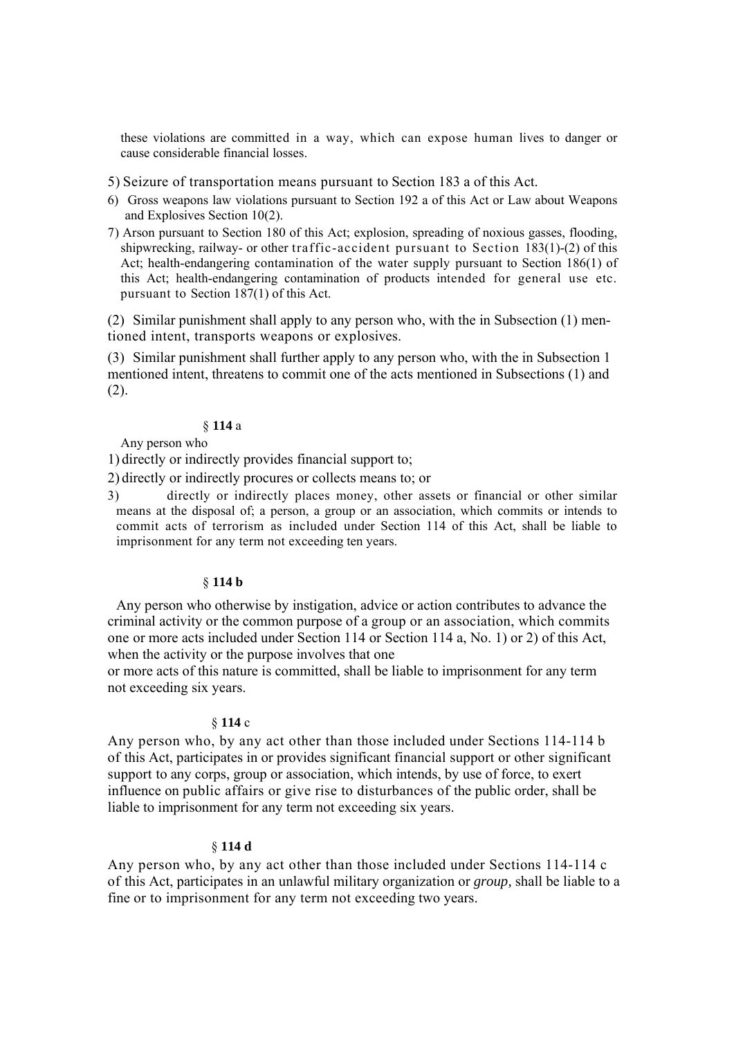these violations are committed in a way, which can expose human lives to danger or cause considerable financial losses.

5) Seizure of transportation means pursuant to Section 183 a of this Act.

6) Gross weapons law violations pursuant to Section 192 a of this Act or Law about Weapons and Explosives Section 10(2).

7) Arson pursuant to Section 180 of this Act; explosion, spreading of noxious gasses, flooding, shipwrecking, railway- or other traffic-accident pursuant to Section 183(1)-(2) of this Act; health-endangering contamination of the water supply pursuant to Section 186(1) of this Act; health-endangering contamination of products intended for general use etc. pursuant to Section 187(1) of this Act.

(2) Similar punishment shall apply to any person who, with the in Subsection (1) mentioned intent, transports weapons or explosives.

(3) Similar punishment shall further apply to any person who, with the in Subsection 1 mentioned intent, threatens to commit one of the acts mentioned in Subsections (1) and (2).

### § **114** a

Any person who

1) directly or indirectly provides financial support to;

2) directly or indirectly procures or collects means to; or

3) directly or indirectly places money, other assets or financial or other similar means at the disposal of; a person, a group or an association, which commits or intends to commit acts of terrorism as included under Section 114 of this Act, shall be liable to imprisonment for any term not exceeding ten years.

### § **114 b**

Any person who otherwise by instigation, advice or action contributes to advance the criminal activity or the common purpose of a group or an association, which commits one or more acts included under Section 114 or Section 114 a, No. 1) or 2) of this Act, when the activity or the purpose involves that one
or more acts of this nature is committed, shall be liable to imprisonment for any term not exceeding six years.

### § **114** c

Any person who, by any act other than those included under Sections 114-114 b of this Act, participates in or provides significant financial support or other significant support to any corps, group or association, which intends, by use of force, to exert influence on public affairs or give rise to disturbances of the public order, shall be liable to imprisonment for any term not exceeding six years.

### § **114 d**

Any person who, by any act other than those included under Sections 114-114 c of this Act, participates in an unlawful military organization or *group,* shall be liable to a fine or to imprisonment for any term not exceeding two years.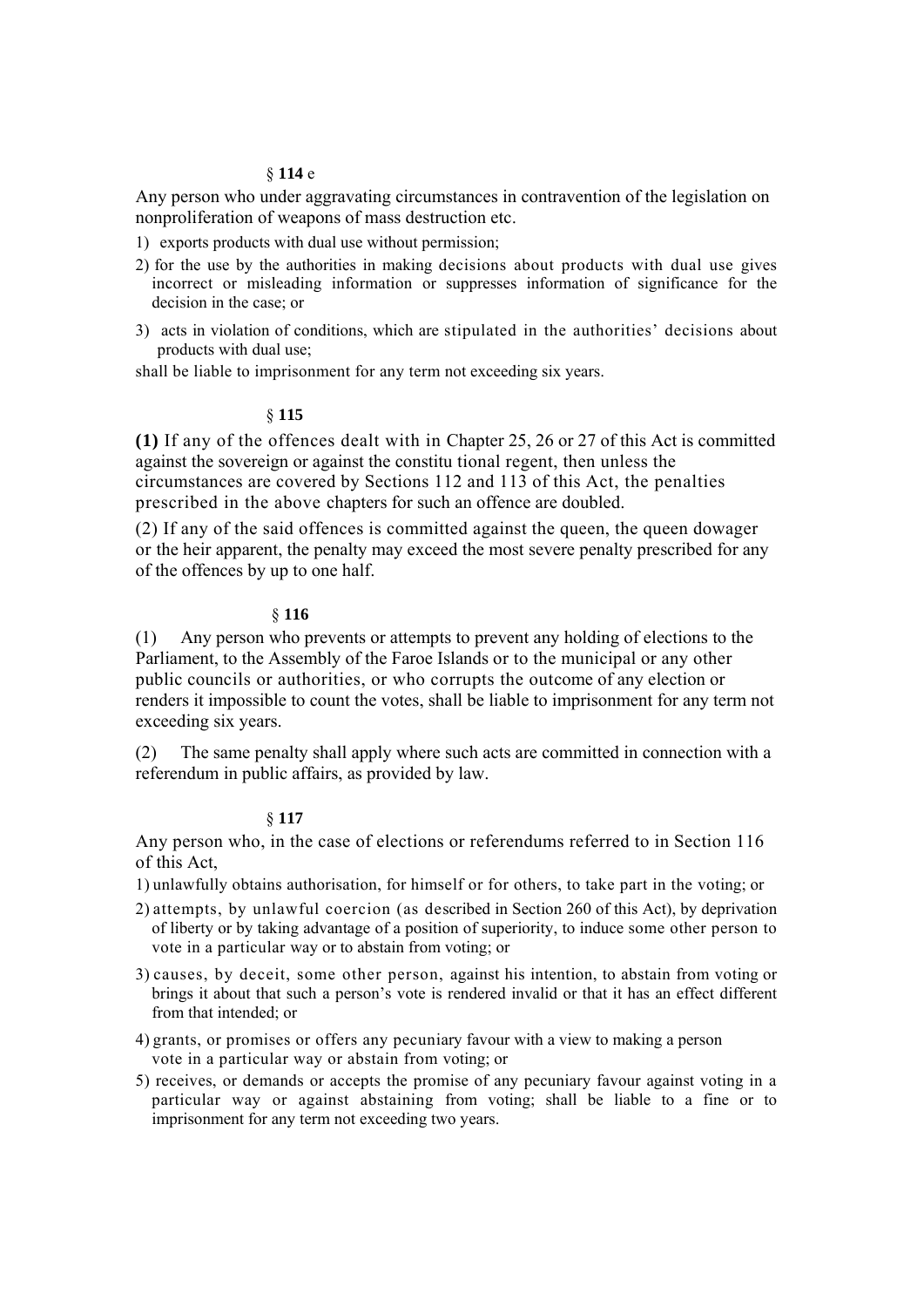§ **114** e

Any person who under aggravating circumstances in contravention of the legislation on nonproliferation of weapons of mass destruction etc.

1) exports products with dual use without permission;
2) for the use by the authorities in making decisions about products with dual use gives incorrect or misleading information or suppresses information of significance for the decision in the case; or
3) acts in violation of conditions, which are stipulated in the authorities' decisions about products with dual use;

shall be liable to imprisonment for any term not exceeding six years.

§ **115**

**(1)** If any of the offences dealt with in Chapter 25, 26 or 27 of this Act is committed against the sovereign or against the constitu tional regent, then unless the circumstances are covered by Sections 112 and 113 of this Act, the penalties prescribed in the above chapters for such an offence are doubled.

(2) If any of the said offences is committed against the queen, the queen dowager or the heir apparent, the penalty may exceed the most severe penalty prescribed for any of the offences by up to one half.

§ **116**

(1) Any person who prevents or attempts to prevent any holding of elections to the Parliament, to the Assembly of the Faroe Islands or to the municipal or any other public councils or authorities, or who corrupts the outcome of any election or renders it impossible to count the votes, shall be liable to imprisonment for any term not exceeding six years.

(2) The same penalty shall apply where such acts are committed in connection with a referendum in public affairs, as provided by law.

§ **117**

Any person who, in the case of elections or referendums referred to in Section 116 of this Act,

1) unlawfully obtains authorisation, for himself or for others, to take part in the voting; or
2) attempts, by unlawful coercion (as described in Section 260 of this Act), by deprivation of liberty or by taking advantage of a position of superiority, to induce some other person to vote in a particular way or to abstain from voting; or
3) causes, by deceit, some other person, against his intention, to abstain from voting or brings it about that such a person's vote is rendered invalid or that it has an effect different from that intended; or
4) grants, or promises or offers any pecuniary favour with a view to making a person vote in a particular way or abstain from voting; or
5) receives, or demands or accepts the promise of any pecuniary favour against voting in a particular way or against abstaining from voting; shall be liable to a fine or to imprisonment for any term not exceeding two years.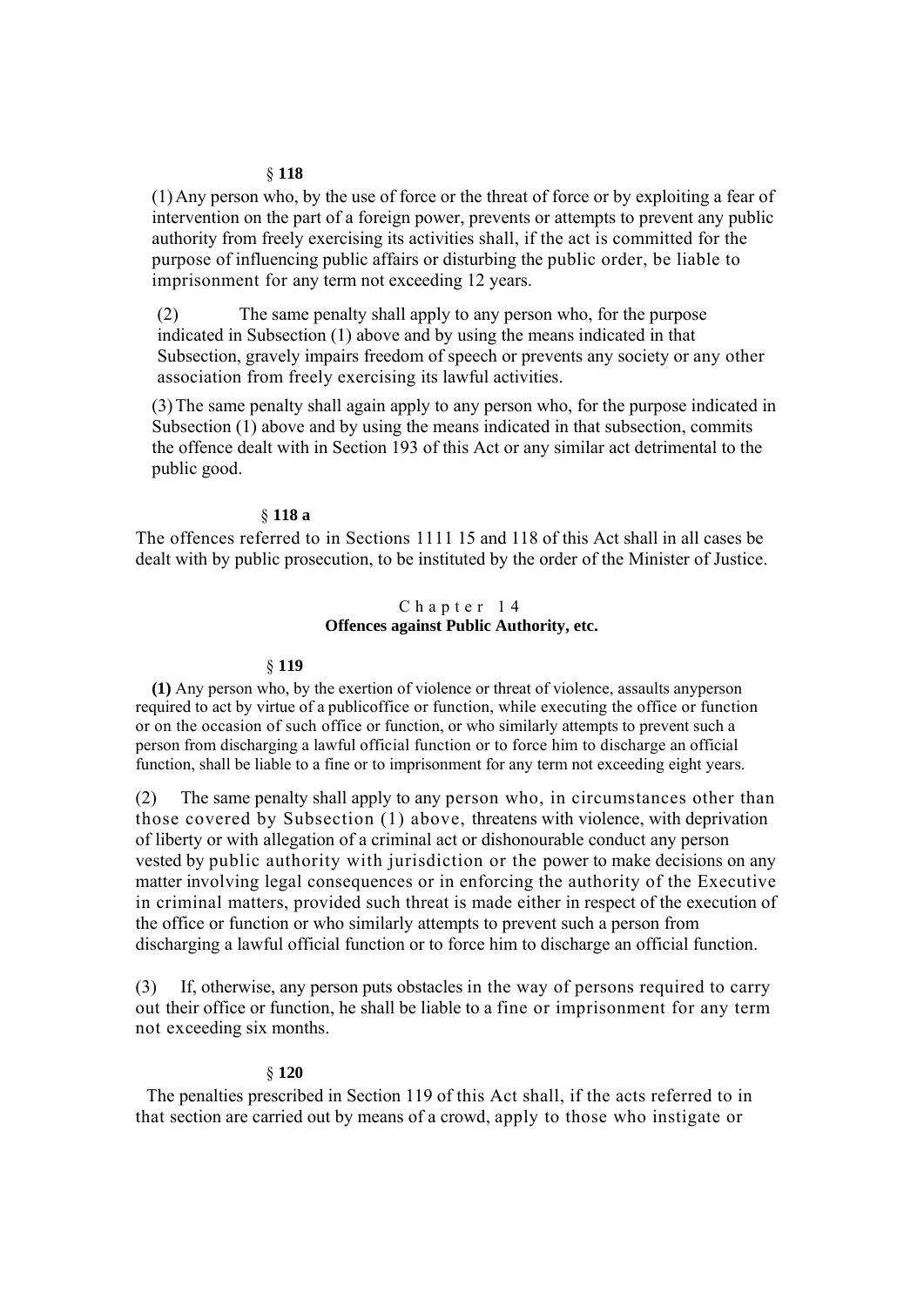§ **118**

(1) Any person who, by the use of force or the threat of force or by exploiting a fear of intervention on the part of a foreign power, prevents or attempts to prevent any public authority from freely exercising its activities shall, if the act is committed for the purpose of influencing public affairs or disturbing the public order, be liable to imprisonment for any term not exceeding 12 years.

(2) The same penalty shall apply to any person who, for the purpose indicated in Subsection (1) above and by using the means indicated in that Subsection, gravely impairs freedom of speech or prevents any society or any other association from freely exercising its lawful activities.

(3) The same penalty shall again apply to any person who, for the purpose indicated in Subsection (1) above and by using the means indicated in that subsection, commits the offence dealt with in Section 193 of this Act or any similar act detrimental to the public good.

§ **118 a**

The offences referred to in Sections 1111 15 and 118 of this Act shall in all cases be dealt with by public prosecution, to be instituted by the order of the Minister of Justice.

## Chapter 14
## Offences against Public Authority, etc.

§ **119**

**(1)** Any person who, by the exertion of violence or threat of violence, assaults anyperson required to act by virtue of a publicoffice or function, while executing the office or function or on the occasion of such office or function, or who similarly attempts to prevent such a person from discharging a lawful official function or to force him to discharge an official function, shall be liable to a fine or to imprisonment for any term not exceeding eight years.

(2) The same penalty shall apply to any person who, in circumstances other than those covered by Subsection (1) above, threatens with violence, with deprivation of liberty or with allegation of a criminal act or dishonourable conduct any person vested by public authority with jurisdiction or the power to make decisions on any matter involving legal consequences or in enforcing the authority of the Executive in criminal matters, provided such threat is made either in respect of the execution of the office or function or who similarly attempts to prevent such a person from discharging a lawful official function or to force him to discharge an official function.

(3) If, otherwise, any person puts obstacles in the way of persons required to carry out their office or function, he shall be liable to a fine or imprisonment for any term not exceeding six months.

§ **120**

The penalties prescribed in Section 119 of this Act shall, if the acts referred to in that section are carried out by means of a crowd, apply to those who instigate or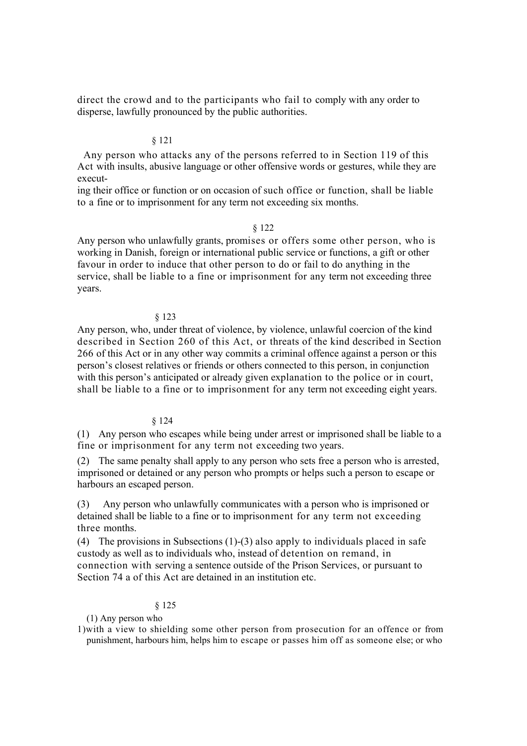direct the crowd and to the participants who fail to comply with any order to disperse, lawfully pronounced by the public authorities.

§ 121

Any person who attacks any of the persons referred to in Section 119 of this Act with insults, abusive language or other offensive words or gestures, while they are executing their office or function or on occasion of such office or function, shall be liable to a fine or to imprisonment for any term not exceeding six months.

§ 122

Any person who unlawfully grants, promises or offers some other person, who is working in Danish, foreign or international public service or functions, a gift or other favour in order to induce that other person to do or fail to do anything in the service, shall be liable to a fine or imprisonment for any term not exceeding three years.

§ 123

Any person, who, under threat of violence, by violence, unlawful coercion of the kind described in Section 260 of this Act, or threats of the kind described in Section 266 of this Act or in any other way commits a criminal offence against a person or this person's closest relatives or friends or others connected to this person, in conjunction with this person's anticipated or already given explanation to the police or in court, shall be liable to a fine or to imprisonment for any term not exceeding eight years.

§ 124

(1) Any person who escapes while being under arrest or imprisoned shall be liable to a fine or imprisonment for any term not exceeding two years.

(2) The same penalty shall apply to any person who sets free a person who is arrested, imprisoned or detained or any person who prompts or helps such a person to escape or harbours an escaped person.

(3) Any person who unlawfully communicates with a person who is imprisoned or detained shall be liable to a fine or to imprisonment for any term not exceeding three months.

(4) The provisions in Subsections (1)-(3) also apply to individuals placed in safe custody as well as to individuals who, instead of detention on remand, in connection with serving a sentence outside of the Prison Services, or pursuant to Section 74 a of this Act are detained in an institution etc.

§ 125

(1) Any person who

1) with a view to shielding some other person from prosecution for an offence or from punishment, harbours him, helps him to escape or passes him off as someone else; or who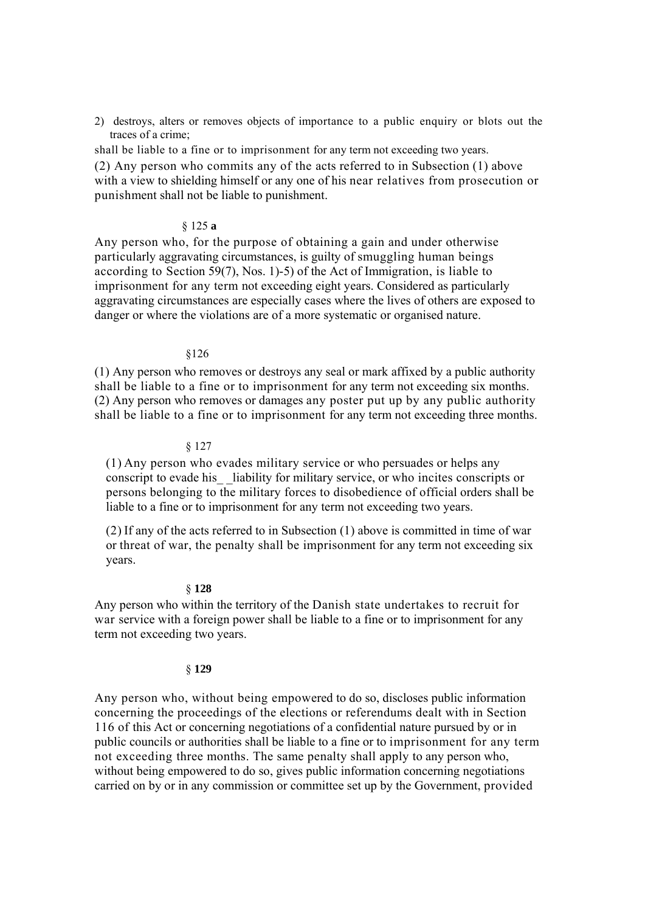2) destroys, alters or removes objects of importance to a public enquiry or blots out the traces of a crime;

shall be liable to a fine or to imprisonment for any term not exceeding two years.

(2) Any person who commits any of the acts referred to in Subsection (1) above with a view to shielding himself or any one of his near relatives from prosecution or punishment shall not be liable to punishment.

§ 125 **a**

Any person who, for the purpose of obtaining a gain and under otherwise particularly aggravating circumstances, is guilty of smuggling human beings according to Section 59(7), Nos. 1)-5) of the Act of Immigration, is liable to imprisonment for any term not exceeding eight years. Considered as particularly aggravating circumstances are especially cases where the lives of others are exposed to danger or where the violations are of a more systematic or organised nature.

§126

(1) Any person who removes or destroys any seal or mark affixed by a public authority shall be liable to a fine or to imprisonment for any term not exceeding six months.
(2) Any person who removes or damages any poster put up by any public authority shall be liable to a fine or to imprisonment for any term not exceeding three months.

§ 127

(1) Any person who evades military service or who persuades or helps any conscript to evade his_ _liability for military service, or who incites conscripts or persons belonging to the military forces to disobedience of official orders shall be liable to a fine or to imprisonment for any term not exceeding two years.

(2) If any of the acts referred to in Subsection (1) above is committed in time of war or threat of war, the penalty shall be imprisonment for any term not exceeding six years.

§ **128**

Any person who within the territory of the Danish state undertakes to recruit for war service with a foreign power shall be liable to a fine or to imprisonment for any term not exceeding two years.

§ **129**

Any person who, without being empowered to do so, discloses public information concerning the proceedings of the elections or referendums dealt with in Section 116 of this Act or concerning negotiations of a confidential nature pursued by or in public councils or authorities shall be liable to a fine or to imprisonment for any term not exceeding three months. The same penalty shall apply to any person who, without being empowered to do so, gives public information concerning negotiations carried on by or in any commission or committee set up by the Government, provided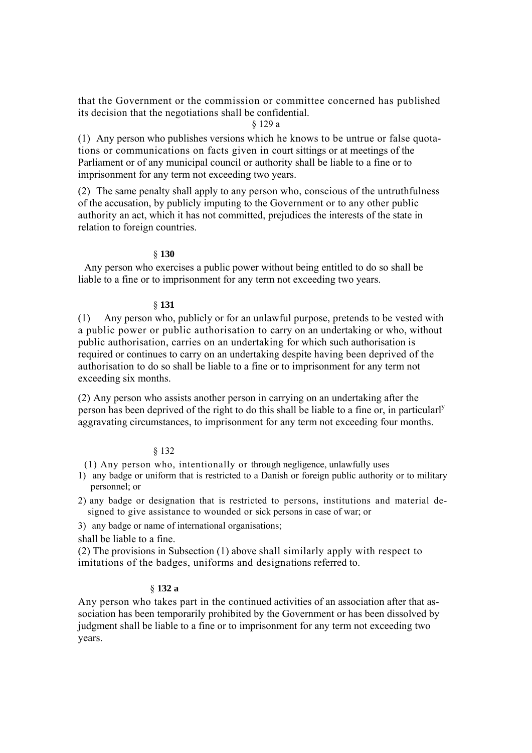that the Government or the commission or committee concerned has published its decision that the negotiations shall be confidential.

§ 129 a

(1) Any person who publishes versions which he knows to be untrue or false quotations or communications on facts given in court sittings or at meetings of the Parliament or of any municipal council or authority shall be liable to a fine or to imprisonment for any term not exceeding two years.

(2) The same penalty shall apply to any person who, conscious of the untruthfulness of the accusation, by publicly imputing to the Government or to any other public authority an act, which it has not committed, prejudices the interests of the state in relation to foreign countries.

§ **130**

Any person who exercises a public power without being entitled to do so shall be liable to a fine or to imprisonment for any term not exceeding two years.

§ **131**

(1) Any person who, publicly or for an unlawful purpose, pretends to be vested with a public power or public authorisation to carry on an undertaking or who, without public authorisation, carries on an undertaking for which such authorisation is required or continues to carry on an undertaking despite having been deprived of the authorisation to do so shall be liable to a fine or to imprisonment for any term not exceeding six months.

(2) Any person who assists another person in carrying on an undertaking after the person has been deprived of the right to do this shall be liable to a fine or, in particularly aggravating circumstances, to imprisonment for any term not exceeding four months.

§ 132

(1) Any person who, intentionally or through negligence, unlawfully uses

1) any badge or uniform that is restricted to a Danish or foreign public authority or to military personnel; or
2) any badge or designation that is restricted to persons, institutions and material designed to give assistance to wounded or sick persons in case of war; or
3) any badge or name of international organisations;

shall be liable to a fine.

(2) The provisions in Subsection (1) above shall similarly apply with respect to imitations of the badges, uniforms and designations referred to.

§ **132 a**

Any person who takes part in the continued activities of an association after that association has been temporarily prohibited by the Government or has been dissolved by judgment shall be liable to a fine or to imprisonment for any term not exceeding two years.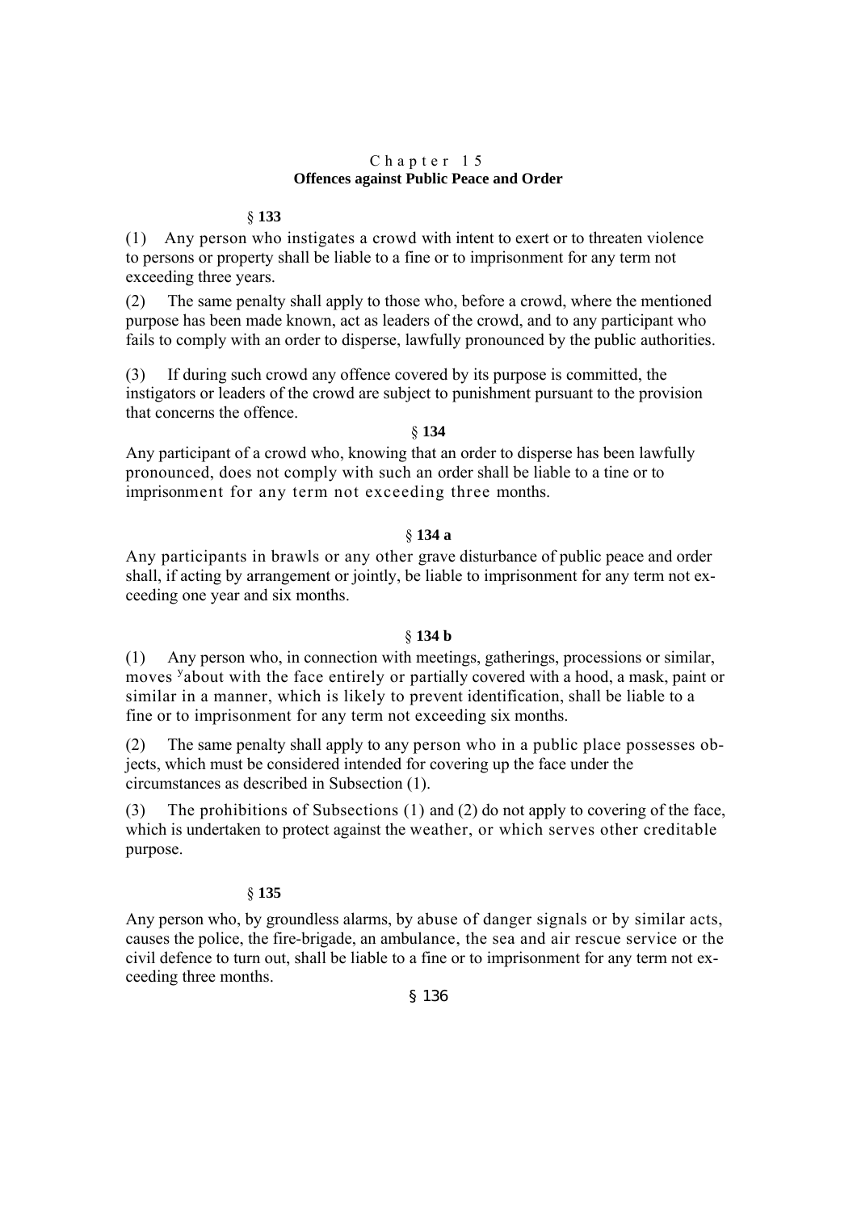## Chapter 15
## Offences against Public Peace and Order

### § 133

(1) Any person who instigates a crowd with intent to exert or to threaten violence to persons or property shall be liable to a fine or to imprisonment for any term not exceeding three years.

(2) The same penalty shall apply to those who, before a crowd, where the mentioned purpose has been made known, act as leaders of the crowd, and to any participant who fails to comply with an order to disperse, lawfully pronounced by the public authorities.

(3) If during such crowd any offence covered by its purpose is committed, the instigators or leaders of the crowd are subject to punishment pursuant to the provision that concerns the offence.

### § 134

Any participant of a crowd who, knowing that an order to disperse has been lawfully pronounced, does not comply with such an order shall be liable to a tine or to imprisonment for any term not exceeding three months.

### § 134 a

Any participants in brawls or any other grave disturbance of public peace and order shall, if acting by arrangement or jointly, be liable to imprisonment for any term not exceeding one year and six months.

### § 134 b

(1) Any person who, in connection with meetings, gatherings, processions or similar, moves [y]about with the face entirely or partially covered with a hood, a mask, paint or similar in a manner, which is likely to prevent identification, shall be liable to a fine or to imprisonment for any term not exceeding six months.

(2) The same penalty shall apply to any person who in a public place possesses objects, which must be considered intended for covering up the face under the circumstances as described in Subsection (1).

(3) The prohibitions of Subsections (1) and (2) do not apply to covering of the face, which is undertaken to protect against the weather, or which serves other creditable purpose.

### § 135

Any person who, by groundless alarms, by abuse of danger signals or by similar acts, causes the police, the fire-brigade, an ambulance, the sea and air rescue service or the civil defence to turn out, shall be liable to a fine or to imprisonment for any term not exceeding three months.

### § 136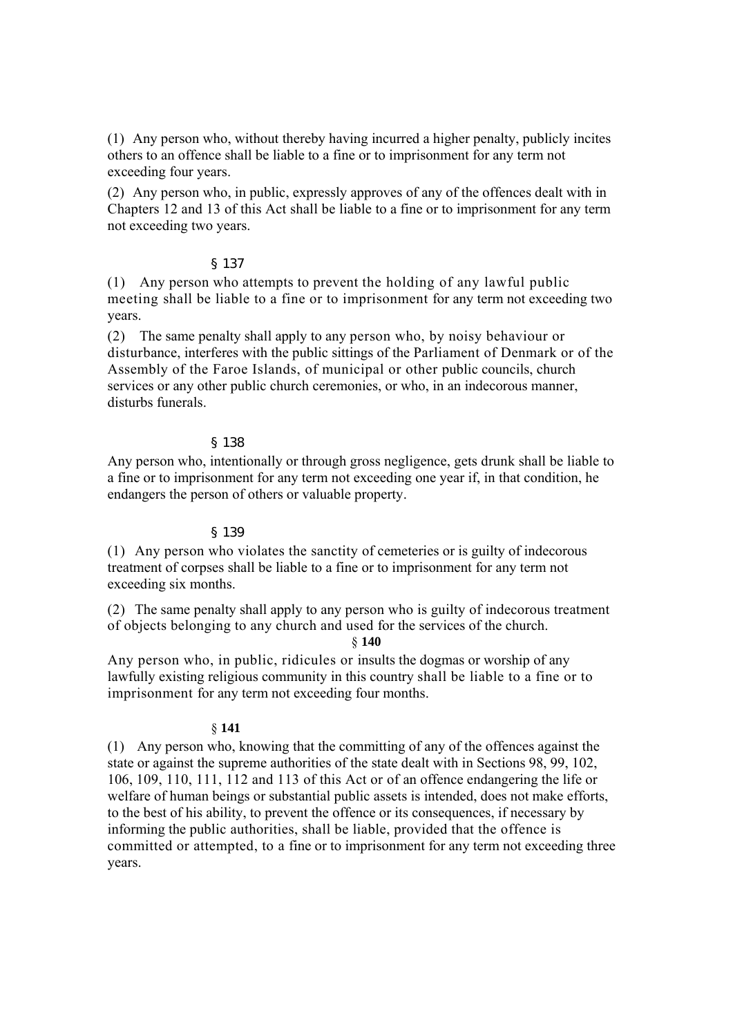(1) Any person who, without thereby having incurred a higher penalty, publicly incites others to an offence shall be liable to a fine or to imprisonment for any term not exceeding four years.

(2) Any person who, in public, expressly approves of any of the offences dealt with in Chapters 12 and 13 of this Act shall be liable to a fine or to imprisonment for any term not exceeding two years.

§ 137

(1) Any person who attempts to prevent the holding of any lawful public meeting shall be liable to a fine or to imprisonment for any term not exceeding two years.

(2) The same penalty shall apply to any person who, by noisy behaviour or disturbance, interferes with the public sittings of the Parliament of Denmark or of the Assembly of the Faroe Islands, of municipal or other public councils, church services or any other public church ceremonies, or who, in an indecorous manner, disturbs funerals.

§ 138

Any person who, intentionally or through gross negligence, gets drunk shall be liable to a fine or to imprisonment for any term not exceeding one year if, in that condition, he endangers the person of others or valuable property.

§ 139

(1) Any person who violates the sanctity of cemeteries or is guilty of indecorous treatment of corpses shall be liable to a fine or to imprisonment for any term not exceeding six months.

(2) The same penalty shall apply to any person who is guilty of indecorous treatment of objects belonging to any church and used for the services of the church.

§ **140**

Any person who, in public, ridicules or insults the dogmas or worship of any lawfully existing religious community in this country shall be liable to a fine or to imprisonment for any term not exceeding four months.

§ **141**

(1) Any person who, knowing that the committing of any of the offences against the state or against the supreme authorities of the state dealt with in Sections 98, 99, 102, 106, 109, 110, 111, 112 and 113 of this Act or of an offence endangering the life or welfare of human beings or substantial public assets is intended, does not make efforts, to the best of his ability, to prevent the offence or its consequences, if necessary by informing the public authorities, shall be liable, provided that the offence is committed or attempted, to a fine or to imprisonment for any term not exceeding three years.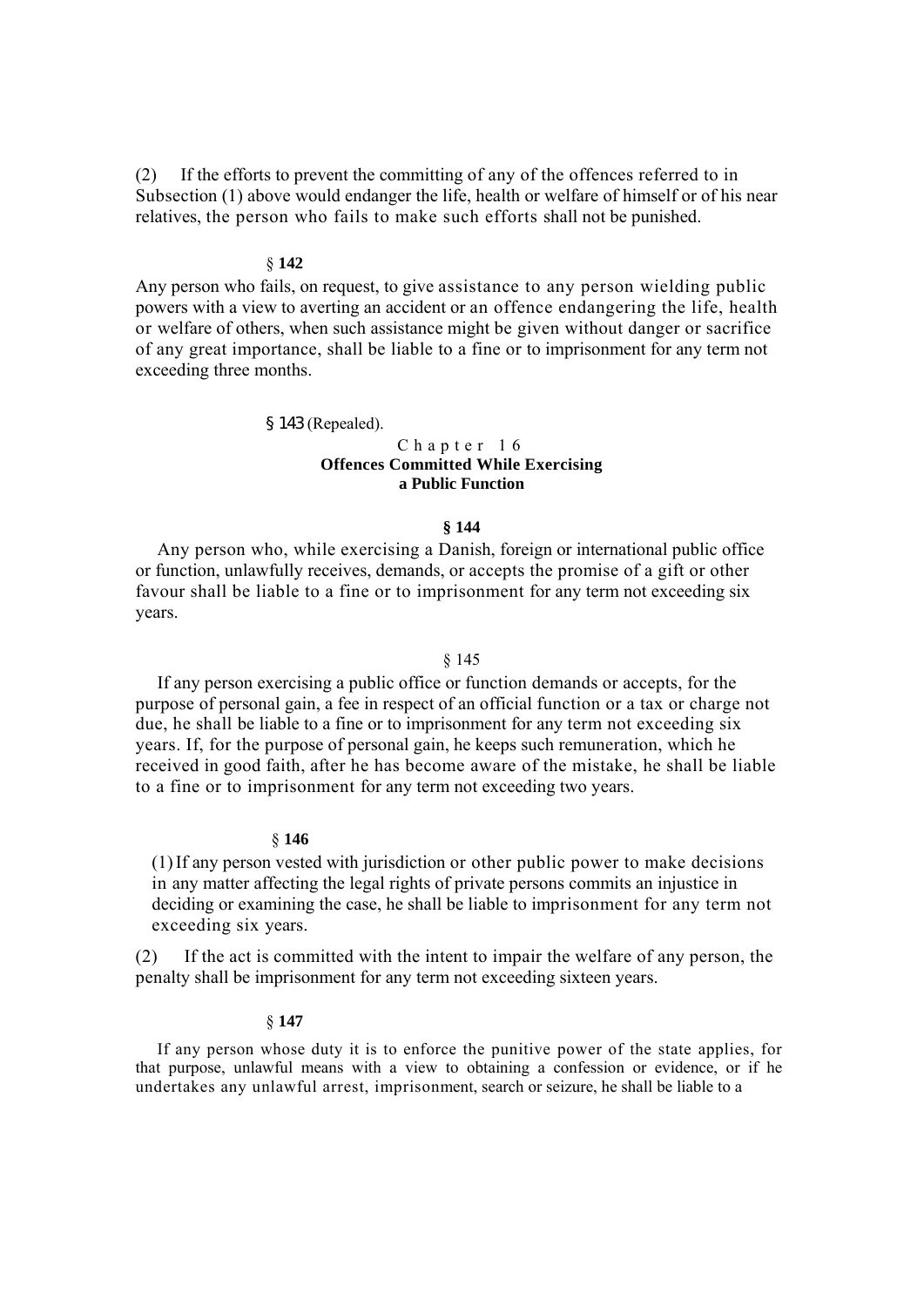(2) If the efforts to prevent the committing of any of the offences referred to in Subsection (1) above would endanger the life, health or welfare of himself or of his near relatives, the person who fails to make such efforts shall not be punished.

§ **142**

Any person who fails, on request, to give assistance to any person wielding public powers with a view to averting an accident or an offence endangering the life, health or welfare of others, when such assistance might be given without danger or sacrifice of any great importance, shall be liable to a fine or to imprisonment for any term not exceeding three months.

§ 143 (Repealed).

## Chapter 16
## Offences Committed While Exercising a Public Function

**§ 144**

Any person who, while exercising a Danish, foreign or international public office or function, unlawfully receives, demands, or accepts the promise of a gift or other favour shall be liable to a fine or to imprisonment for any term not exceeding six years.

§ 145

If any person exercising a public office or function demands or accepts, for the purpose of personal gain, a fee in respect of an official function or a tax or charge not due, he shall be liable to a fine or to imprisonment for any term not exceeding six years. If, for the purpose of personal gain, he keeps such remuneration, which he received in good faith, after he has become aware of the mistake, he shall be liable to a fine or to imprisonment for any term not exceeding two years.

§ **146**

(1) If any person vested with jurisdiction or other public power to make decisions in any matter affecting the legal rights of private persons commits an injustice in deciding or examining the case, he shall be liable to imprisonment for any term not exceeding six years.

(2) If the act is committed with the intent to impair the welfare of any person, the penalty shall be imprisonment for any term not exceeding sixteen years.

§ **147**

If any person whose duty it is to enforce the punitive power of the state applies, for that purpose, unlawful means with a view to obtaining a confession or evidence, or if he undertakes any unlawful arrest, imprisonment, search or seizure, he shall be liable to a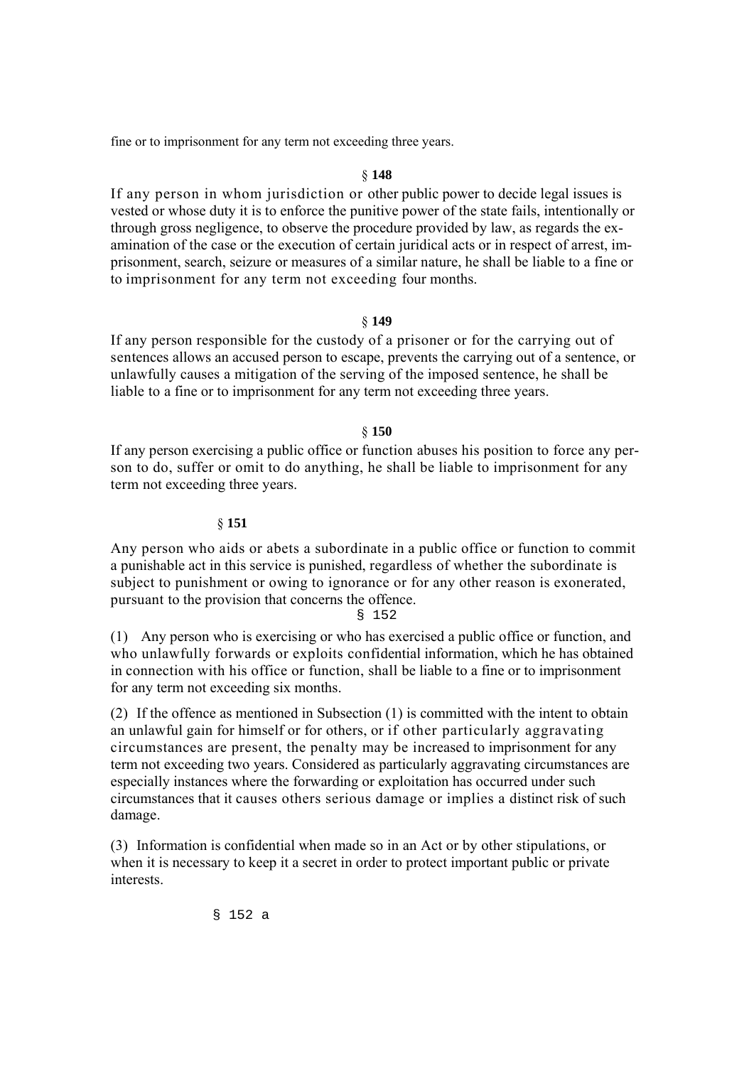fine or to imprisonment for any term not exceeding three years.

§ **148**

If any person in whom jurisdiction or other public power to decide legal issues is vested or whose duty it is to enforce the punitive power of the state fails, intentionally or through gross negligence, to observe the procedure provided by law, as regards the examination of the case or the execution of certain juridical acts or in respect of arrest, imprisonment, search, seizure or measures of a similar nature, he shall be liable to a fine or to imprisonment for any term not exceeding four months.

§ **149**

If any person responsible for the custody of a prisoner or for the carrying out of sentences allows an accused person to escape, prevents the carrying out of a sentence, or unlawfully causes a mitigation of the serving of the imposed sentence, he shall be liable to a fine or to imprisonment for any term not exceeding three years.

§ **150**

If any person exercising a public office or function abuses his position to force any person to do, suffer or omit to do anything, he shall be liable to imprisonment for any term not exceeding three years.

§ **151**

Any person who aids or abets a subordinate in a public office or function to commit a punishable act in this service is punished, regardless of whether the subordinate is subject to punishment or owing to ignorance or for any other reason is exonerated, pursuant to the provision that concerns the offence.

§ 152

(1) Any person who is exercising or who has exercised a public office or function, and who unlawfully forwards or exploits confidential information, which he has obtained in connection with his office or function, shall be liable to a fine or to imprisonment for any term not exceeding six months.

(2) If the offence as mentioned in Subsection (1) is committed with the intent to obtain an unlawful gain for himself or for others, or if other particularly aggravating circumstances are present, the penalty may be increased to imprisonment for any term not exceeding two years. Considered as particularly aggravating circumstances are especially instances where the forwarding or exploitation has occurred under such circumstances that it causes others serious damage or implies a distinct risk of such damage.

(3) Information is confidential when made so in an Act or by other stipulations, or when it is necessary to keep it a secret in order to protect important public or private interests.

§ 152 a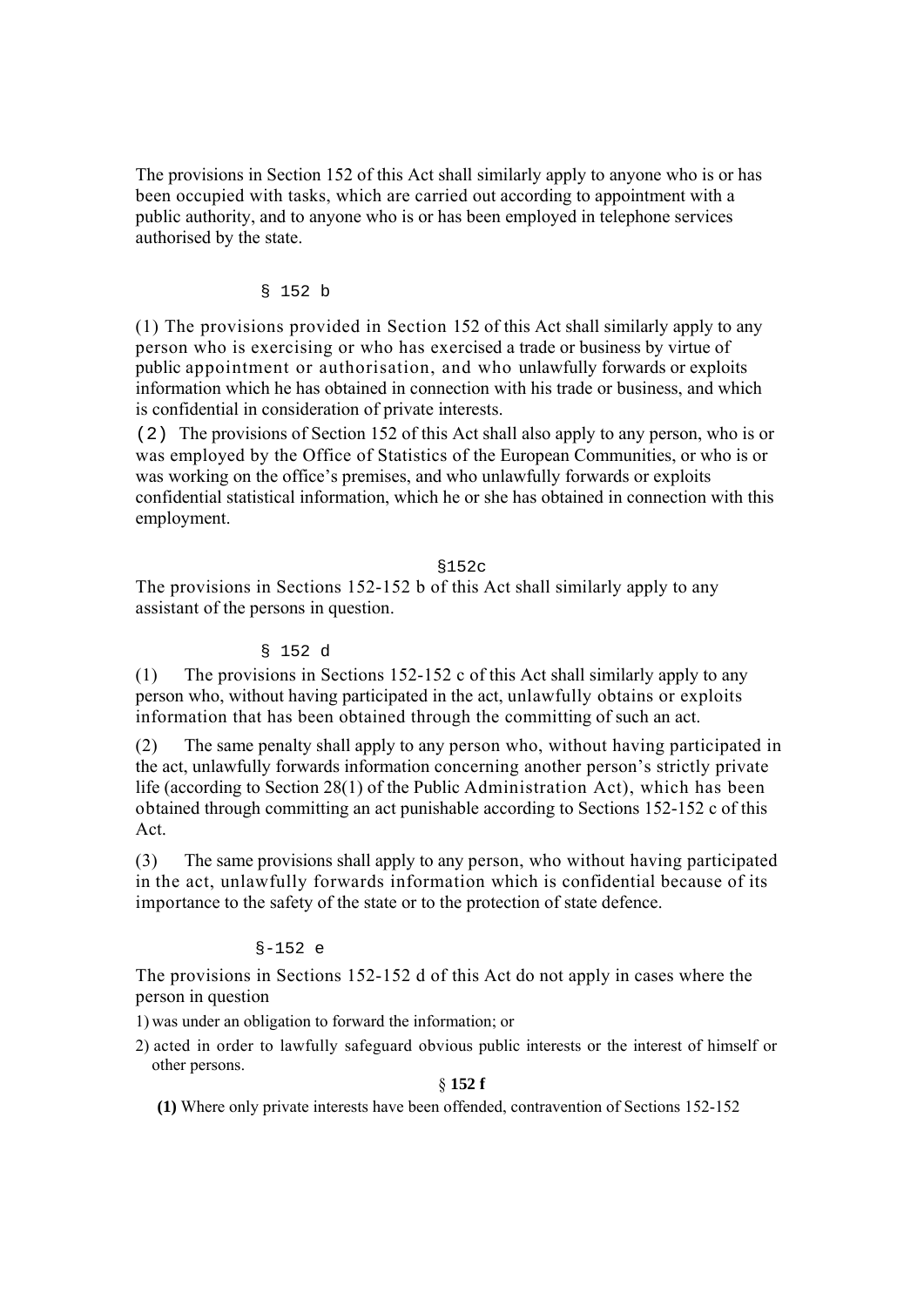The provisions in Section 152 of this Act shall similarly apply to anyone who is or has been occupied with tasks, which are carried out according to appointment with a public authority, and to anyone who is or has been employed in telephone services authorised by the state.

§ 152 b

(1) The provisions provided in Section 152 of this Act shall similarly apply to any person who is exercising or who has exercised a trade or business by virtue of public appointment or authorisation, and who unlawfully forwards or exploits information which he has obtained in connection with his trade or business, and which is confidential in consideration of private interests.

(2) The provisions of Section 152 of this Act shall also apply to any person, who is or was employed by the Office of Statistics of the European Communities, or who is or was working on the office's premises, and who unlawfully forwards or exploits confidential statistical information, which he or she has obtained in connection with this employment.

§152c

The provisions in Sections 152-152 b of this Act shall similarly apply to any assistant of the persons in question.

§ 152 d

(1) The provisions in Sections 152-152 c of this Act shall similarly apply to any person who, without having participated in the act, unlawfully obtains or exploits information that has been obtained through the committing of such an act.

(2) The same penalty shall apply to any person who, without having participated in the act, unlawfully forwards information concerning another person's strictly private life (according to Section 28(1) of the Public Administration Act), which has been obtained through committing an act punishable according to Sections 152-152 c of this Act.

(3) The same provisions shall apply to any person, who without having participated in the act, unlawfully forwards information which is confidential because of its importance to the safety of the state or to the protection of state defence.

§-152 e

The provisions in Sections 152-152 d of this Act do not apply in cases where the person in question

1) was under an obligation to forward the information; or
2) acted in order to lawfully safeguard obvious public interests or the interest of himself or other persons.

§ **152 f**

**(1)** Where only private interests have been offended, contravention of Sections 152-152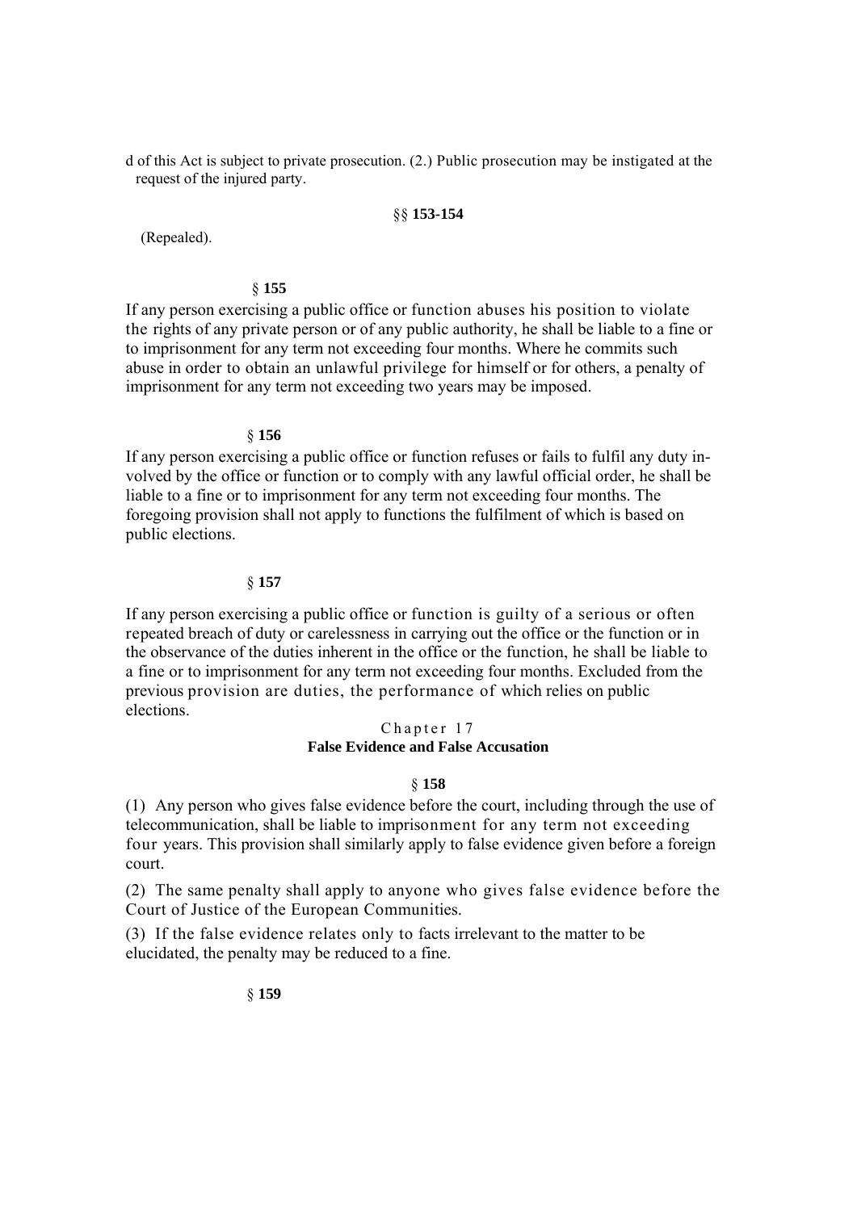d of this Act is subject to private prosecution. (2.) Public prosecution may be instigated at the request of the injured party.

§§ **153-154**

(Repealed).

§ **155**

If any person exercising a public office or function abuses his position to violate the rights of any private person or of any public authority, he shall be liable to a fine or to imprisonment for any term not exceeding four months. Where he commits such abuse in order to obtain an unlawful privilege for himself or for others, a penalty of imprisonment for any term not exceeding two years may be imposed.

§ **156**

If any person exercising a public office or function refuses or fails to fulfil any duty involved by the office or function or to comply with any lawful official order, he shall be liable to a fine or to imprisonment for any term not exceeding four months. The foregoing provision shall not apply to functions the fulfilment of which is based on public elections.

§ **157**

If any person exercising a public office or function is guilty of a serious or often repeated breach of duty or carelessness in carrying out the office or the function or in the observance of the duties inherent in the office or the function, he shall be liable to a fine or to imprisonment for any term not exceeding four months. Excluded from the previous provision are duties, the performance of which relies on public elections.

## Chapter 17
## False Evidence and False Accusation

§ **158**

(1) Any person who gives false evidence before the court, including through the use of telecommunication, shall be liable to imprisonment for any term not exceeding four years. This provision shall similarly apply to false evidence given before a foreign court.

(2) The same penalty shall apply to anyone who gives false evidence before the Court of Justice of the European Communities.

(3) If the false evidence relates only to facts irrelevant to the matter to be elucidated, the penalty may be reduced to a fine.

§ **159**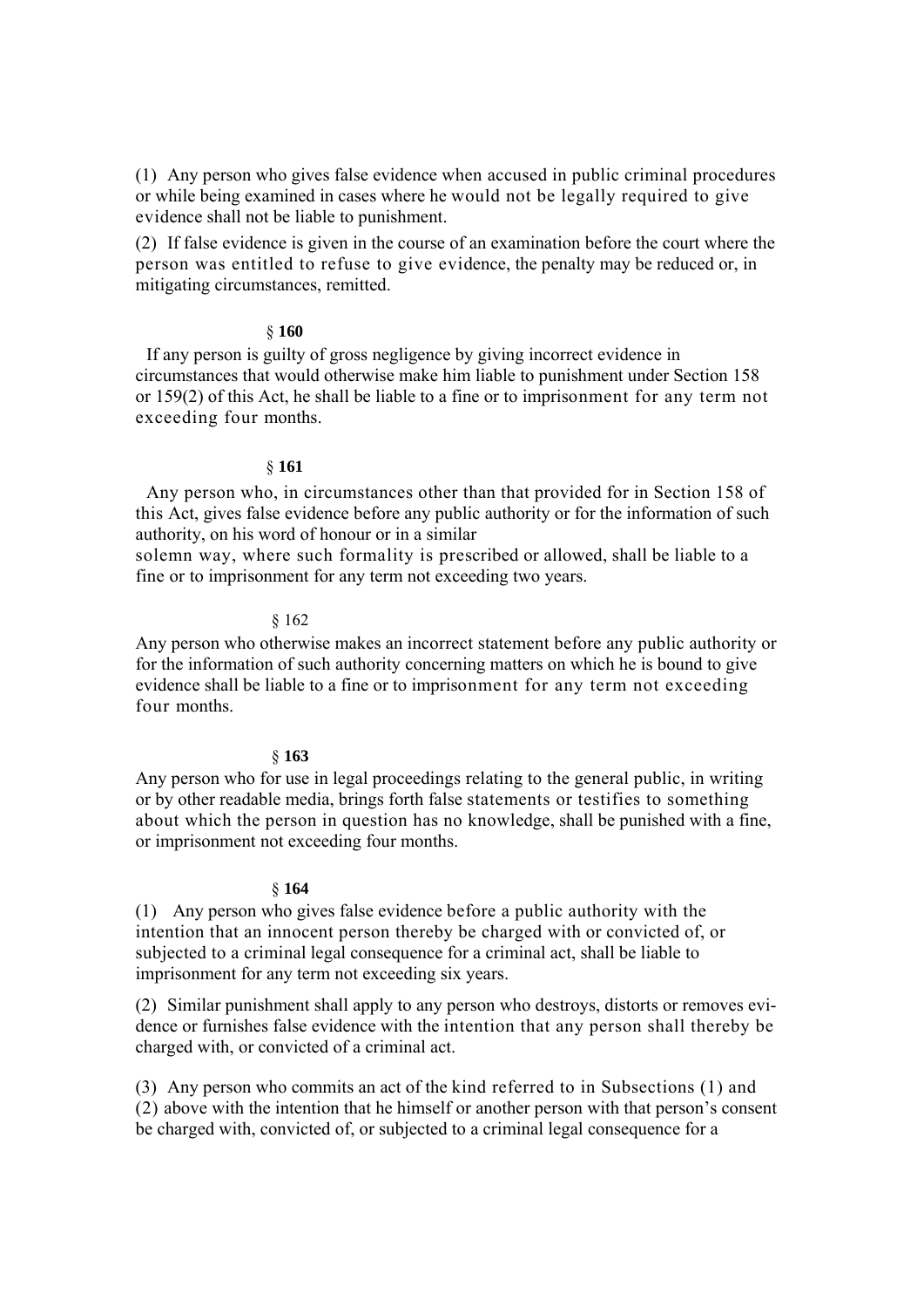(1) Any person who gives false evidence when accused in public criminal procedures or while being examined in cases where he would not be legally required to give evidence shall not be liable to punishment.

(2) If false evidence is given in the course of an examination before the court where the person was entitled to refuse to give evidence, the penalty may be reduced or, in mitigating circumstances, remitted.

### § **160**

If any person is guilty of gross negligence by giving incorrect evidence in circumstances that would otherwise make him liable to punishment under Section 158 or 159(2) of this Act, he shall be liable to a fine or to imprisonment for any term not exceeding four months.

### § **161**

Any person who, in circumstances other than that provided for in Section 158 of this Act, gives false evidence before any public authority or for the information of such authority, on his word of honour or in a similar solemn way, where such formality is prescribed or allowed, shall be liable to a fine or to imprisonment for any term not exceeding two years.

### § 162

Any person who otherwise makes an incorrect statement before any public authority or for the information of such authority concerning matters on which he is bound to give evidence shall be liable to a fine or to imprisonment for any term not exceeding four months.

### § **163**

Any person who for use in legal proceedings relating to the general public, in writing or by other readable media, brings forth false statements or testifies to something about which the person in question has no knowledge, shall be punished with a fine, or imprisonment not exceeding four months.

### § **164**

(1) Any person who gives false evidence before a public authority with the intention that an innocent person thereby be charged with or convicted of, or subjected to a criminal legal consequence for a criminal act, shall be liable to imprisonment for any term not exceeding six years.

(2) Similar punishment shall apply to any person who destroys, distorts or removes evidence or furnishes false evidence with the intention that any person shall thereby be charged with, or convicted of a criminal act.

(3) Any person who commits an act of the kind referred to in Subsections (1) and (2) above with the intention that he himself or another person with that person's consent be charged with, convicted of, or subjected to a criminal legal consequence for a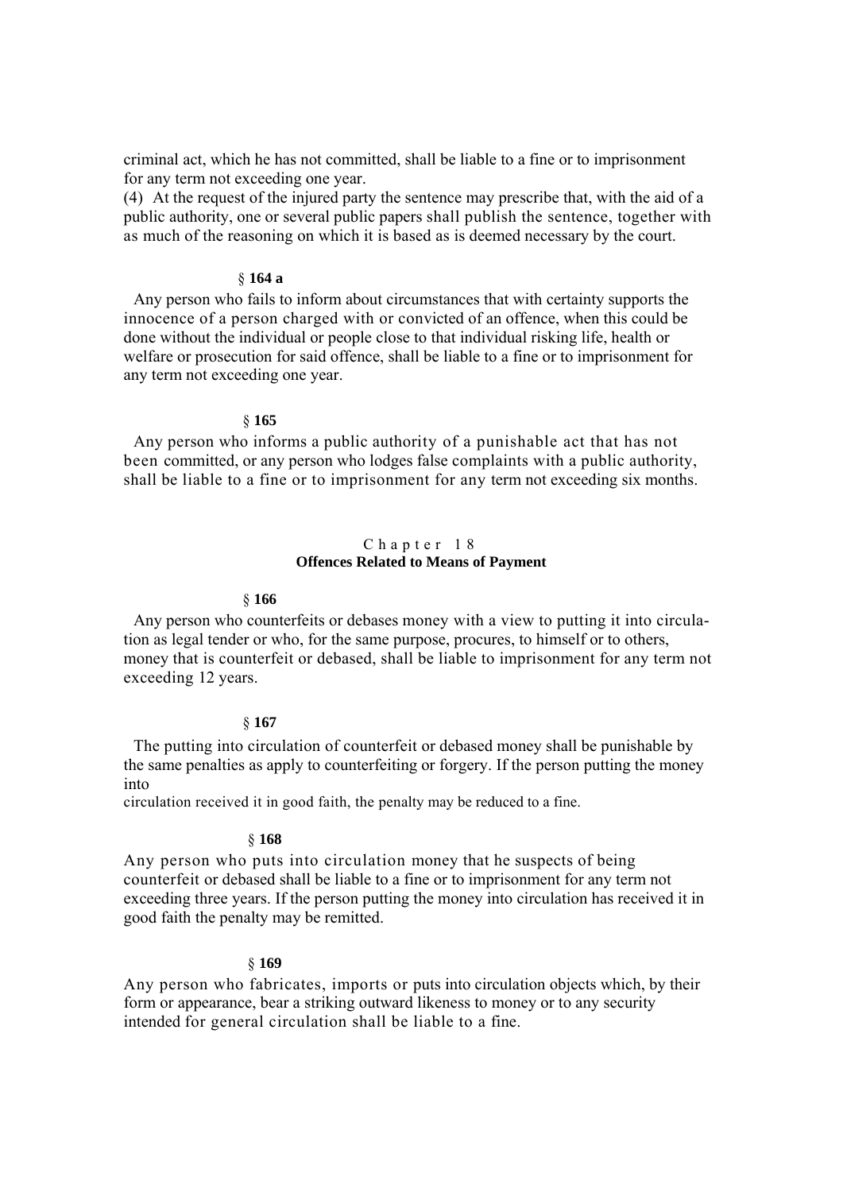criminal act, which he has not committed, shall be liable to a fine or to imprisonment for any term not exceeding one year.

(4) At the request of the injured party the sentence may prescribe that, with the aid of a public authority, one or several public papers shall publish the sentence, together with as much of the reasoning on which it is based as is deemed necessary by the court.

§ **164 a**

Any person who fails to inform about circumstances that with certainty supports the innocence of a person charged with or convicted of an offence, when this could be done without the individual or people close to that individual risking life, health or welfare or prosecution for said offence, shall be liable to a fine or to imprisonment for any term not exceeding one year.

§ **165**

Any person who informs a public authority of a punishable act that has not been committed, or any person who lodges false complaints with a public authority, shall be liable to a fine or to imprisonment for any term not exceeding six months.

## Chapter 18
## Offences Related to Means of Payment

§ **166**

Any person who counterfeits or debases money with a view to putting it into circulation as legal tender or who, for the same purpose, procures, to himself or to others, money that is counterfeit or debased, shall be liable to imprisonment for any term not exceeding 12 years.

§ **167**

The putting into circulation of counterfeit or debased money shall be punishable by the same penalties as apply to counterfeiting or forgery. If the person putting the money into circulation received it in good faith, the penalty may be reduced to a fine.

§ **168**

Any person who puts into circulation money that he suspects of being counterfeit or debased shall be liable to a fine or to imprisonment for any term not exceeding three years. If the person putting the money into circulation has received it in good faith the penalty may be remitted.

§ **169**

Any person who fabricates, imports or puts into circulation objects which, by their form or appearance, bear a striking outward likeness to money or to any security intended for general circulation shall be liable to a fine.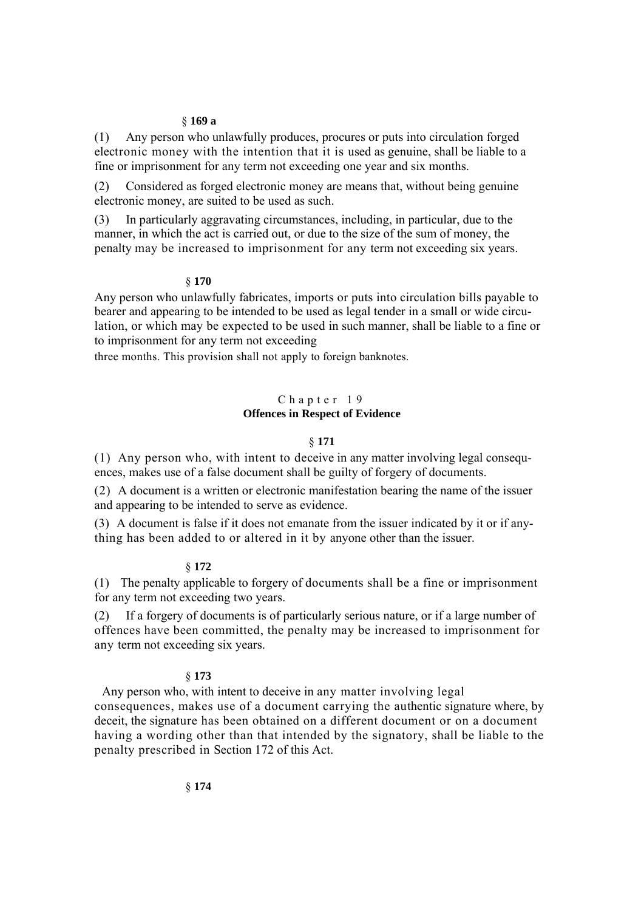§ **169 a**

(1) Any person who unlawfully produces, procures or puts into circulation forged electronic money with the intention that it is used as genuine, shall be liable to a fine or imprisonment for any term not exceeding one year and six months.

(2) Considered as forged electronic money are means that, without being genuine electronic money, are suited to be used as such.

(3) In particularly aggravating circumstances, including, in particular, due to the manner, in which the act is carried out, or due to the size of the sum of money, the penalty may be increased to imprisonment for any term not exceeding six years.

§ **170**

Any person who unlawfully fabricates, imports or puts into circulation bills payable to bearer and appearing to be intended to be used as legal tender in a small or wide circulation, or which may be expected to be used in such manner, shall be liable to a fine or to imprisonment for any term not exceeding three months. This provision shall not apply to foreign banknotes.

## Chapter 19
## **Offences in Respect of Evidence**

§ **171**

(1) Any person who, with intent to deceive in any matter involving legal consequences, makes use of a false document shall be guilty of forgery of documents.

(2) A document is a written or electronic manifestation bearing the name of the issuer and appearing to be intended to serve as evidence.

(3) A document is false if it does not emanate from the issuer indicated by it or if anything has been added to or altered in it by anyone other than the issuer.

§ **172**

(1) The penalty applicable to forgery of documents shall be a fine or imprisonment for any term not exceeding two years.

(2) If a forgery of documents is of particularly serious nature, or if a large number of offences have been committed, the penalty may be increased to imprisonment for any term not exceeding six years.

§ **173**

Any person who, with intent to deceive in any matter involving legal consequences, makes use of a document carrying the authentic signature where, by deceit, the signature has been obtained on a different document or on a document having a wording other than that intended by the signatory, shall be liable to the penalty prescribed in Section 172 of this Act.

§ **174**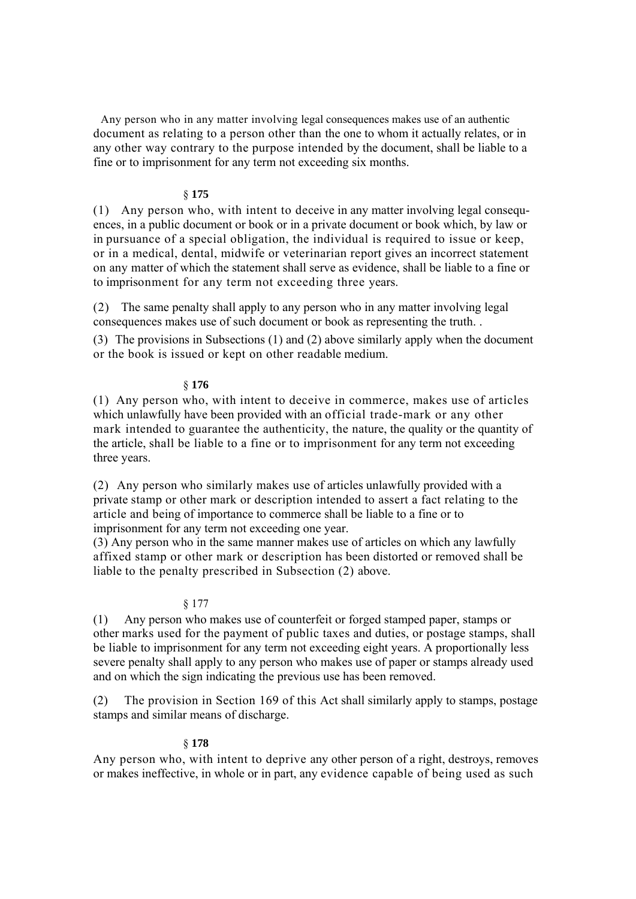Any person who in any matter involving legal consequences makes use of an authentic document as relating to a person other than the one to whom it actually relates, or in any other way contrary to the purpose intended by the document, shall be liable to a fine or to imprisonment for any term not exceeding six months.

### § 175

(1) Any person who, with intent to deceive in any matter involving legal consequences, in a public document or book or in a private document or book which, by law or in pursuance of a special obligation, the individual is required to issue or keep, or in a medical, dental, midwife or veterinarian report gives an incorrect statement on any matter of which the statement shall serve as evidence, shall be liable to a fine or to imprisonment for any term not exceeding three years.

(2) The same penalty shall apply to any person who in any matter involving legal consequences makes use of such document or book as representing the truth. .

(3) The provisions in Subsections (1) and (2) above similarly apply when the document or the book is issued or kept on other readable medium.

### § 176

(1) Any person who, with intent to deceive in commerce, makes use of articles which unlawfully have been provided with an official trade-mark or any other mark intended to guarantee the authenticity, the nature, the quality or the quantity of the article, shall be liable to a fine or to imprisonment for any term not exceeding three years.

(2) Any person who similarly makes use of articles unlawfully provided with a private stamp or other mark or description intended to assert a fact relating to the article and being of importance to commerce shall be liable to a fine or to imprisonment for any term not exceeding one year.

(3) Any person who in the same manner makes use of articles on which any lawfully affixed stamp or other mark or description has been distorted or removed shall be liable to the penalty prescribed in Subsection (2) above.

### § 177

(1) Any person who makes use of counterfeit or forged stamped paper, stamps or other marks used for the payment of public taxes and duties, or postage stamps, shall be liable to imprisonment for any term not exceeding eight years. A proportionally less severe penalty shall apply to any person who makes use of paper or stamps already used and on which the sign indicating the previous use has been removed.

(2) The provision in Section 169 of this Act shall similarly apply to stamps, postage stamps and similar means of discharge.

### § 178

Any person who, with intent to deprive any other person of a right, destroys, removes or makes ineffective, in whole or in part, any evidence capable of being used as such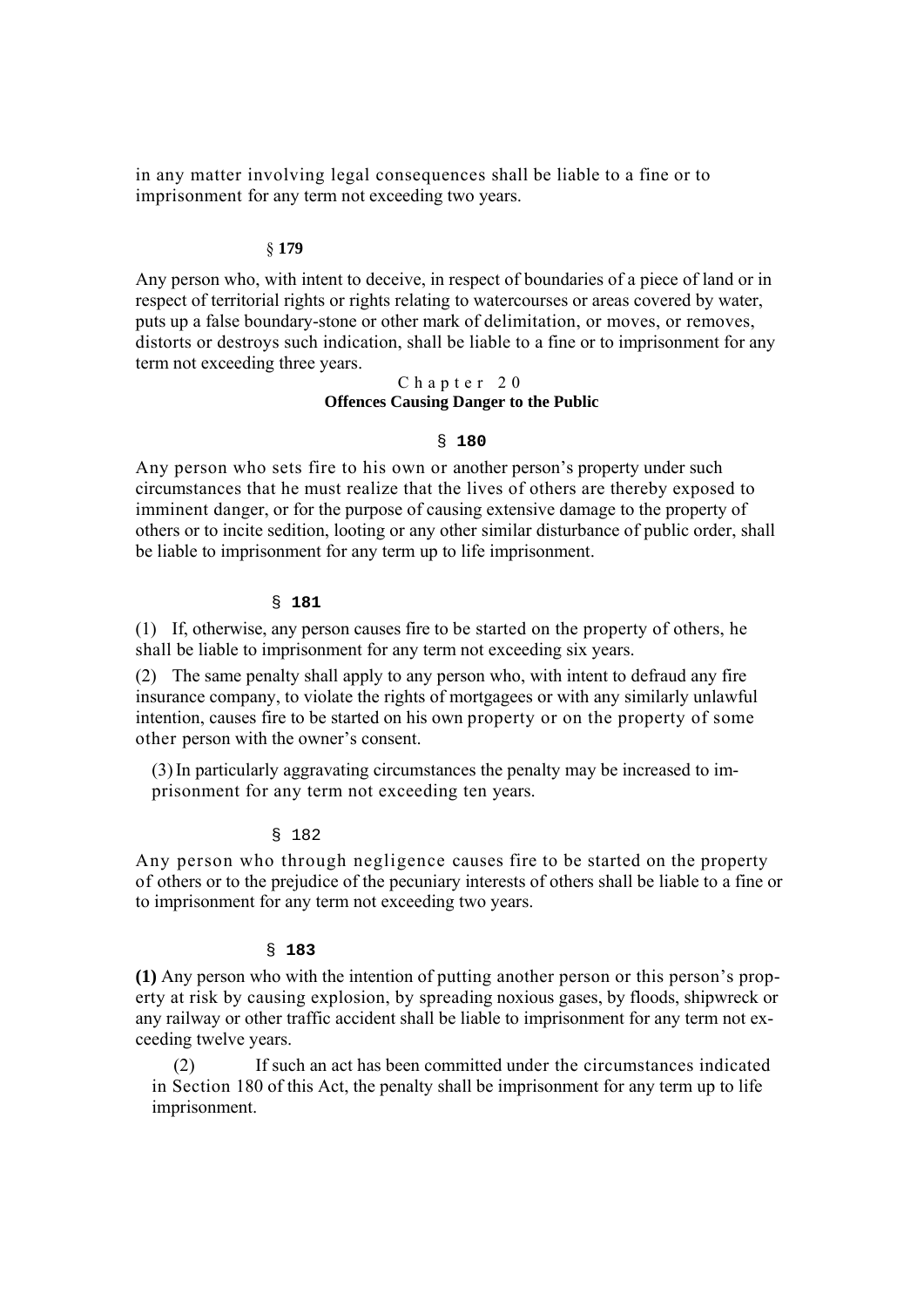in any matter involving legal consequences shall be liable to a fine or to imprisonment for any term not exceeding two years.

§ **179**

Any person who, with intent to deceive, in respect of boundaries of a piece of land or in respect of territorial rights or rights relating to watercourses or areas covered by water, puts up a false boundary-stone or other mark of delimitation, or moves, or removes, distorts or destroys such indication, shall be liable to a fine or to imprisonment for any term not exceeding three years.

## Chapter 20
## Offences Causing Danger to the Public

§ **180**

Any person who sets fire to his own or another person's property under such circumstances that he must realize that the lives of others are thereby exposed to imminent danger, or for the purpose of causing extensive damage to the property of others or to incite sedition, looting or any other similar disturbance of public order, shall be liable to imprisonment for any term up to life imprisonment.

§ **181**

(1) If, otherwise, any person causes fire to be started on the property of others, he shall be liable to imprisonment for any term not exceeding six years.

(2) The same penalty shall apply to any person who, with intent to defraud any fire insurance company, to violate the rights of mortgagees or with any similarly unlawful intention, causes fire to be started on his own property or on the property of some other person with the owner's consent.

(3) In particularly aggravating circumstances the penalty may be increased to imprisonment for any term not exceeding ten years.

§ 182

Any person who through negligence causes fire to be started on the property of others or to the prejudice of the pecuniary interests of others shall be liable to a fine or to imprisonment for any term not exceeding two years.

§ **183**

**(1)** Any person who with the intention of putting another person or this person's property at risk by causing explosion, by spreading noxious gases, by floods, shipwreck or any railway or other traffic accident shall be liable to imprisonment for any term not exceeding twelve years.

(2) If such an act has been committed under the circumstances indicated in Section 180 of this Act, the penalty shall be imprisonment for any term up to life imprisonment.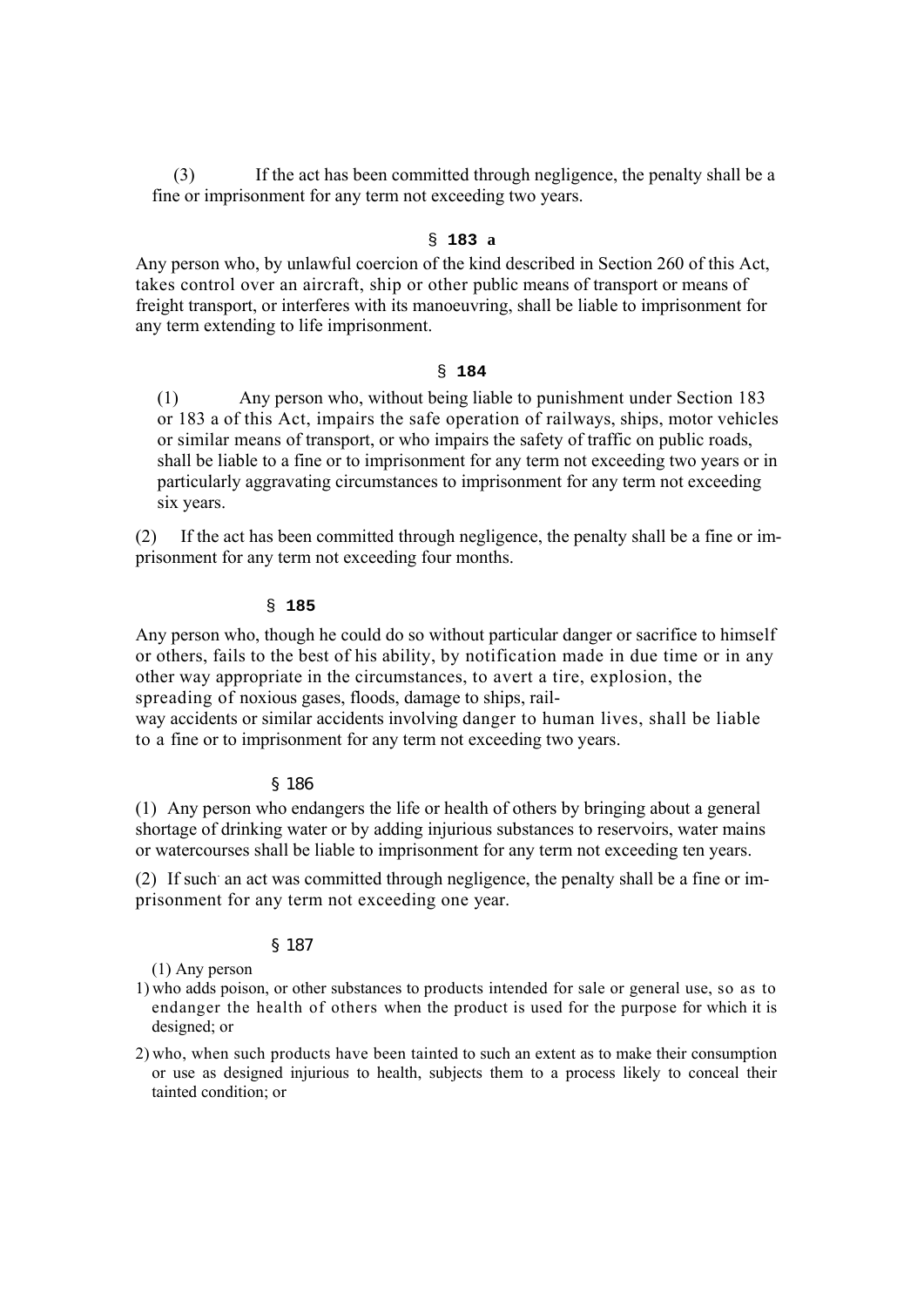(3) If the act has been committed through negligence, the penalty shall be a fine or imprisonment for any term not exceeding two years.

### § 183 a

Any person who, by unlawful coercion of the kind described in Section 260 of this Act, takes control over an aircraft, ship or other public means of transport or means of freight transport, or interferes with its manoeuvring, shall be liable to imprisonment for any term extending to life imprisonment.

### § 184

(1) Any person who, without being liable to punishment under Section 183 or 183 a of this Act, impairs the safe operation of railways, ships, motor vehicles or similar means of transport, or who impairs the safety of traffic on public roads, shall be liable to a fine or to imprisonment for any term not exceeding two years or in particularly aggravating circumstances to imprisonment for any term not exceeding six years.

(2) If the act has been committed through negligence, the penalty shall be a fine or imprisonment for any term not exceeding four months.

### § 185

Any person who, though he could do so without particular danger or sacrifice to himself or others, fails to the best of his ability, by notification made in due time or in any other way appropriate in the circumstances, to avert a tire, explosion, the spreading of noxious gases, floods, damage to ships, railway accidents or similar accidents involving danger to human lives, shall be liable to a fine or to imprisonment for any term not exceeding two years.

### § 186

(1) Any person who endangers the life or health of others by bringing about a general shortage of drinking water or by adding injurious substances to reservoirs, water mains or watercourses shall be liable to imprisonment for any term not exceeding ten years.

(2) If such an act was committed through negligence, the penalty shall be a fine or imprisonment for any term not exceeding one year.

### § 187

(1) Any person

1) who adds poison, or other substances to products intended for sale or general use, so as to endanger the health of others when the product is used for the purpose for which it is designed; or
2) who, when such products have been tainted to such an extent as to make their consumption or use as designed injurious to health, subjects them to a process likely to conceal their tainted condition; or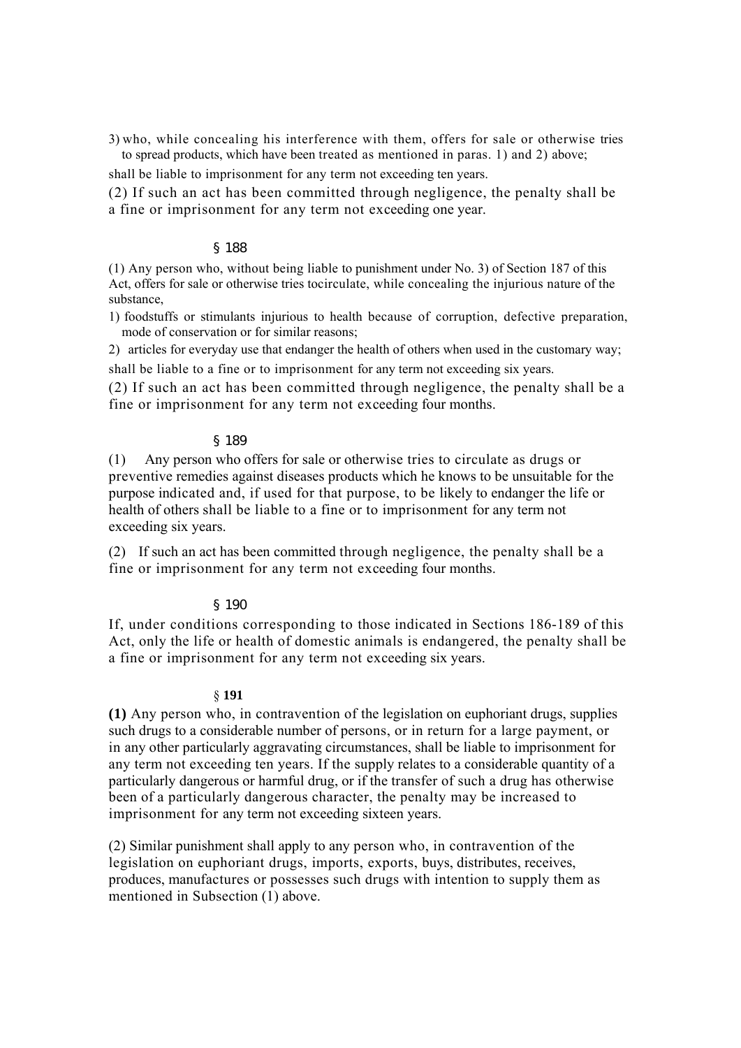3) who, while concealing his interference with them, offers for sale or otherwise tries to spread products, which have been treated as mentioned in paras. 1) and 2) above;

shall be liable to imprisonment for any term not exceeding ten years.

(2) If such an act has been committed through negligence, the penalty shall be a fine or imprisonment for any term not exceeding one year.

### § 188

(1) Any person who, without being liable to punishment under No. 3) of Section 187 of this Act, offers for sale or otherwise tries tocirculate, while concealing the injurious nature of the substance,

1) foodstuffs or stimulants injurious to health because of corruption, defective preparation, mode of conservation or for similar reasons;

2) articles for everyday use that endanger the health of others when used in the customary way;

shall be liable to a fine or to imprisonment for any term not exceeding six years.

(2) If such an act has been committed through negligence, the penalty shall be a fine or imprisonment for any term not exceeding four months.

### § 189

(1) Any person who offers for sale or otherwise tries to circulate as drugs or preventive remedies against diseases products which he knows to be unsuitable for the purpose indicated and, if used for that purpose, to be likely to endanger the life or health of others shall be liable to a fine or to imprisonment for any term not exceeding six years.

(2) If such an act has been committed through negligence, the penalty shall be a fine or imprisonment for any term not exceeding four months.

### § 190

If, under conditions corresponding to those indicated in Sections 186-189 of this Act, only the life or health of domestic animals is endangered, the penalty shall be a fine or imprisonment for any term not exceeding six years.

### § **191**

**(1)** Any person who, in contravention of the legislation on euphoriant drugs, supplies such drugs to a considerable number of persons, or in return for a large payment, or in any other particularly aggravating circumstances, shall be liable to imprisonment for any term not exceeding ten years. If the supply relates to a considerable quantity of a particularly dangerous or harmful drug, or if the transfer of such a drug has otherwise been of a particularly dangerous character, the penalty may be increased to imprisonment for any term not exceeding sixteen years.

(2) Similar punishment shall apply to any person who, in contravention of the legislation on euphoriant drugs, imports, exports, buys, distributes, receives, produces, manufactures or possesses such drugs with intention to supply them as mentioned in Subsection (1) above.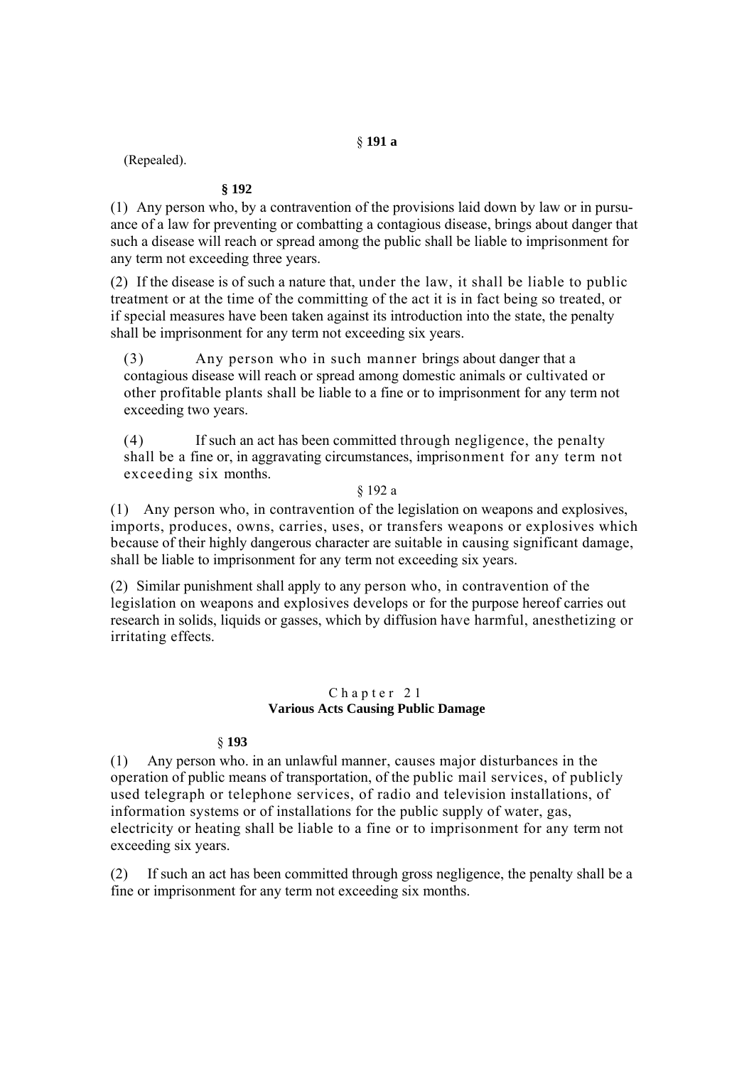### § 191 a

(Repealed).

### § 192

(1) Any person who, by a contravention of the provisions laid down by law or in pursuance of a law for preventing or combatting a contagious disease, brings about danger that such a disease will reach or spread among the public shall be liable to imprisonment for any term not exceeding three years.

(2) If the disease is of such a nature that, under the law, it shall be liable to public treatment or at the time of the committing of the act it is in fact being so treated, or if special measures have been taken against its introduction into the state, the penalty shall be imprisonment for any term not exceeding six years.

(3) Any person who in such manner brings about danger that a contagious disease will reach or spread among domestic animals or cultivated or other profitable plants shall be liable to a fine or to imprisonment for any term not exceeding two years.

(4) If such an act has been committed through negligence, the penalty shall be a fine or, in aggravating circumstances, imprisonment for any term not exceeding six months.

### § 192 a

(1) Any person who, in contravention of the legislation on weapons and explosives, imports, produces, owns, carries, uses, or transfers weapons or explosives which because of their highly dangerous character are suitable in causing significant damage, shall be liable to imprisonment for any term not exceeding six years.

(2) Similar punishment shall apply to any person who, in contravention of the legislation on weapons and explosives develops or for the purpose hereof carries out research in solids, liquids or gasses, which by diffusion have harmful, anesthetizing or irritating effects.

## Chapter 21
## Various Acts Causing Public Damage

### § 193

(1) Any person who. in an unlawful manner, causes major disturbances in the operation of public means of transportation, of the public mail services, of publicly used telegraph or telephone services, of radio and television installations, of information systems or of installations for the public supply of water, gas, electricity or heating shall be liable to a fine or to imprisonment for any term not exceeding six years.

(2) If such an act has been committed through gross negligence, the penalty shall be a fine or imprisonment for any term not exceeding six months.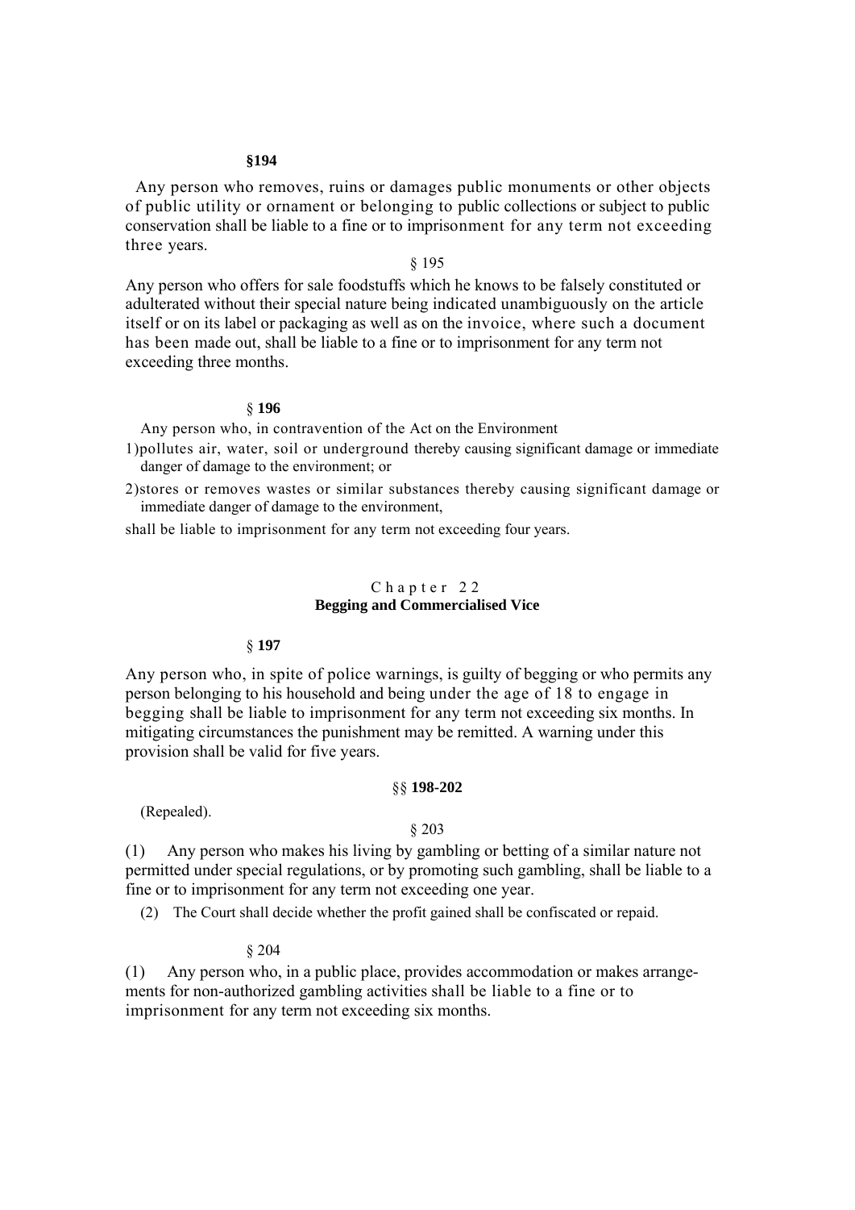**§194**

Any person who removes, ruins or damages public monuments or other objects of public utility or ornament or belonging to public collections or subject to public conservation shall be liable to a fine or to imprisonment for any term not exceeding three years.

§ 195

Any person who offers for sale foodstuffs which he knows to be falsely constituted or adulterated without their special nature being indicated unambiguously on the article itself or on its label or packaging as well as on the invoice, where such a document has been made out, shall be liable to a fine or to imprisonment for any term not exceeding three months.

§ **196**

Any person who, in contravention of the Act on the Environment

1) pollutes air, water, soil or underground thereby causing significant damage or immediate danger of damage to the environment; or
2) stores or removes wastes or similar substances thereby causing significant damage or immediate danger of damage to the environment,

shall be liable to imprisonment for any term not exceeding four years.

## Chapter 22
## Begging and Commercialised Vice

§ **197**

Any person who, in spite of police warnings, is guilty of begging or who permits any person belonging to his household and being under the age of 18 to engage in begging shall be liable to imprisonment for any term not exceeding six months. In mitigating circumstances the punishment may be remitted. A warning under this provision shall be valid for five years.

§§ **198-202**

(Repealed).

§ 203

(1) Any person who makes his living by gambling or betting of a similar nature not permitted under special regulations, or by promoting such gambling, shall be liable to a fine or to imprisonment for any term not exceeding one year.

(2) The Court shall decide whether the profit gained shall be confiscated or repaid.

§ 204

(1) Any person who, in a public place, provides accommodation or makes arrangements for non-authorized gambling activities shall be liable to a fine or to imprisonment for any term not exceeding six months.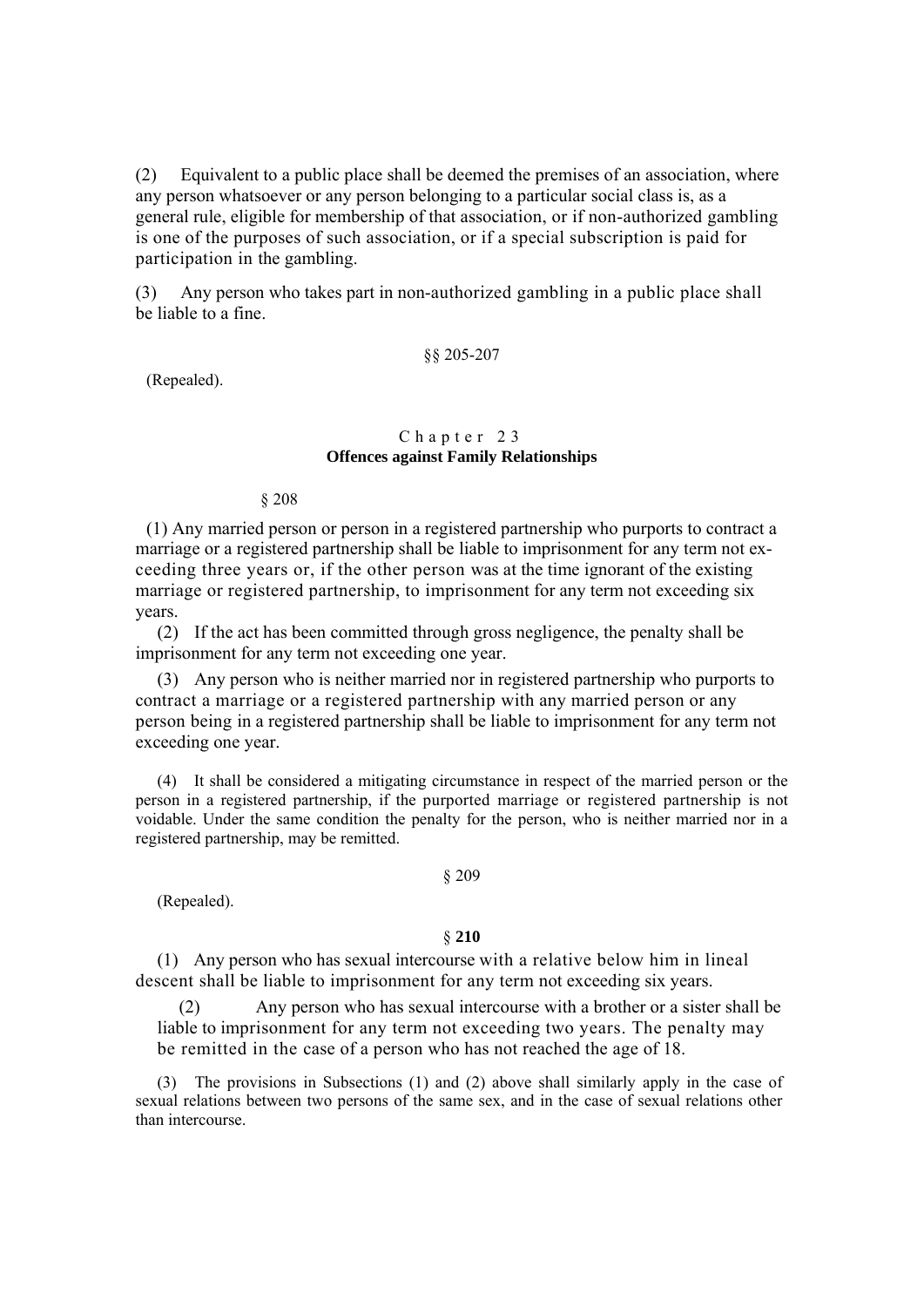(2) Equivalent to a public place shall be deemed the premises of an association, where any person whatsoever or any person belonging to a particular social class is, as a general rule, eligible for membership of that association, or if non-authorized gambling is one of the purposes of such association, or if a special subscription is paid for participation in the gambling.

(3) Any person who takes part in non-authorized gambling in a public place shall be liable to a fine.

§§ 205-207

(Repealed).

## Chapter 23
## Offences against Family Relationships

§ 208

(1) Any married person or person in a registered partnership who purports to contract a marriage or a registered partnership shall be liable to imprisonment for any term not exceeding three years or, if the other person was at the time ignorant of the existing marriage or registered partnership, to imprisonment for any term not exceeding six years.

(2) If the act has been committed through gross negligence, the penalty shall be imprisonment for any term not exceeding one year.

(3) Any person who is neither married nor in registered partnership who purports to contract a marriage or a registered partnership with any married person or any person being in a registered partnership shall be liable to imprisonment for any term not exceeding one year.

(4) It shall be considered a mitigating circumstance in respect of the married person or the person in a registered partnership, if the purported marriage or registered partnership is not voidable. Under the same condition the penalty for the person, who is neither married nor in a registered partnership, may be remitted.

§ 209

(Repealed).

§ **210**

(1) Any person who has sexual intercourse with a relative below him in lineal descent shall be liable to imprisonment for any term not exceeding six years.

(2) Any person who has sexual intercourse with a brother or a sister shall be liable to imprisonment for any term not exceeding two years. The penalty may be remitted in the case of a person who has not reached the age of 18.

(3) The provisions in Subsections (1) and (2) above shall similarly apply in the case of sexual relations between two persons of the same sex, and in the case of sexual relations other than intercourse.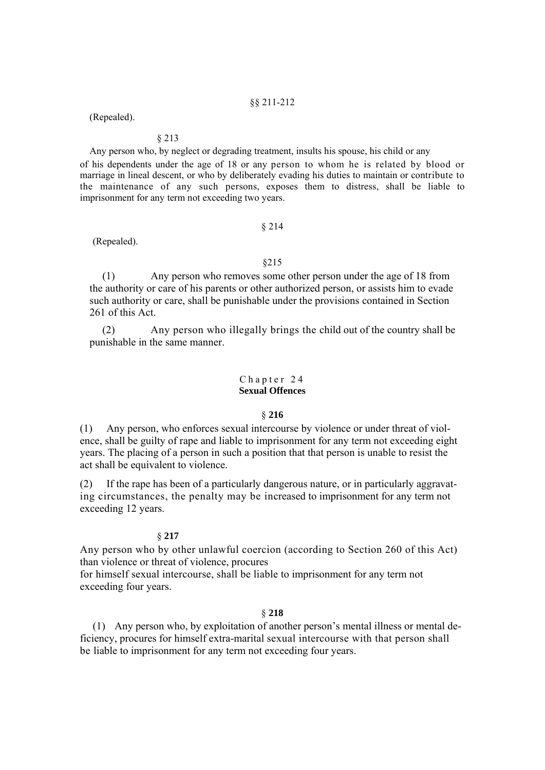§§ 211-212

(Repealed).

§ 213

Any person who, by neglect or degrading treatment, insults his spouse, his child or any of his dependents under the age of 18 or any person to whom he is related by blood or marriage in lineal descent, or who by deliberately evading his duties to maintain or contribute to the maintenance of any such persons, exposes them to distress, shall be liable to imprisonment for any term not exceeding two years.

§ 214

(Repealed).

§215

(1) Any person who removes some other person under the age of 18 from the authority or care of his parents or other authorized person, or assists him to evade such authority or care, shall be punishable under the provisions contained in Section 261 of this Act.

(2) Any person who illegally brings the child out of the country shall be punishable in the same manner.

## Chapter 24
## **Sexual Offences**

§ **216**

(1) Any person, who enforces sexual intercourse by violence or under threat of violence, shall be guilty of rape and liable to imprisonment for any term not exceeding eight years. The placing of a person in such a position that that person is unable to resist the act shall be equivalent to violence.

(2) If the rape has been of a particularly dangerous nature, or in particularly aggravating circumstances, the penalty may be increased to imprisonment for any term not exceeding 12 years.

§ **217**

Any person who by other unlawful coercion (according to Section 260 of this Act) than violence or threat of violence, procures for himself sexual intercourse, shall be liable to imprisonment for any term not exceeding four years.

§ **218**

(1) Any person who, by exploitation of another person's mental illness or mental deficiency, procures for himself extra-marital sexual intercourse with that person shall be liable to imprisonment for any term not exceeding four years.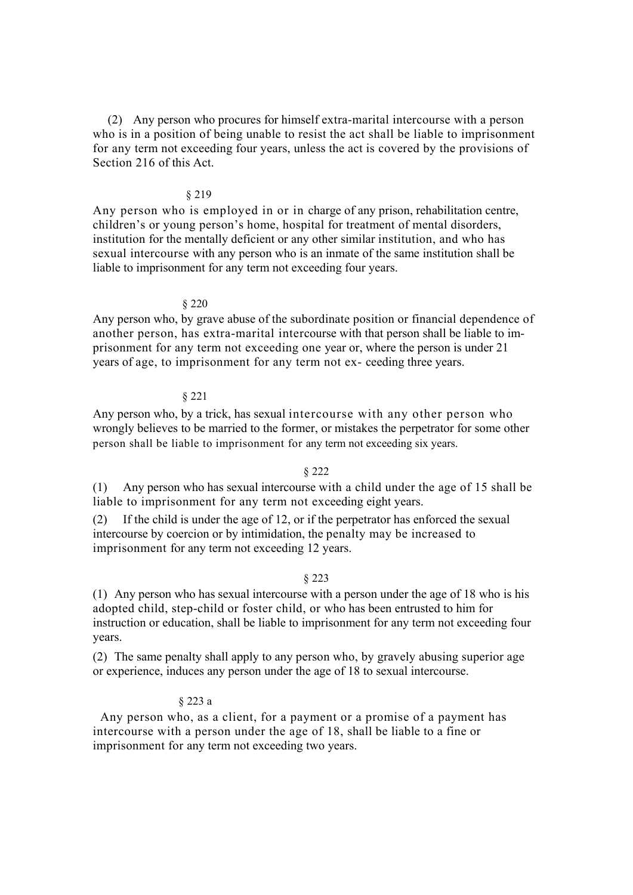(2) Any person who procures for himself extra-marital intercourse with a person who is in a position of being unable to resist the act shall be liable to imprisonment for any term not exceeding four years, unless the act is covered by the provisions of Section 216 of this Act.

§ 219

Any person who is employed in or in charge of any prison, rehabilitation centre, children's or young person's home, hospital for treatment of mental disorders, institution for the mentally deficient or any other similar institution, and who has sexual intercourse with any person who is an inmate of the same institution shall be liable to imprisonment for any term not exceeding four years.

§ 220

Any person who, by grave abuse of the subordinate position or financial dependence of another person, has extra-marital intercourse with that person shall be liable to imprisonment for any term not exceeding one year or, where the person is under 21 years of age, to imprisonment for any term not exceeding three years.

§ 221

Any person who, by a trick, has sexual intercourse with any other person who wrongly believes to be married to the former, or mistakes the perpetrator for some other person shall be liable to imprisonment for any term not exceeding six years.

§ 222

(1) Any person who has sexual intercourse with a child under the age of 15 shall be liable to imprisonment for any term not exceeding eight years.

(2) If the child is under the age of 12, or if the perpetrator has enforced the sexual intercourse by coercion or by intimidation, the penalty may be increased to imprisonment for any term not exceeding 12 years.

§ 223

(1) Any person who has sexual intercourse with a person under the age of 18 who is his adopted child, step-child or foster child, or who has been entrusted to him for instruction or education, shall be liable to imprisonment for any term not exceeding four years.

(2) The same penalty shall apply to any person who, by gravely abusing superior age or experience, induces any person under the age of 18 to sexual intercourse.

§ 223 a

Any person who, as a client, for a payment or a promise of a payment has intercourse with a person under the age of 18, shall be liable to a fine or imprisonment for any term not exceeding two years.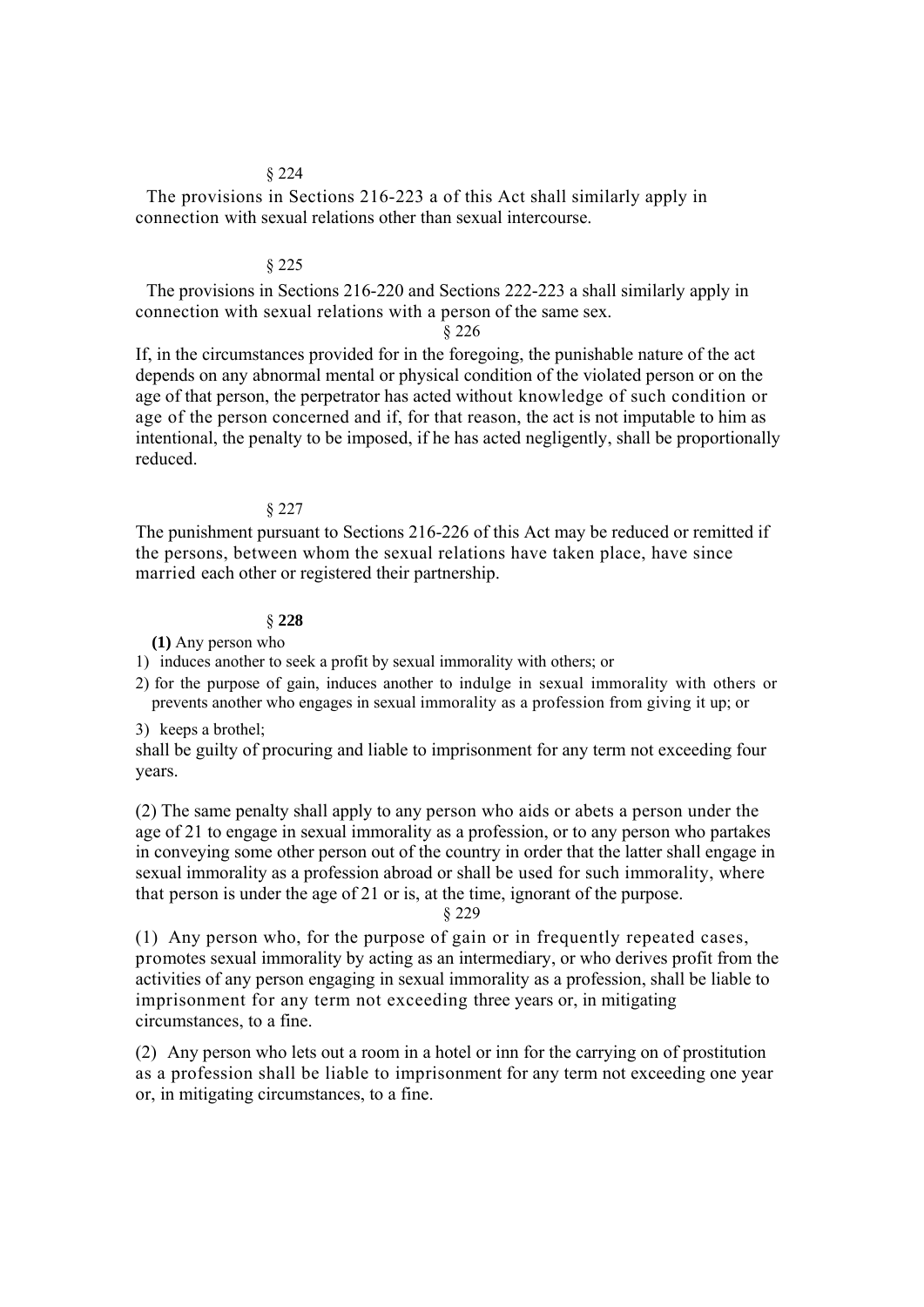§ 224

The provisions in Sections 216-223 a of this Act shall similarly apply in connection with sexual relations other than sexual intercourse.

§ 225

The provisions in Sections 216-220 and Sections 222-223 a shall similarly apply in connection with sexual relations with a person of the same sex.

§ 226

If, in the circumstances provided for in the foregoing, the punishable nature of the act depends on any abnormal mental or physical condition of the violated person or on the age of that person, the perpetrator has acted without knowledge of such condition or age of the person concerned and if, for that reason, the act is not imputable to him as intentional, the penalty to be imposed, if he has acted negligently, shall be proportionally reduced.

§ 227

The punishment pursuant to Sections 216-226 of this Act may be reduced or remitted if the persons, between whom the sexual relations have taken place, have since married each other or registered their partnership.

§ **228**

**(1)** Any person who

1) induces another to seek a profit by sexual immorality with others; or
2) for the purpose of gain, induces another to indulge in sexual immorality with others or prevents another who engages in sexual immorality as a profession from giving it up; or
3) keeps a brothel;

shall be guilty of procuring and liable to imprisonment for any term not exceeding four years.

(2) The same penalty shall apply to any person who aids or abets a person under the age of 21 to engage in sexual immorality as a profession, or to any person who partakes in conveying some other person out of the country in order that the latter shall engage in sexual immorality as a profession abroad or shall be used for such immorality, where that person is under the age of 21 or is, at the time, ignorant of the purpose.

§ 229

(1) Any person who, for the purpose of gain or in frequently repeated cases, promotes sexual immorality by acting as an intermediary, or who derives profit from the activities of any person engaging in sexual immorality as a profession, shall be liable to imprisonment for any term not exceeding three years or, in mitigating circumstances, to a fine.

(2) Any person who lets out a room in a hotel or inn for the carrying on of prostitution as a profession shall be liable to imprisonment for any term not exceeding one year or, in mitigating circumstances, to a fine.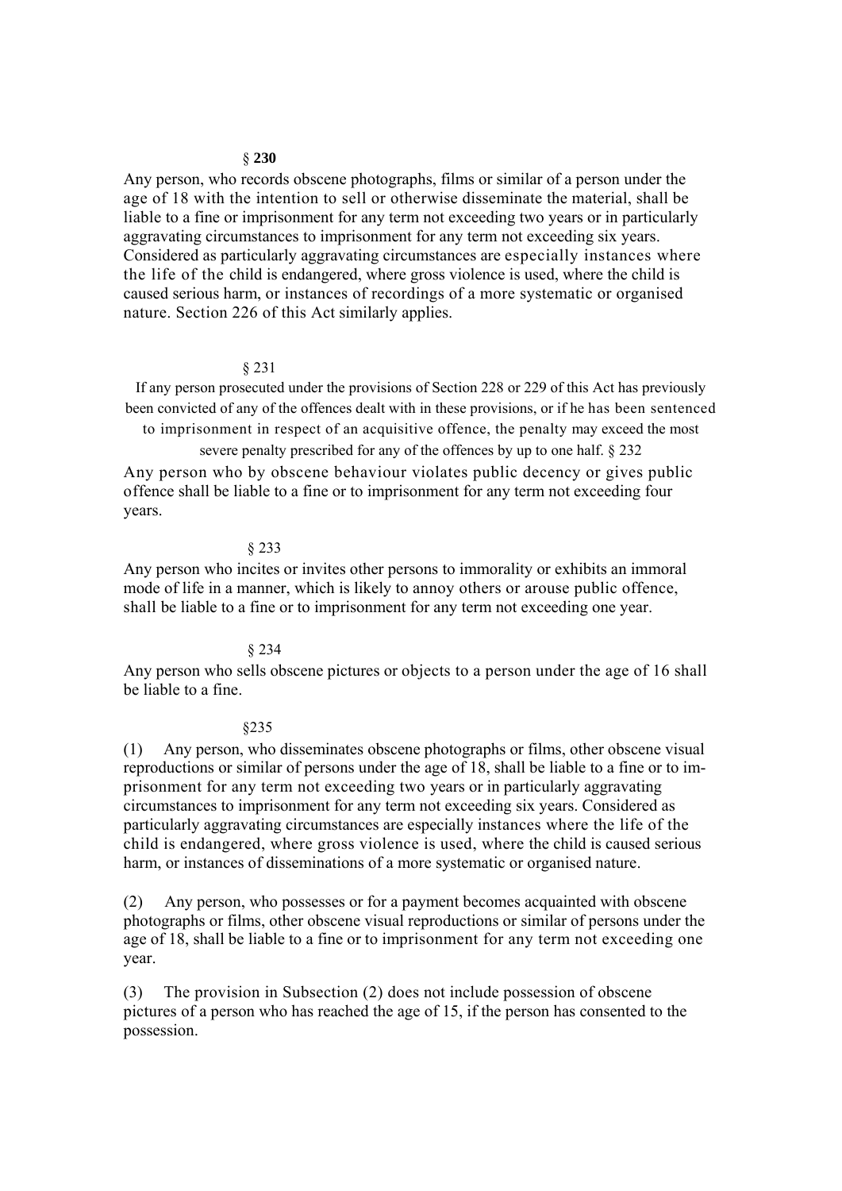§ **230**

Any person, who records obscene photographs, films or similar of a person under the age of 18 with the intention to sell or otherwise disseminate the material, shall be liable to a fine or imprisonment for any term not exceeding two years or in particularly aggravating circumstances to imprisonment for any term not exceeding six years. Considered as particularly aggravating circumstances are especially instances where the life of the child is endangered, where gross violence is used, where the child is caused serious harm, or instances of recordings of a more systematic or organised nature. Section 226 of this Act similarly applies.

§ 231

If any person prosecuted under the provisions of Section 228 or 229 of this Act has previously been convicted of any of the offences dealt with in these provisions, or if he has been sentenced to imprisonment in respect of an acquisitive offence, the penalty may exceed the most severe penalty prescribed for any of the offences by up to one half.

§ 232

Any person who by obscene behaviour violates public decency or gives public offence shall be liable to a fine or to imprisonment for any term not exceeding four years.

§ 233

Any person who incites or invites other persons to immorality or exhibits an immoral mode of life in a manner, which is likely to annoy others or arouse public offence, shall be liable to a fine or to imprisonment for any term not exceeding one year.

§ 234

Any person who sells obscene pictures or objects to a person under the age of 16 shall be liable to a fine.

§235

(1) Any person, who disseminates obscene photographs or films, other obscene visual reproductions or similar of persons under the age of 18, shall be liable to a fine or to imprisonment for any term not exceeding two years or in particularly aggravating circumstances to imprisonment for any term not exceeding six years. Considered as particularly aggravating circumstances are especially instances where the life of the child is endangered, where gross violence is used, where the child is caused serious harm, or instances of disseminations of a more systematic or organised nature.

(2) Any person, who possesses or for a payment becomes acquainted with obscene photographs or films, other obscene visual reproductions or similar of persons under the age of 18, shall be liable to a fine or to imprisonment for any term not exceeding one year.

(3) The provision in Subsection (2) does not include possession of obscene pictures of a person who has reached the age of 15, if the person has consented to the possession.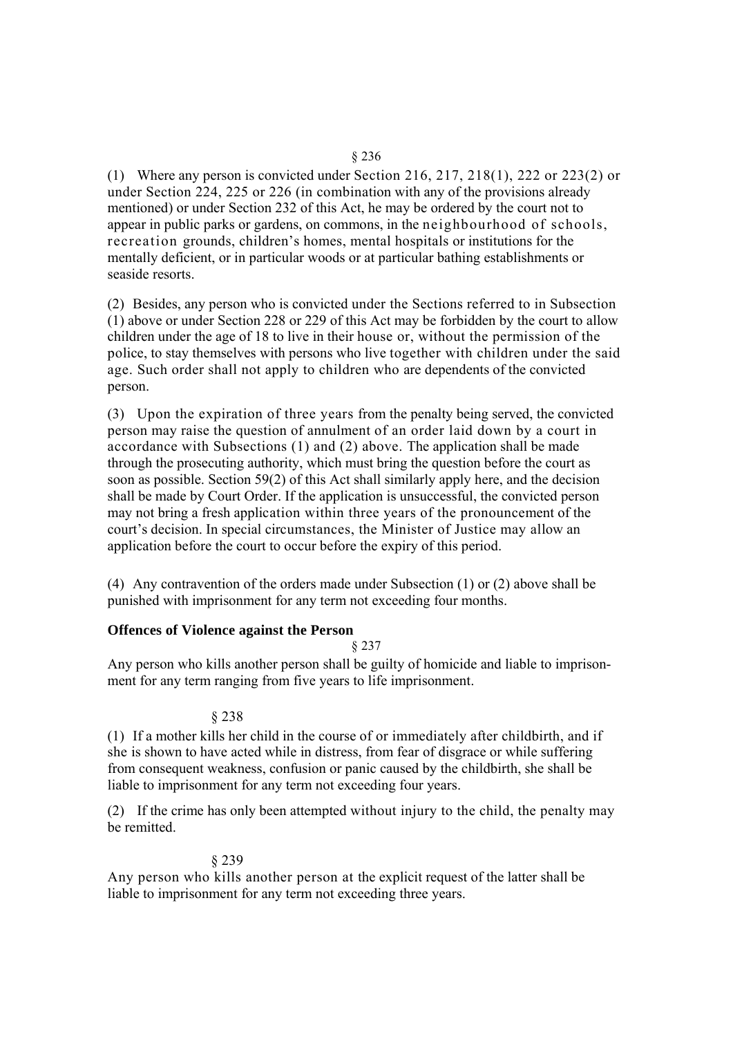§ 236

(1) Where any person is convicted under Section 216, 217, 218(1), 222 or 223(2) or under Section 224, 225 or 226 (in combination with any of the provisions already mentioned) or under Section 232 of this Act, he may be ordered by the court not to appear in public parks or gardens, on commons, in the neighbourhood of schools, recreation grounds, children's homes, mental hospitals or institutions for the mentally deficient, or in particular woods or at particular bathing establishments or seaside resorts.

(2) Besides, any person who is convicted under the Sections referred to in Subsection (1) above or under Section 228 or 229 of this Act may be forbidden by the court to allow children under the age of 18 to live in their house or, without the permission of the police, to stay themselves with persons who live together with children under the said age. Such order shall not apply to children who are dependents of the convicted person.

(3) Upon the expiration of three years from the penalty being served, the convicted person may raise the question of annulment of an order laid down by a court in accordance with Subsections (1) and (2) above. The application shall be made through the prosecuting authority, which must bring the question before the court as soon as possible. Section 59(2) of this Act shall similarly apply here, and the decision shall be made by Court Order. If the application is unsuccessful, the convicted person may not bring a fresh application within three years of the pronouncement of the court's decision. In special circumstances, the Minister of Justice may allow an application before the court to occur before the expiry of this period.

(4) Any contravention of the orders made under Subsection (1) or (2) above shall be punished with imprisonment for any term not exceeding four months.

**Offences of Violence against the Person**

§ 237

Any person who kills another person shall be guilty of homicide and liable to imprisonment for any term ranging from five years to life imprisonment.

§ 238

(1) If a mother kills her child in the course of or immediately after childbirth, and if she is shown to have acted while in distress, from fear of disgrace or while suffering from consequent weakness, confusion or panic caused by the childbirth, she shall be liable to imprisonment for any term not exceeding four years.

(2) If the crime has only been attempted without injury to the child, the penalty may be remitted.

§ 239

Any person who kills another person at the explicit request of the latter shall be liable to imprisonment for any term not exceeding three years.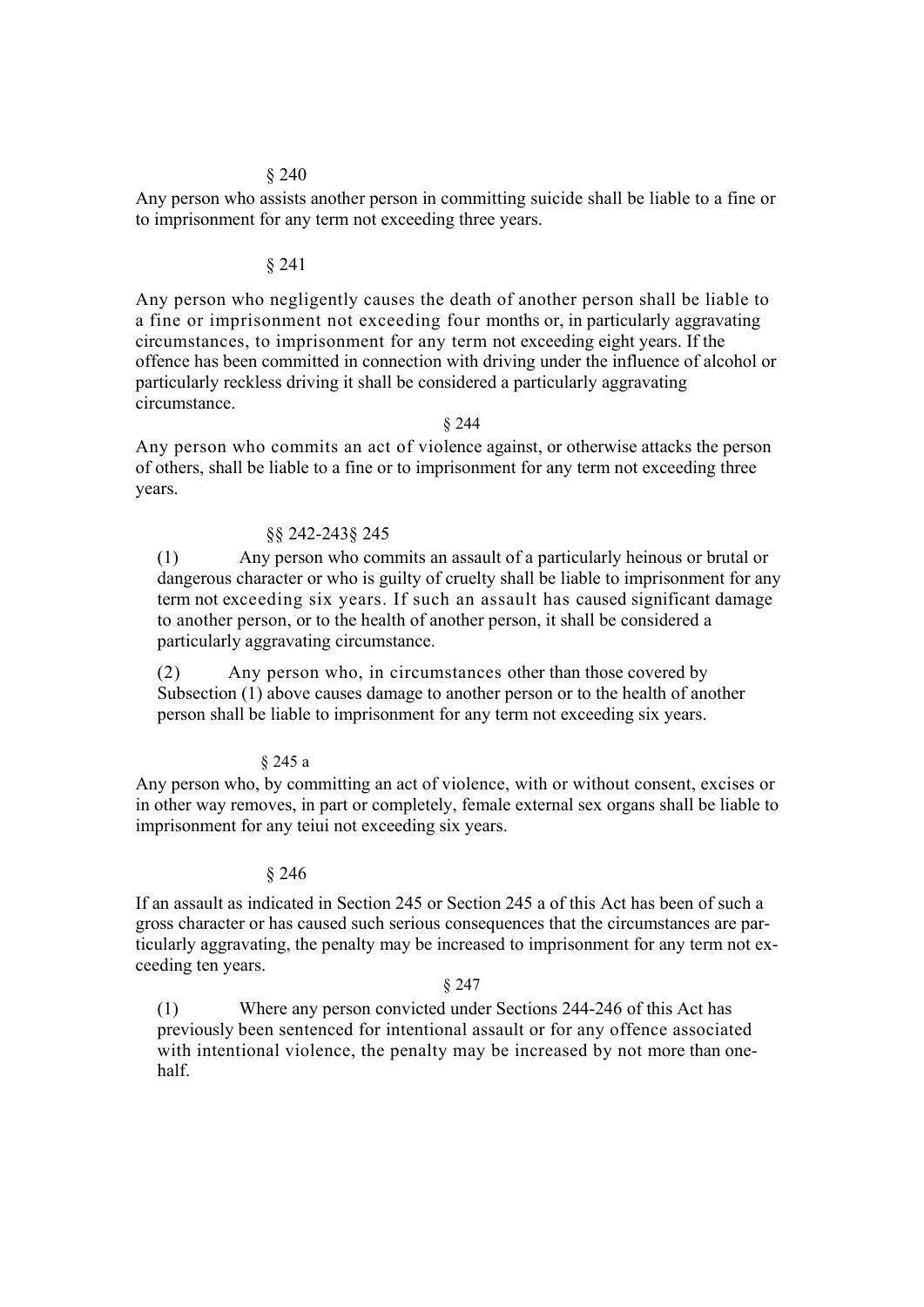§ 240

Any person who assists another person in committing suicide shall be liable to a fine or to imprisonment for any term not exceeding three years.

§ 241

Any person who negligently causes the death of another person shall be liable to a fine or imprisonment not exceeding four months or, in particularly aggravating circumstances, to imprisonment for any term not exceeding eight years. If the offence has been committed in connection with driving under the influence of alcohol or particularly reckless driving it shall be considered a particularly aggravating circumstance.

§ 244

Any person who commits an act of violence against, or otherwise attacks the person of others, shall be liable to a fine or to imprisonment for any term not exceeding three years.

§§ 242-243§ 245

(1) Any person who commits an assault of a particularly heinous or brutal or dangerous character or who is guilty of cruelty shall be liable to imprisonment for any term not exceeding six years. If such an assault has caused significant damage to another person, or to the health of another person, it shall be considered a particularly aggravating circumstance.

(2) Any person who, in circumstances other than those covered by Subsection (1) above causes damage to another person or to the health of another person shall be liable to imprisonment for any term not exceeding six years.

§ 245 a

Any person who, by committing an act of violence, with or without consent, excises or in other way removes, in part or completely, female external sex organs shall be liable to imprisonment for any teiui not exceeding six years.

§ 246

If an assault as indicated in Section 245 or Section 245 a of this Act has been of such a gross character or has caused such serious consequences that the circumstances are particularly aggravating, the penalty may be increased to imprisonment for any term not exceeding ten years.

§ 247

(1) Where any person convicted under Sections 244-246 of this Act has previously been sentenced for intentional assault or for any offence associated with intentional violence, the penalty may be increased by not more than one-half.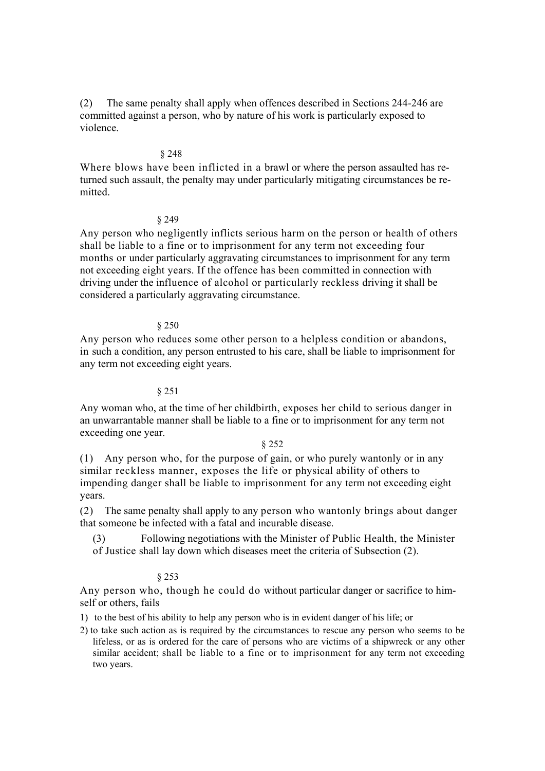(2) The same penalty shall apply when offences described in Sections 244-246 are committed against a person, who by nature of his work is particularly exposed to violence.

§ 248

Where blows have been inflicted in a brawl or where the person assaulted has returned such assault, the penalty may under particularly mitigating circumstances be remitted.

§ 249

Any person who negligently inflicts serious harm on the person or health of others shall be liable to a fine or to imprisonment for any term not exceeding four months or under particularly aggravating circumstances to imprisonment for any term not exceeding eight years. If the offence has been committed in connection with driving under the influence of alcohol or particularly reckless driving it shall be considered a particularly aggravating circumstance.

§ 250

Any person who reduces some other person to a helpless condition or abandons, in such a condition, any person entrusted to his care, shall be liable to imprisonment for any term not exceeding eight years.

§ 251

Any woman who, at the time of her childbirth, exposes her child to serious danger in an unwarrantable manner shall be liable to a fine or to imprisonment for any term not exceeding one year.

§ 252

(1) Any person who, for the purpose of gain, or who purely wantonly or in any similar reckless manner, exposes the life or physical ability of others to impending danger shall be liable to imprisonment for any term not exceeding eight years.

(2) The same penalty shall apply to any person who wantonly brings about danger that someone be infected with a fatal and incurable disease.

(3) Following negotiations with the Minister of Public Health, the Minister of Justice shall lay down which diseases meet the criteria of Subsection (2).

§ 253

Any person who, though he could do without particular danger or sacrifice to himself or others, fails

1) to the best of his ability to help any person who is in evident danger of his life; or
2) to take such action as is required by the circumstances to rescue any person who seems to be lifeless, or as is ordered for the care of persons who are victims of a shipwreck or any other similar accident; shall be liable to a fine or to imprisonment for any term not exceeding two years.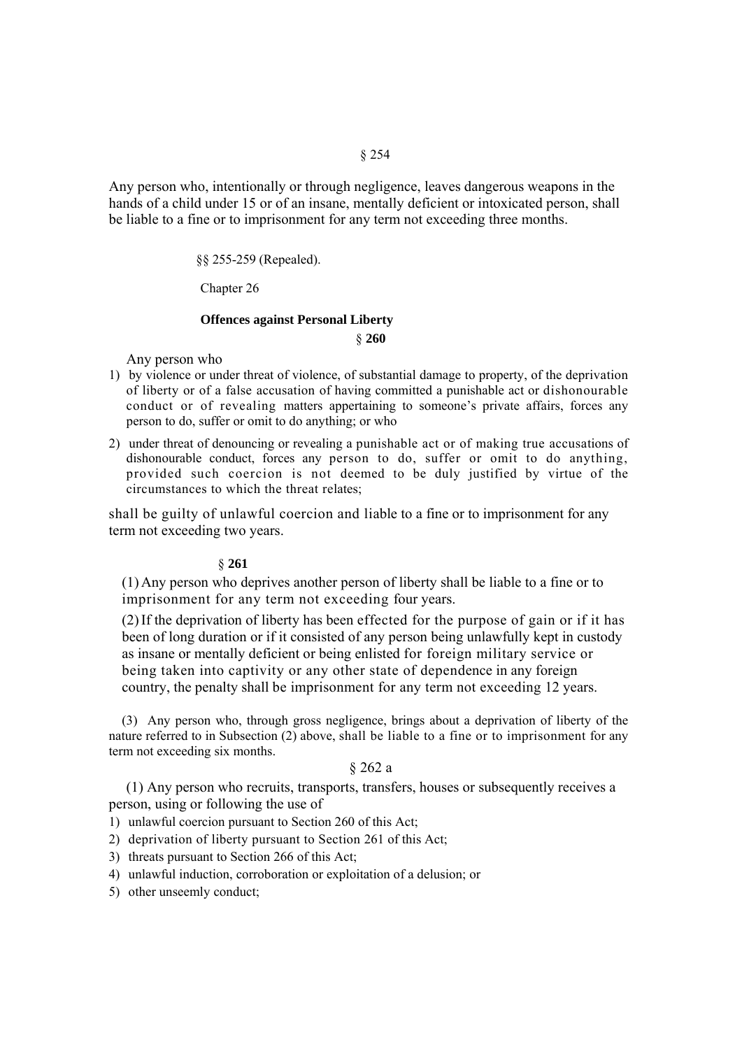§ 254

Any person who, intentionally or through negligence, leaves dangerous weapons in the hands of a child under 15 or of an insane, mentally deficient or intoxicated person, shall be liable to a fine or to imprisonment for any term not exceeding three months.

§§ 255-259 (Repealed).

Chapter 26

## Offences against Personal Liberty

**§ 260**

Any person who

1) by violence or under threat of violence, of substantial damage to property, of the deprivation of liberty or of a false accusation of having committed a punishable act or dishonourable conduct or of revealing matters appertaining to someone's private affairs, forces any person to do, suffer or omit to do anything; or who
2) under threat of denouncing or revealing a punishable act or of making true accusations of dishonourable conduct, forces any person to do, suffer or omit to do anything, provided such coercion is not deemed to be duly justified by virtue of the circumstances to which the threat relates;

shall be guilty of unlawful coercion and liable to a fine or to imprisonment for any term not exceeding two years.

**§ 261**

(1) Any person who deprives another person of liberty shall be liable to a fine or to imprisonment for any term not exceeding four years.

(2) If the deprivation of liberty has been effected for the purpose of gain or if it has been of long duration or if it consisted of any person being unlawfully kept in custody as insane or mentally deficient or being enlisted for foreign military service or being taken into captivity or any other state of dependence in any foreign country, the penalty shall be imprisonment for any term not exceeding 12 years.

(3) Any person who, through gross negligence, brings about a deprivation of liberty of the nature referred to in Subsection (2) above, shall be liable to a fine or to imprisonment for any term not exceeding six months.

§ 262 a

(1) Any person who recruits, transports, transfers, houses or subsequently receives a person, using or following the use of

1) unlawful coercion pursuant to Section 260 of this Act;
2) deprivation of liberty pursuant to Section 261 of this Act;
3) threats pursuant to Section 266 of this Act;
4) unlawful induction, corroboration or exploitation of a delusion; or
5) other unseemly conduct;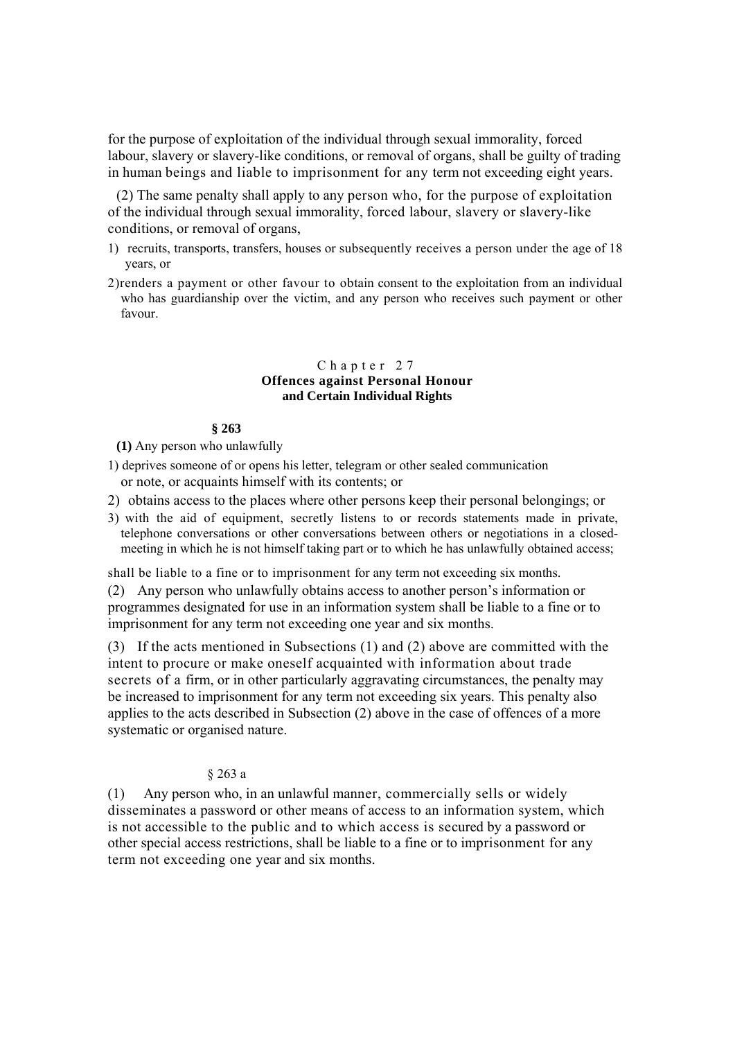for the purpose of exploitation of the individual through sexual immorality, forced labour, slavery or slavery-like conditions, or removal of organs, shall be guilty of trading in human beings and liable to imprisonment for any term not exceeding eight years.

(2) The same penalty shall apply to any person who, for the purpose of exploitation of the individual through sexual immorality, forced labour, slavery or slavery-like conditions, or removal of organs,

1) recruits, transports, transfers, houses or subsequently receives a person under the age of 18 years, or
2) renders a payment or other favour to obtain consent to the exploitation from an individual who has guardianship over the victim, and any person who receives such payment or other favour.

## Chapter 27
## Offences against Personal Honour and Certain Individual Rights

**§ 263**

**(1)** Any person who unlawfully

1) deprives someone of or opens his letter, telegram or other sealed communication or note, or acquaints himself with its contents; or
2) obtains access to the places where other persons keep their personal belongings; or
3) with the aid of equipment, secretly listens to or records statements made in private, telephone conversations or other conversations between others or negotiations in a closed-meeting in which he is not himself taking part or to which he has unlawfully obtained access;

shall be liable to a fine or to imprisonment for any term not exceeding six months.

(2) Any person who unlawfully obtains access to another person's information or programmes designated for use in an information system shall be liable to a fine or to imprisonment for any term not exceeding one year and six months.

(3) If the acts mentioned in Subsections (1) and (2) above are committed with the intent to procure or make oneself acquainted with information about trade secrets of a firm, or in other particularly aggravating circumstances, the penalty may be increased to imprisonment for any term not exceeding six years. This penalty also applies to the acts described in Subsection (2) above in the case of offences of a more systematic or organised nature.

§ 263 a

(1) Any person who, in an unlawful manner, commercially sells or widely disseminates a password or other means of access to an information system, which is not accessible to the public and to which access is secured by a password or other special access restrictions, shall be liable to a fine or to imprisonment for any term not exceeding one year and six months.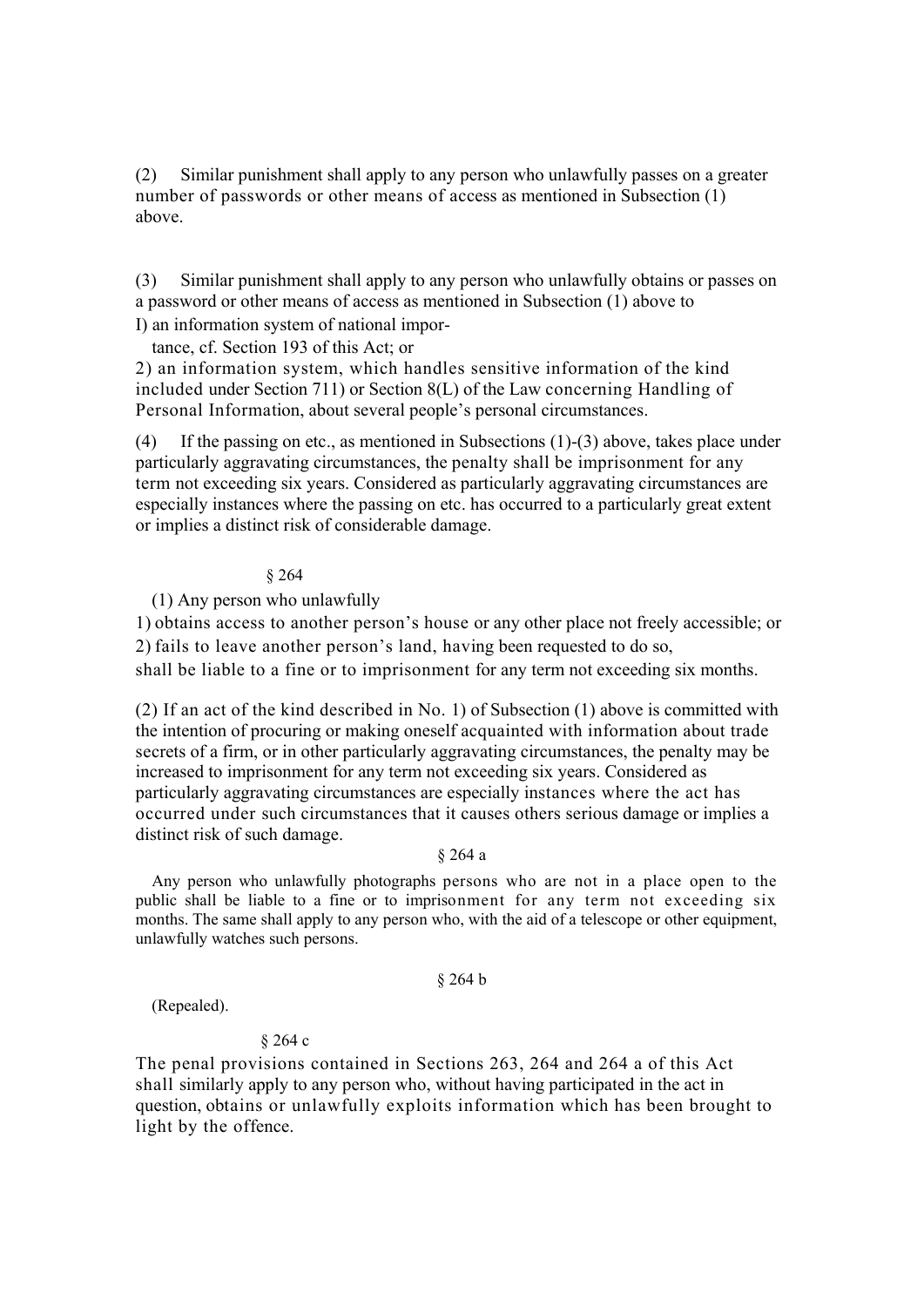(2) Similar punishment shall apply to any person who unlawfully passes on a greater number of passwords or other means of access as mentioned in Subsection (1) above.

(3) Similar punishment shall apply to any person who unlawfully obtains or passes on a password or other means of access as mentioned in Subsection (1) above to

I) an information system of national importance, cf. Section 193 of this Act; or

2) an information system, which handles sensitive information of the kind included under Section 711) or Section 8(L) of the Law concerning Handling of Personal Information, about several people's personal circumstances.

(4) If the passing on etc., as mentioned in Subsections (1)-(3) above, takes place under particularly aggravating circumstances, the penalty shall be imprisonment for any term not exceeding six years. Considered as particularly aggravating circumstances are especially instances where the passing on etc. has occurred to a particularly great extent or implies a distinct risk of considerable damage.

§ 264

(1) Any person who unlawfully

1) obtains access to another person's house or any other place not freely accessible; or

2) fails to leave another person's land, having been requested to do so,

shall be liable to a fine or to imprisonment for any term not exceeding six months.

(2) If an act of the kind described in No. 1) of Subsection (1) above is committed with the intention of procuring or making oneself acquainted with information about trade secrets of a firm, or in other particularly aggravating circumstances, the penalty may be increased to imprisonment for any term not exceeding six years. Considered as particularly aggravating circumstances are especially instances where the act has occurred under such circumstances that it causes others serious damage or implies a distinct risk of such damage.

§ 264 a

Any person who unlawfully photographs persons who are not in a place open to the public shall be liable to a fine or to imprisonment for any term not exceeding six months. The same shall apply to any person who, with the aid of a telescope or other equipment, unlawfully watches such persons.

§ 264 b

(Repealed).

§ 264 c

The penal provisions contained in Sections 263, 264 and 264 a of this Act shall similarly apply to any person who, without having participated in the act in question, obtains or unlawfully exploits information which has been brought to light by the offence.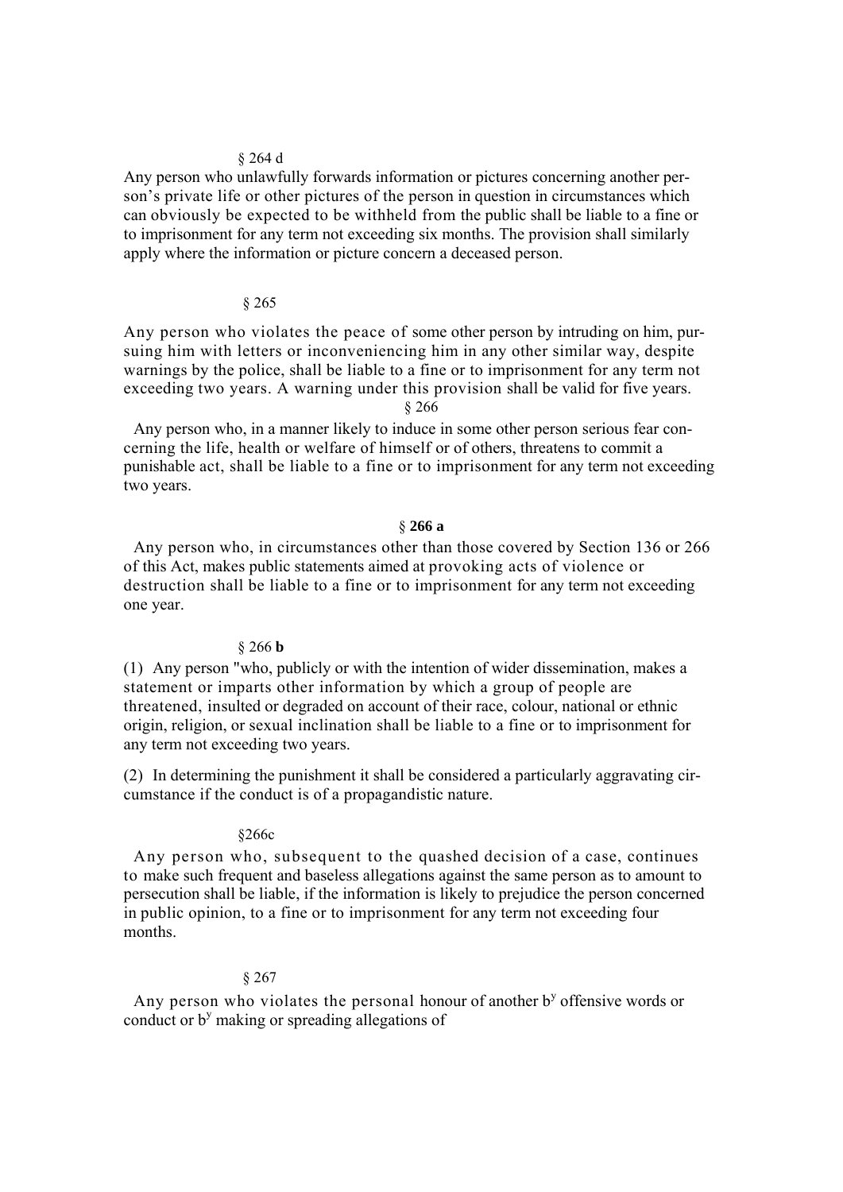§ 264 d

Any person who unlawfully forwards information or pictures concerning another person's private life or other pictures of the person in question in circumstances which can obviously be expected to be withheld from the public shall be liable to a fine or to imprisonment for any term not exceeding six months. The provision shall similarly apply where the information or picture concern a deceased person.

§ 265

Any person who violates the peace of some other person by intruding on him, pursuing him with letters or inconveniencing him in any other similar way, despite warnings by the police, shall be liable to a fine or to imprisonment for any term not exceeding two years. A warning under this provision shall be valid for five years.

§ 266

Any person who, in a manner likely to induce in some other person serious fear concerning the life, health or welfare of himself or of others, threatens to commit a punishable act, shall be liable to a fine or to imprisonment for any term not exceeding two years.

§ **266 a**

Any person who, in circumstances other than those covered by Section 136 or 266 of this Act, makes public statements aimed at provoking acts of violence or destruction shall be liable to a fine or to imprisonment for any term not exceeding one year.

§ 266 **b**

(1) Any person "who, publicly or with the intention of wider dissemination, makes a statement or imparts other information by which a group of people are threatened, insulted or degraded on account of their race, colour, national or ethnic origin, religion, or sexual inclination shall be liable to a fine or to imprisonment for any term not exceeding two years.

(2) In determining the punishment it shall be considered a particularly aggravating circumstance if the conduct is of a propagandistic nature.

§266c

Any person who, subsequent to the quashed decision of a case, continues to make such frequent and baseless allegations against the same person as to amount to persecution shall be liable, if the information is likely to prejudice the person concerned in public opinion, to a fine or to imprisonment for any term not exceeding four months.

§ 267

Any person who violates the personal honour of another by offensive words or conduct or by making or spreading allegations of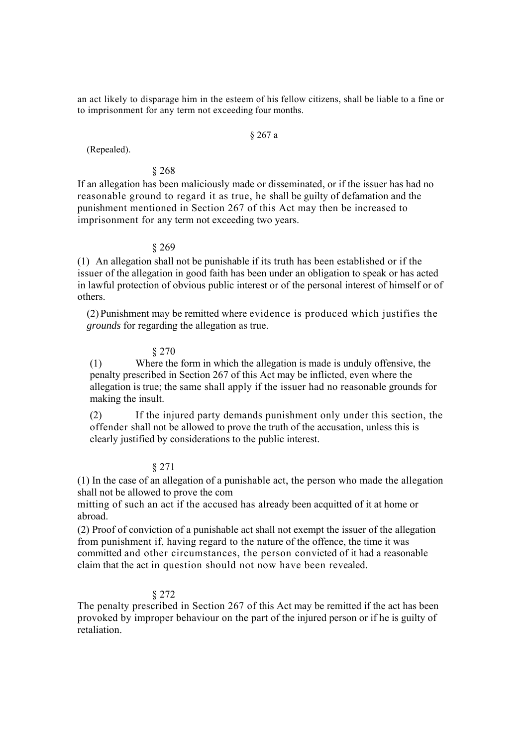an act likely to disparage him in the esteem of his fellow citizens, shall be liable to a fine or to imprisonment for any term not exceeding four months.

§ 267 a

(Repealed).

§ 268

If an allegation has been maliciously made or disseminated, or if the issuer has had no reasonable ground to regard it as true, he shall be guilty of defamation and the punishment mentioned in Section 267 of this Act may then be increased to imprisonment for any term not exceeding two years.

§ 269

(1) An allegation shall not be punishable if its truth has been established or if the issuer of the allegation in good faith has been under an obligation to speak or has acted in lawful protection of obvious public interest or of the personal interest of himself or of others.

(2) Punishment may be remitted where evidence is produced which justifies the *grounds* for regarding the allegation as true.

§ 270

(1) Where the form in which the allegation is made is unduly offensive, the penalty prescribed in Section 267 of this Act may be inflicted, even where the allegation is true; the same shall apply if the issuer had no reasonable grounds for making the insult.

(2) If the injured party demands punishment only under this section, the offender shall not be allowed to prove the truth of the accusation, unless this is clearly justified by considerations to the public interest.

§ 271

(1) In the case of an allegation of a punishable act, the person who made the allegation shall not be allowed to prove the com
mitting of such an act if the accused has already been acquitted of it at home or abroad.

(2) Proof of conviction of a punishable act shall not exempt the issuer of the allegation from punishment if, having regard to the nature of the offence, the time it was committed and other circumstances, the person convicted of it had a reasonable claim that the act in question should not now have been revealed.

§ 272

The penalty prescribed in Section 267 of this Act may be remitted if the act has been provoked by improper behaviour on the part of the injured person or if he is guilty of retaliation.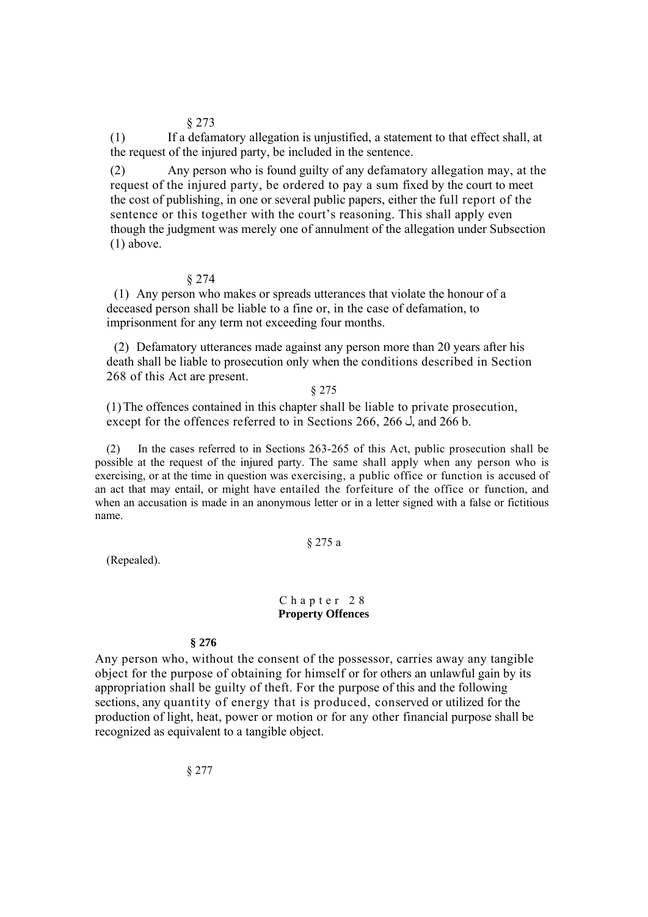§ 273

(1) If a defamatory allegation is unjustified, a statement to that effect shall, at the request of the injured party, be included in the sentence.

(2) Any person who is found guilty of any defamatory allegation may, at the request of the injured party, be ordered to pay a sum fixed by the court to meet the cost of publishing, in one or several public papers, either the full report of the sentence or this together with the court's reasoning. This shall apply even though the judgment was merely one of annulment of the allegation under Subsection (1) above.

§ 274

(1) Any person who makes or spreads utterances that violate the honour of a deceased person shall be liable to a fine or, in the case of defamation, to imprisonment for any term not exceeding four months.

(2) Defamatory utterances made against any person more than 20 years after his death shall be liable to prosecution only when the conditions described in Section 268 of this Act are present.

§ 275

(1) The offences contained in this chapter shall be liable to private prosecution, except for the offences referred to in Sections 266, 266 ل, and 266 b.

(2) In the cases referred to in Sections 263-265 of this Act, public prosecution shall be possible at the request of the injured party. The same shall apply when any person who is exercising, or at the time in question was exercising, a public office or function is accused of an act that may entail, or might have entailed the forfeiture of the office or function, and when an accusation is made in an anonymous letter or in a letter signed with a false or fictitious name.

§ 275 a

(Repealed).

## Chapter 28
## Property Offences

**§ 276**

Any person who, without the consent of the possessor, carries away any tangible object for the purpose of obtaining for himself or for others an unlawful gain by its appropriation shall be guilty of theft. For the purpose of this and the following sections, any quantity of energy that is produced, conserved or utilized for the production of light, heat, power or motion or for any other financial purpose shall be recognized as equivalent to a tangible object.

§ 277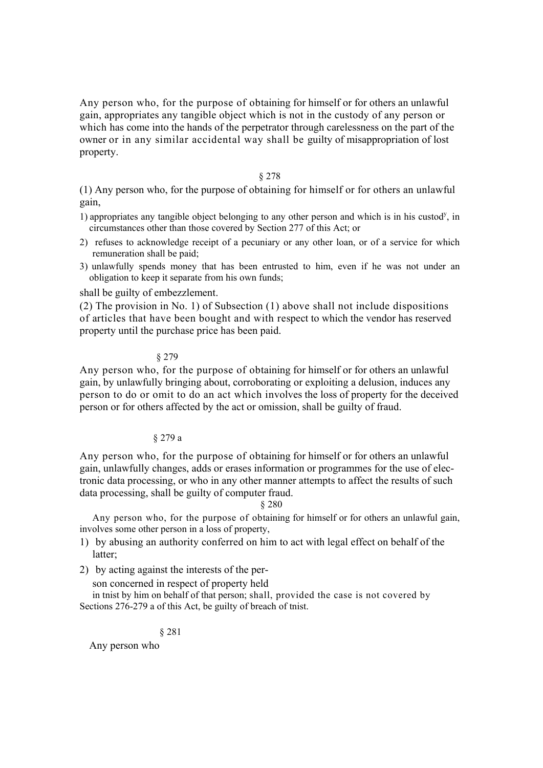Any person who, for the purpose of obtaining for himself or for others an unlawful gain, appropriates any tangible object which is not in the custody of any person or which has come into the hands of the perpetrator through carelessness on the part of the owner or in any similar accidental way shall be guilty of misappropriation of lost property.

§ 278

(1) Any person who, for the purpose of obtaining for himself or for others an unlawful gain,

1) appropriates any tangible object belonging to any other person and which is in his custod[y], in circumstances other than those covered by Section 277 of this Act; or
2) refuses to acknowledge receipt of a pecuniary or any other loan, or of a service for which remuneration shall be paid;
3) unlawfully spends money that has been entrusted to him, even if he was not under an obligation to keep it separate from his own funds;

shall be guilty of embezzlement.

(2) The provision in No. 1) of Subsection (1) above shall not include dispositions of articles that have been bought and with respect to which the vendor has reserved property until the purchase price has been paid.

§ 279

Any person who, for the purpose of obtaining for himself or for others an unlawful gain, by unlawfully bringing about, corroborating or exploiting a delusion, induces any person to do or omit to do an act which involves the loss of property for the deceived person or for others affected by the act or omission, shall be guilty of fraud.

§ 279 a

Any person who, for the purpose of obtaining for himself or for others an unlawful gain, unlawfully changes, adds or erases information or programmes for the use of electronic data processing, or who in any other manner attempts to affect the results of such data processing, shall be guilty of computer fraud.

§ 280

Any person who, for the purpose of obtaining for himself or for others an unlawful gain, involves some other person in a loss of property,

1) by abusing an authority conferred on him to act with legal effect on behalf of the latter;
2) by acting against the interests of the person concerned in respect of property held in tnist by him on behalf of that person; shall, provided the case is not covered by Sections 276-279 a of this Act, be guilty of breach of tnist.

§ 281

Any person who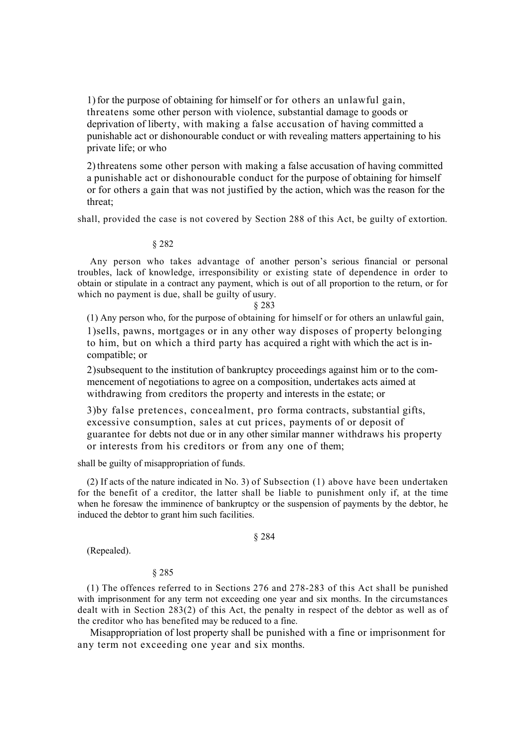1) for the purpose of obtaining for himself or for others an unlawful gain, threatens some other person with violence, substantial damage to goods or deprivation of liberty, with making a false accusation of having committed a punishable act or dishonourable conduct or with revealing matters appertaining to his private life; or who

2) threatens some other person with making a false accusation of having committed a punishable act or dishonourable conduct for the purpose of obtaining for himself or for others a gain that was not justified by the action, which was the reason for the threat;

shall, provided the case is not covered by Section 288 of this Act, be guilty of extortion.

§ 282

Any person who takes advantage of another person's serious financial or personal troubles, lack of knowledge, irresponsibility or existing state of dependence in order to obtain or stipulate in a contract any payment, which is out of all proportion to the return, or for which no payment is due, shall be guilty of usury.

§ 283

(1) Any person who, for the purpose of obtaining for himself or for others an unlawful gain,

1) sells, pawns, mortgages or in any other way disposes of property belonging to him, but on which a third party has acquired a right with which the act is incompatible; or

2) subsequent to the institution of bankruptcy proceedings against him or to the commencement of negotiations to agree on a composition, undertakes acts aimed at withdrawing from creditors the property and interests in the estate; or

3) by false pretences, concealment, pro forma contracts, substantial gifts, excessive consumption, sales at cut prices, payments of or deposit of guarantee for debts not due or in any other similar manner withdraws his property or interests from his creditors or from any one of them;

shall be guilty of misappropriation of funds.

(2) If acts of the nature indicated in No. 3) of Subsection (1) above have been undertaken for the benefit of a creditor, the latter shall be liable to punishment only if, at the time when he foresaw the imminence of bankruptcy or the suspension of payments by the debtor, he induced the debtor to grant him such facilities.

§ 284

(Repealed).

§ 285

(1) The offences referred to in Sections 276 and 278-283 of this Act shall be punished with imprisonment for any term not exceeding one year and six months. In the circumstances dealt with in Section 283(2) of this Act, the penalty in respect of the debtor as well as of the creditor who has benefited may be reduced to a fine.

Misappropriation of lost property shall be punished with a fine or imprisonment for any term not exceeding one year and six months.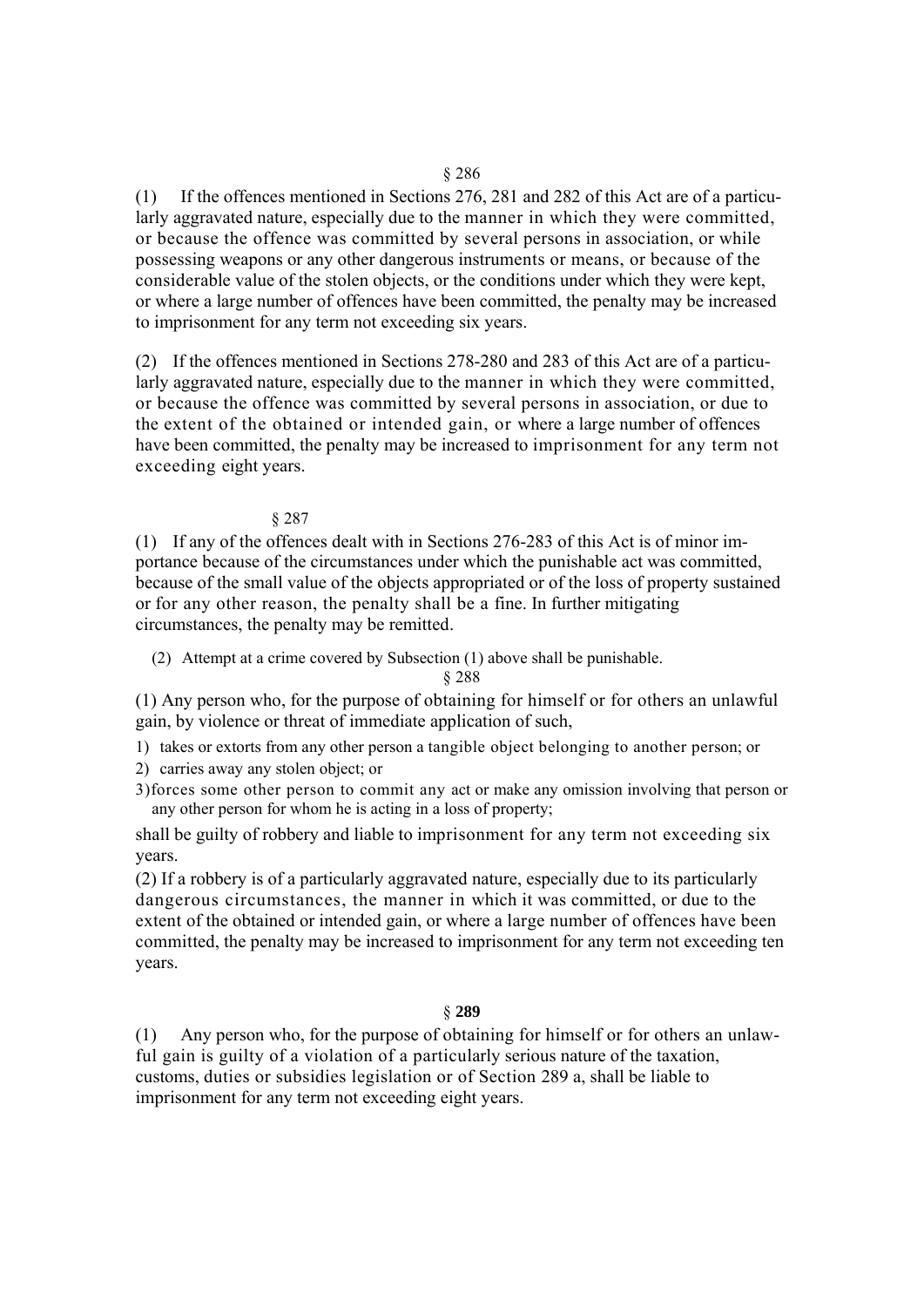§ 286

(1) If the offences mentioned in Sections 276, 281 and 282 of this Act are of a particularly aggravated nature, especially due to the manner in which they were committed, or because the offence was committed by several persons in association, or while possessing weapons or any other dangerous instruments or means, or because of the considerable value of the stolen objects, or the conditions under which they were kept, or where a large number of offences have been committed, the penalty may be increased to imprisonment for any term not exceeding six years.

(2) If the offences mentioned in Sections 278-280 and 283 of this Act are of a particularly aggravated nature, especially due to the manner in which they were committed, or because the offence was committed by several persons in association, or due to the extent of the obtained or intended gain, or where a large number of offences have been committed, the penalty may be increased to imprisonment for any term not exceeding eight years.

§ 287

(1) If any of the offences dealt with in Sections 276-283 of this Act is of minor importance because of the circumstances under which the punishable act was committed, because of the small value of the objects appropriated or of the loss of property sustained or for any other reason, the penalty shall be a fine. In further mitigating circumstances, the penalty may be remitted.

(2) Attempt at a crime covered by Subsection (1) above shall be punishable.

§ 288

(1) Any person who, for the purpose of obtaining for himself or for others an unlawful gain, by violence or threat of immediate application of such,

1) takes or extorts from any other person a tangible object belonging to another person; or
2) carries away any stolen object; or
3) forces some other person to commit any act or make any omission involving that person or any other person for whom he is acting in a loss of property;

shall be guilty of robbery and liable to imprisonment for any term not exceeding six years.

(2) If a robbery is of a particularly aggravated nature, especially due to its particularly dangerous circumstances, the manner in which it was committed, or due to the extent of the obtained or intended gain, or where a large number of offences have been committed, the penalty may be increased to imprisonment for any term not exceeding ten years.

§ **289**

(1) Any person who, for the purpose of obtaining for himself or for others an unlawful gain is guilty of a violation of a particularly serious nature of the taxation, customs, duties or subsidies legislation or of Section 289 a, shall be liable to imprisonment for any term not exceeding eight years.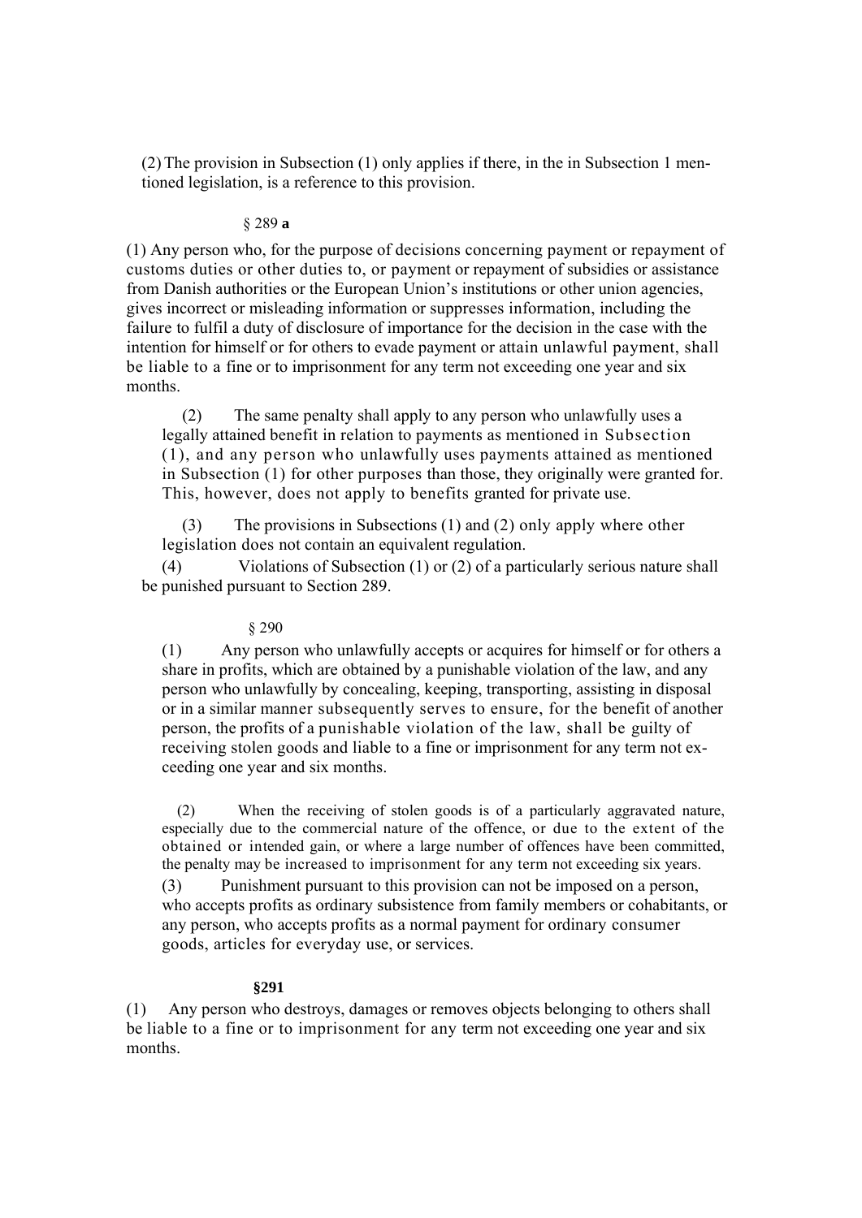(2) The provision in Subsection (1) only applies if there, in the in Subsection 1 mentioned legislation, is a reference to this provision.

### § 289 **a**

(1) Any person who, for the purpose of decisions concerning payment or repayment of customs duties or other duties to, or payment or repayment of subsidies or assistance from Danish authorities or the European Union's institutions or other union agencies, gives incorrect or misleading information or suppresses information, including the failure to fulfil a duty of disclosure of importance for the decision in the case with the intention for himself or for others to evade payment or attain unlawful payment, shall be liable to a fine or to imprisonment for any term not exceeding one year and six months.

(2) The same penalty shall apply to any person who unlawfully uses a legally attained benefit in relation to payments as mentioned in Subsection (1), and any person who unlawfully uses payments attained as mentioned in Subsection (1) for other purposes than those, they originally were granted for. This, however, does not apply to benefits granted for private use.

(3) The provisions in Subsections (1) and (2) only apply where other legislation does not contain an equivalent regulation.

(4) Violations of Subsection (1) or (2) of a particularly serious nature shall be punished pursuant to Section 289.

### § 290

(1) Any person who unlawfully accepts or acquires for himself or for others a share in profits, which are obtained by a punishable violation of the law, and any person who unlawfully by concealing, keeping, transporting, assisting in disposal or in a similar manner subsequently serves to ensure, for the benefit of another person, the profits of a punishable violation of the law, shall be guilty of receiving stolen goods and liable to a fine or imprisonment for any term not exceeding one year and six months.

(2) When the receiving of stolen goods is of a particularly aggravated nature, especially due to the commercial nature of the offence, or due to the extent of the obtained or intended gain, or where a large number of offences have been committed, the penalty may be increased to imprisonment for any term not exceeding six years.

(3) Punishment pursuant to this provision can not be imposed on a person, who accepts profits as ordinary subsistence from family members or cohabitants, or any person, who accepts profits as a normal payment for ordinary consumer goods, articles for everyday use, or services.

### **§291**

(1) Any person who destroys, damages or removes objects belonging to others shall be liable to a fine or to imprisonment for any term not exceeding one year and six months.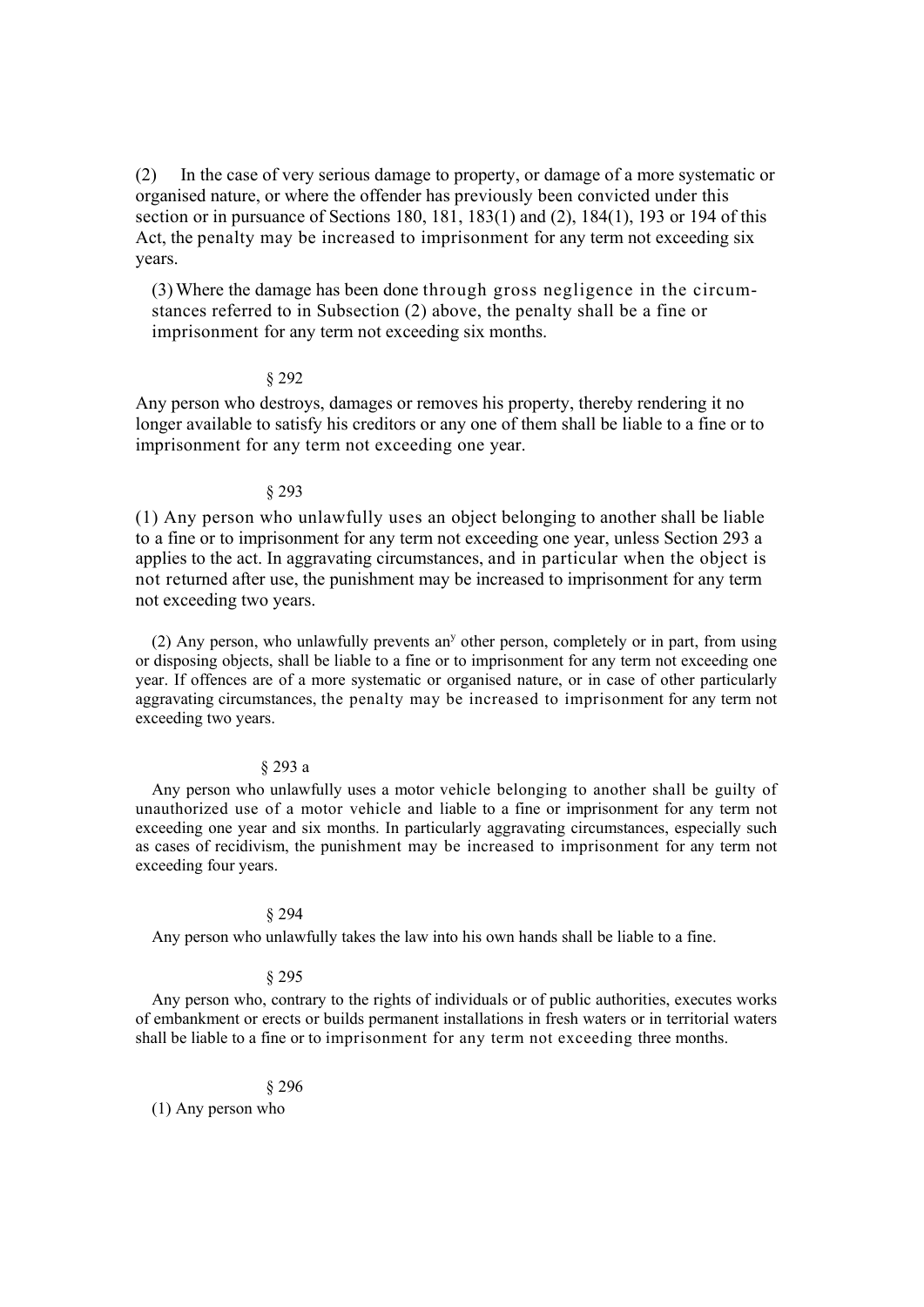(2) In the case of very serious damage to property, or damage of a more systematic or organised nature, or where the offender has previously been convicted under this section or in pursuance of Sections 180, 181, 183(1) and (2), 184(1), 193 or 194 of this Act, the penalty may be increased to imprisonment for any term not exceeding six years.

(3) Where the damage has been done through gross negligence in the circumstances referred to in Subsection (2) above, the penalty shall be a fine or imprisonment for any term not exceeding six months.

§ 292

Any person who destroys, damages or removes his property, thereby rendering it no longer available to satisfy his creditors or any one of them shall be liable to a fine or to imprisonment for any term not exceeding one year.

§ 293

(1) Any person who unlawfully uses an object belonging to another shall be liable to a fine or to imprisonment for any term not exceeding one year, unless Section 293 a applies to the act. In aggravating circumstances, and in particular when the object is not returned after use, the punishment may be increased to imprisonment for any term not exceeding two years.

(2) Any person, who unlawfully prevents any other person, completely or in part, from using or disposing objects, shall be liable to a fine or to imprisonment for any term not exceeding one year. If offences are of a more systematic or organised nature, or in case of other particularly aggravating circumstances, the penalty may be increased to imprisonment for any term not exceeding two years.

§ 293 a

Any person who unlawfully uses a motor vehicle belonging to another shall be guilty of unauthorized use of a motor vehicle and liable to a fine or imprisonment for any term not exceeding one year and six months. In particularly aggravating circumstances, especially such as cases of recidivism, the punishment may be increased to imprisonment for any term not exceeding four years.

§ 294

Any person who unlawfully takes the law into his own hands shall be liable to a fine.

§ 295

Any person who, contrary to the rights of individuals or of public authorities, executes works of embankment or erects or builds permanent installations in fresh waters or in territorial waters shall be liable to a fine or to imprisonment for any term not exceeding three months.

§ 296

(1) Any person who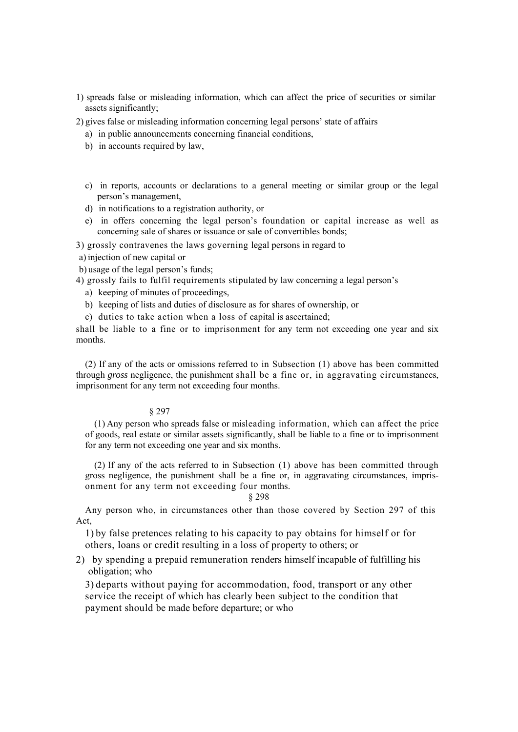1) spreads false or misleading information, which can affect the price of securities or similar assets significantly;

2) gives false or misleading information concerning legal persons' state of affairs

   a) in public announcements concerning financial conditions,

   b) in accounts required by law,

   c) in reports, accounts or declarations to a general meeting or similar group or the legal person's management,

   d) in notifications to a registration authority, or

   e) in offers concerning the legal person's foundation or capital increase as well as concerning sale of shares or issuance or sale of convertibles bonds;

3) grossly contravenes the laws governing legal persons in regard to

   a) injection of new capital or

   b) usage of the legal person's funds;

4) grossly fails to fulfil requirements stipulated by law concerning a legal person's

   a) keeping of minutes of proceedings,

   b) keeping of lists and duties of disclosure as for shares of ownership, or

   c) duties to take action when a loss of capital is ascertained;

shall be liable to a fine or to imprisonment for any term not exceeding one year and six months.

(2) If any of the acts or omissions referred to in Subsection (1) above has been committed through *gross* negligence, the punishment shall be a fine or, in aggravating circumstances, imprisonment for any term not exceeding four months.

§ 297

(1) Any person who spreads false or misleading information, which can affect the price of goods, real estate or similar assets significantly, shall be liable to a fine or to imprisonment for any term not exceeding one year and six months.

(2) If any of the acts referred to in Subsection (1) above has been committed through gross negligence, the punishment shall be a fine or, in aggravating circumstances, imprisonment for any term not exceeding four months.

§ 298

Any person who, in circumstances other than those covered by Section 297 of this Act,

1) by false pretences relating to his capacity to pay obtains for himself or for others, loans or credit resulting in a loss of property to others; or

2) by spending a prepaid remuneration renders himself incapable of fulfilling his obligation; who

3) departs without paying for accommodation, food, transport or any other service the receipt of which has clearly been subject to the condition that payment should be made before departure; or who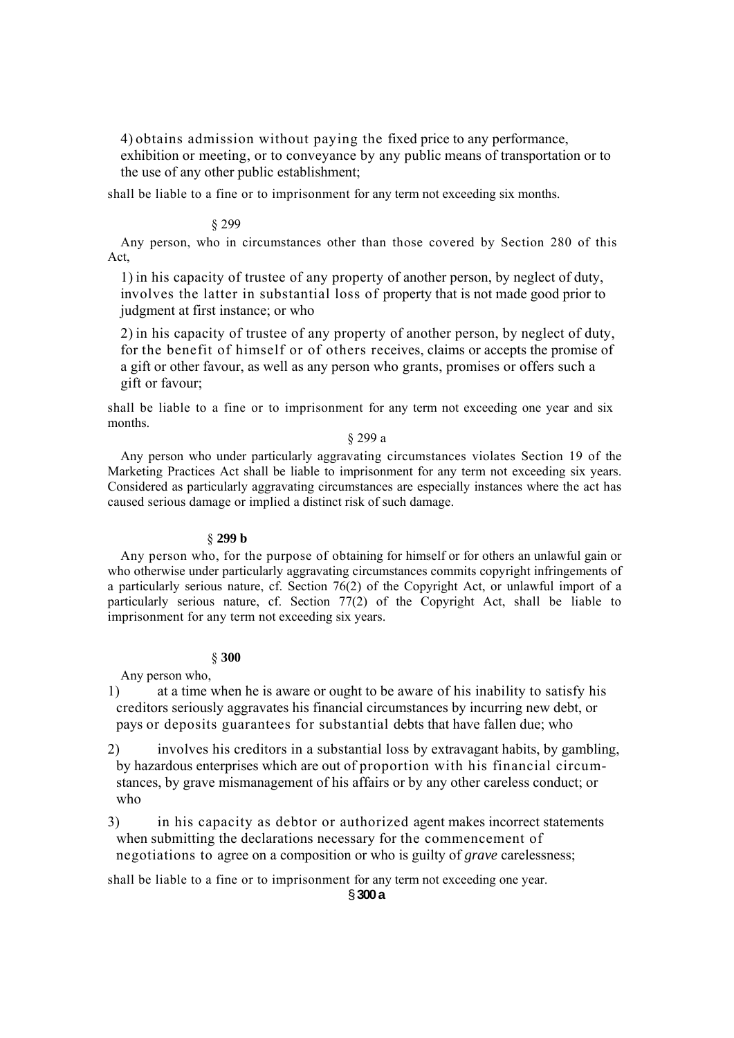4) obtains admission without paying the fixed price to any performance, exhibition or meeting, or to conveyance by any public means of transportation or to the use of any other public establishment;

shall be liable to a fine or to imprisonment for any term not exceeding six months.

§ 299

Any person, who in circumstances other than those covered by Section 280 of this Act,

1) in his capacity of trustee of any property of another person, by neglect of duty, involves the latter in substantial loss of property that is not made good prior to judgment at first instance; or who

2) in his capacity of trustee of any property of another person, by neglect of duty, for the benefit of himself or of others receives, claims or accepts the promise of a gift or other favour, as well as any person who grants, promises or offers such a gift or favour;

shall be liable to a fine or to imprisonment for any term not exceeding one year and six months.

§ 299 a

Any person who under particularly aggravating circumstances violates Section 19 of the Marketing Practices Act shall be liable to imprisonment for any term not exceeding six years. Considered as particularly aggravating circumstances are especially instances where the act has caused serious damage or implied a distinct risk of such damage.

§ **299 b**

Any person who, for the purpose of obtaining for himself or for others an unlawful gain or who otherwise under particularly aggravating circumstances commits copyright infringements of a particularly serious nature, cf. Section 76(2) of the Copyright Act, or unlawful import of a particularly serious nature, cf. Section 77(2) of the Copyright Act, shall be liable to imprisonment for any term not exceeding six years.

§ **300**

Any person who,

1) at a time when he is aware or ought to be aware of his inability to satisfy his creditors seriously aggravates his financial circumstances by incurring new debt, or pays or deposits guarantees for substantial debts that have fallen due; who

2) involves his creditors in a substantial loss by extravagant habits, by gambling, by hazardous enterprises which are out of proportion with his financial circumstances, by grave mismanagement of his affairs or by any other careless conduct; or who

3) in his capacity as debtor or authorized agent makes incorrect statements when submitting the declarations necessary for the commencement of negotiations to agree on a composition or who is guilty of *grave* carelessness;

shall be liable to a fine or to imprisonment for any term not exceeding one year.

§ **300 a**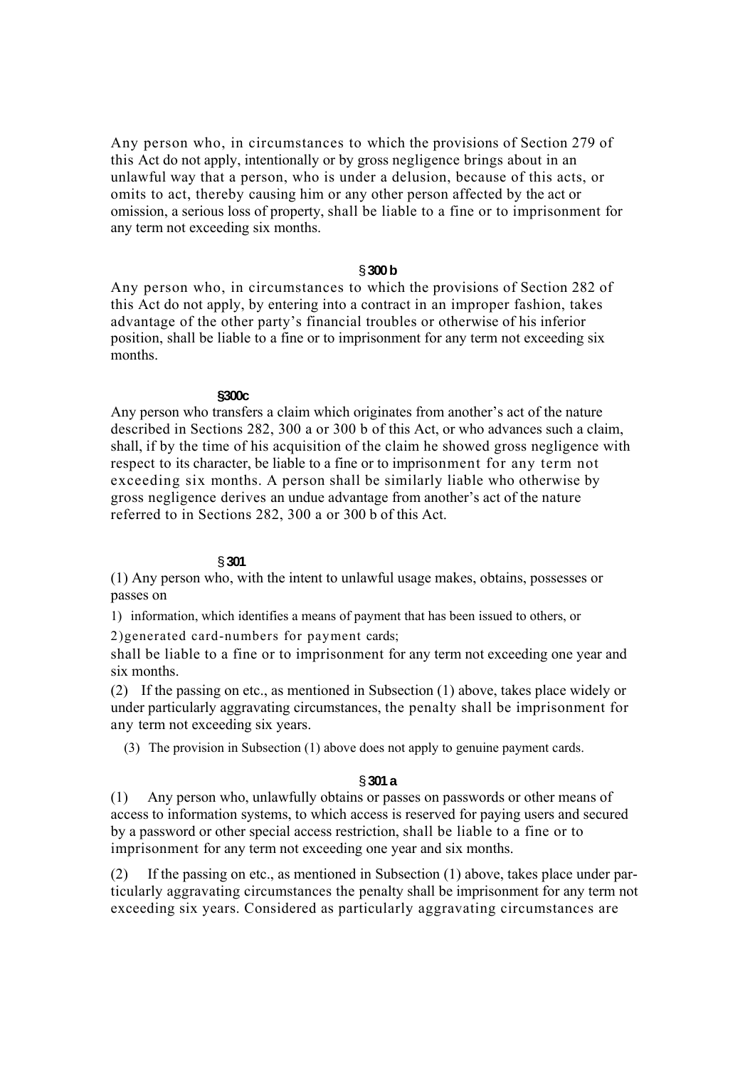Any person who, in circumstances to which the provisions of Section 279 of this Act do not apply, intentionally or by gross negligence brings about in an unlawful way that a person, who is under a delusion, because of this acts, or omits to act, thereby causing him or any other person affected by the act or omission, a serious loss of property, shall be liable to a fine or to imprisonment for any term not exceeding six months.

**§ 300 b**

Any person who, in circumstances to which the provisions of Section 282 of this Act do not apply, by entering into a contract in an improper fashion, takes advantage of the other party's financial troubles or otherwise of his inferior position, shall be liable to a fine or to imprisonment for any term not exceeding six months.

**§300c**

Any person who transfers a claim which originates from another's act of the nature described in Sections 282, 300 a or 300 b of this Act, or who advances such a claim, shall, if by the time of his acquisition of the claim he showed gross negligence with respect to its character, be liable to a fine or to imprisonment for any term not exceeding six months. A person shall be similarly liable who otherwise by gross negligence derives an undue advantage from another's act of the nature referred to in Sections 282, 300 a or 300 b of this Act.

**§ 301**

(1) Any person who, with the intent to unlawful usage makes, obtains, possesses or passes on

1) information, which identifies a means of payment that has been issued to others, or

2) generated card-numbers for payment cards;

shall be liable to a fine or to imprisonment for any term not exceeding one year and six months.

(2) If the passing on etc., as mentioned in Subsection (1) above, takes place widely or under particularly aggravating circumstances, the penalty shall be imprisonment for any term not exceeding six years.

(3) The provision in Subsection (1) above does not apply to genuine payment cards.

**§ 301 a**

(1) Any person who, unlawfully obtains or passes on passwords or other means of access to information systems, to which access is reserved for paying users and secured by a password or other special access restriction, shall be liable to a fine or to imprisonment for any term not exceeding one year and six months.

(2) If the passing on etc., as mentioned in Subsection (1) above, takes place under particularly aggravating circumstances the penalty shall be imprisonment for any term not exceeding six years. Considered as particularly aggravating circumstances are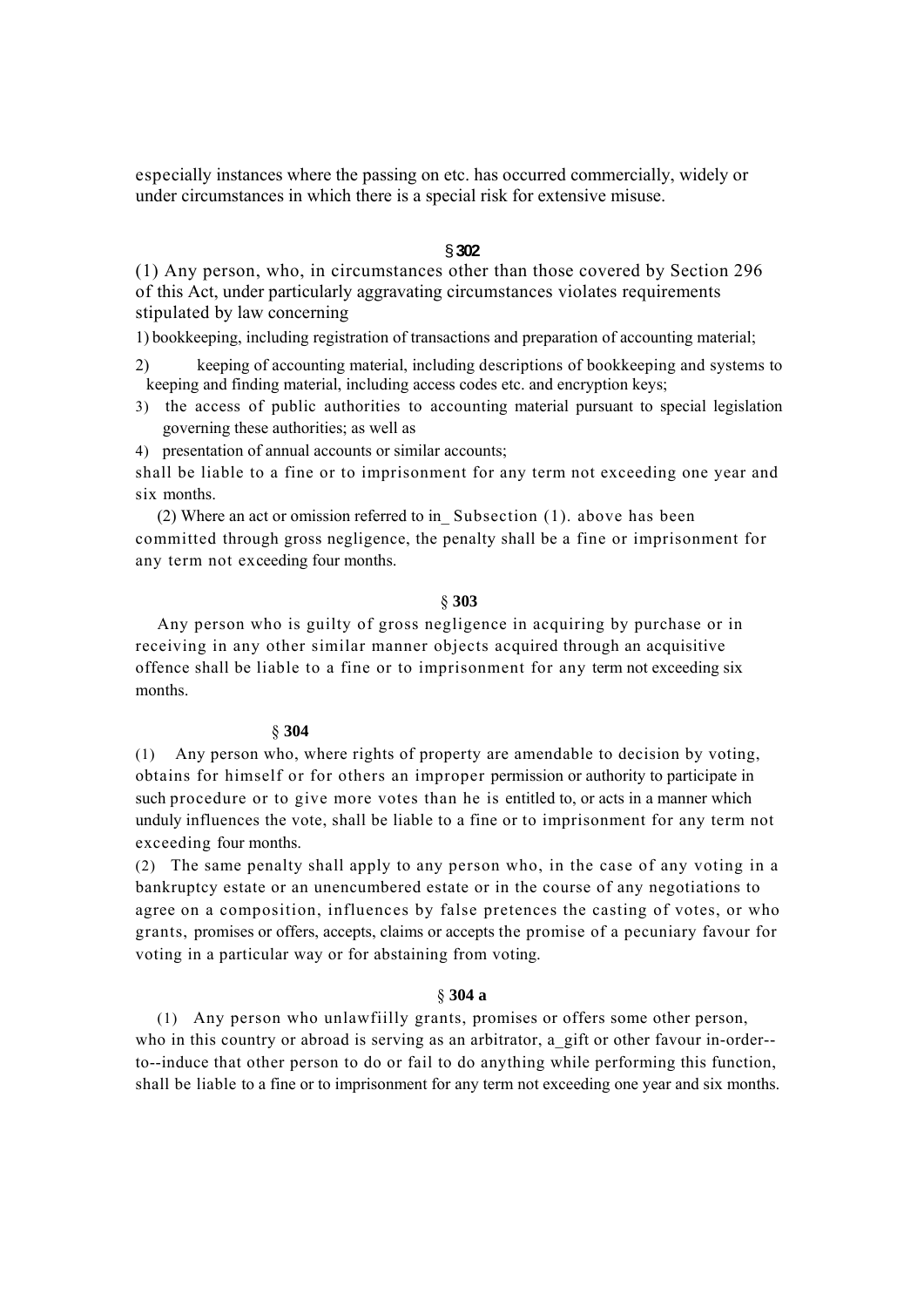especially instances where the passing on etc. has occurred commercially, widely or under circumstances in which there is a special risk for extensive misuse.

### § 302

(1) Any person, who, in circumstances other than those covered by Section 296 of this Act, under particularly aggravating circumstances violates requirements stipulated by law concerning

1) bookkeeping, including registration of transactions and preparation of accounting material;

2) keeping of accounting material, including descriptions of bookkeeping and systems to keeping and finding material, including access codes etc. and encryption keys;

3) the access of public authorities to accounting material pursuant to special legislation governing these authorities; as well as

4) presentation of annual accounts or similar accounts;

shall be liable to a fine or to imprisonment for any term not exceeding one year and six months.

(2) Where an act or omission referred to in_ Subsection (1). above has been committed through gross negligence, the penalty shall be a fine or imprisonment for any term not exceeding four months.

### § 303

Any person who is guilty of gross negligence in acquiring by purchase or in receiving in any other similar manner objects acquired through an acquisitive offence shall be liable to a fine or to imprisonment for any term not exceeding six months.

### § 304

(1) Any person who, where rights of property are amendable to decision by voting, obtains for himself or for others an improper permission or authority to participate in such procedure or to give more votes than he is entitled to, or acts in a manner which unduly influences the vote, shall be liable to a fine or to imprisonment for any term not exceeding four months.

(2) The same penalty shall apply to any person who, in the case of any voting in a bankruptcy estate or an unencumbered estate or in the course of any negotiations to agree on a composition, influences by false pretences the casting of votes, or who grants, promises or offers, accepts, claims or accepts the promise of a pecuniary favour for voting in a particular way or for abstaining from voting.

### § 304 a

(1) Any person who unlawfiilly grants, promises or offers some other person, who in this country or abroad is serving as an arbitrator, a_gift or other favour in-order--to--induce that other person to do or fail to do anything while performing this function, shall be liable to a fine or to imprisonment for any term not exceeding one year and six months.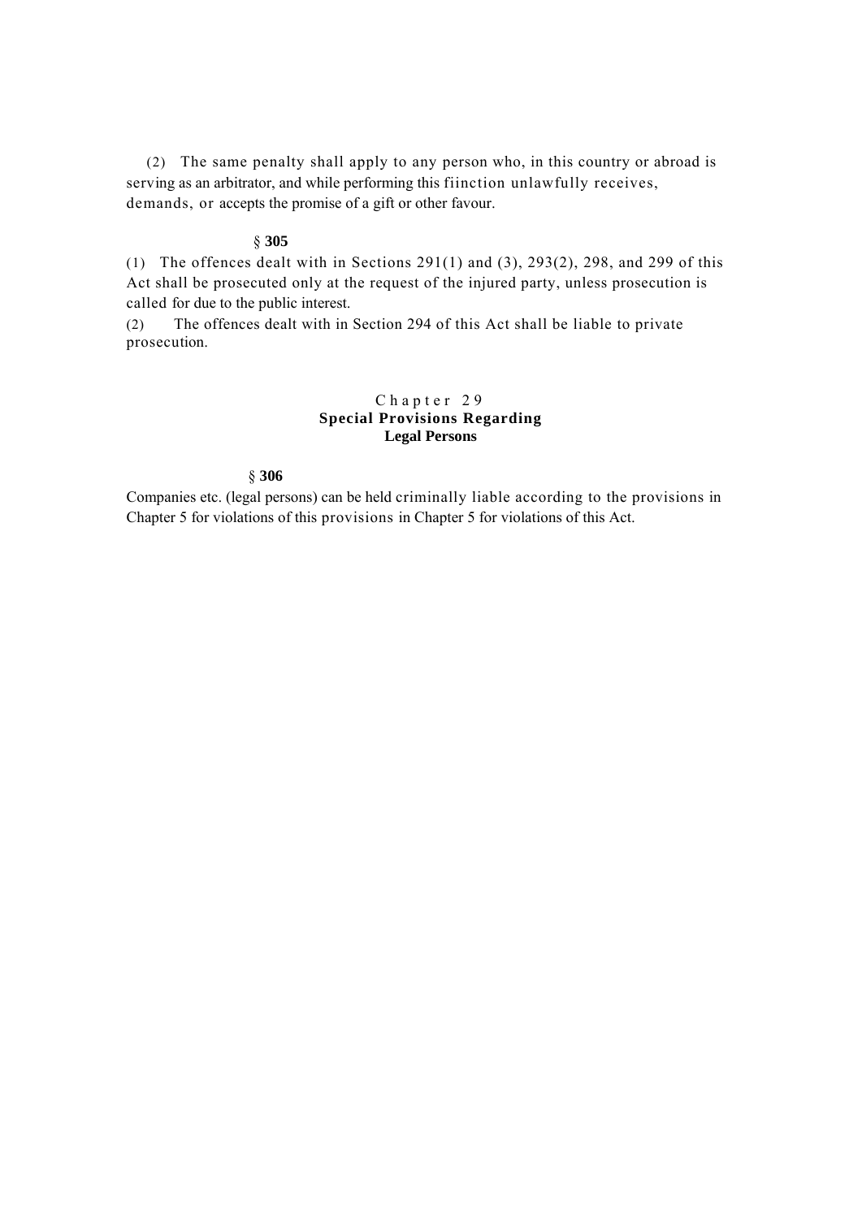(2) The same penalty shall apply to any person who, in this country or abroad is serving as an arbitrator, and while performing this fiinction unlawfully receives, demands, or accepts the promise of a gift or other favour.

**§ 305**

(1) The offences dealt with in Sections 291(1) and (3), 293(2), 298, and 299 of this Act shall be prosecuted only at the request of the injured party, unless prosecution is called for due to the public interest.

(2) The offences dealt with in Section 294 of this Act shall be liable to private prosecution.

## Chapter 29
## Special Provisions Regarding Legal Persons

**§ 306**

Companies etc. (legal persons) can be held criminally liable according to the provisions in Chapter 5 for violations of this provisions in Chapter 5 for violations of this Act.